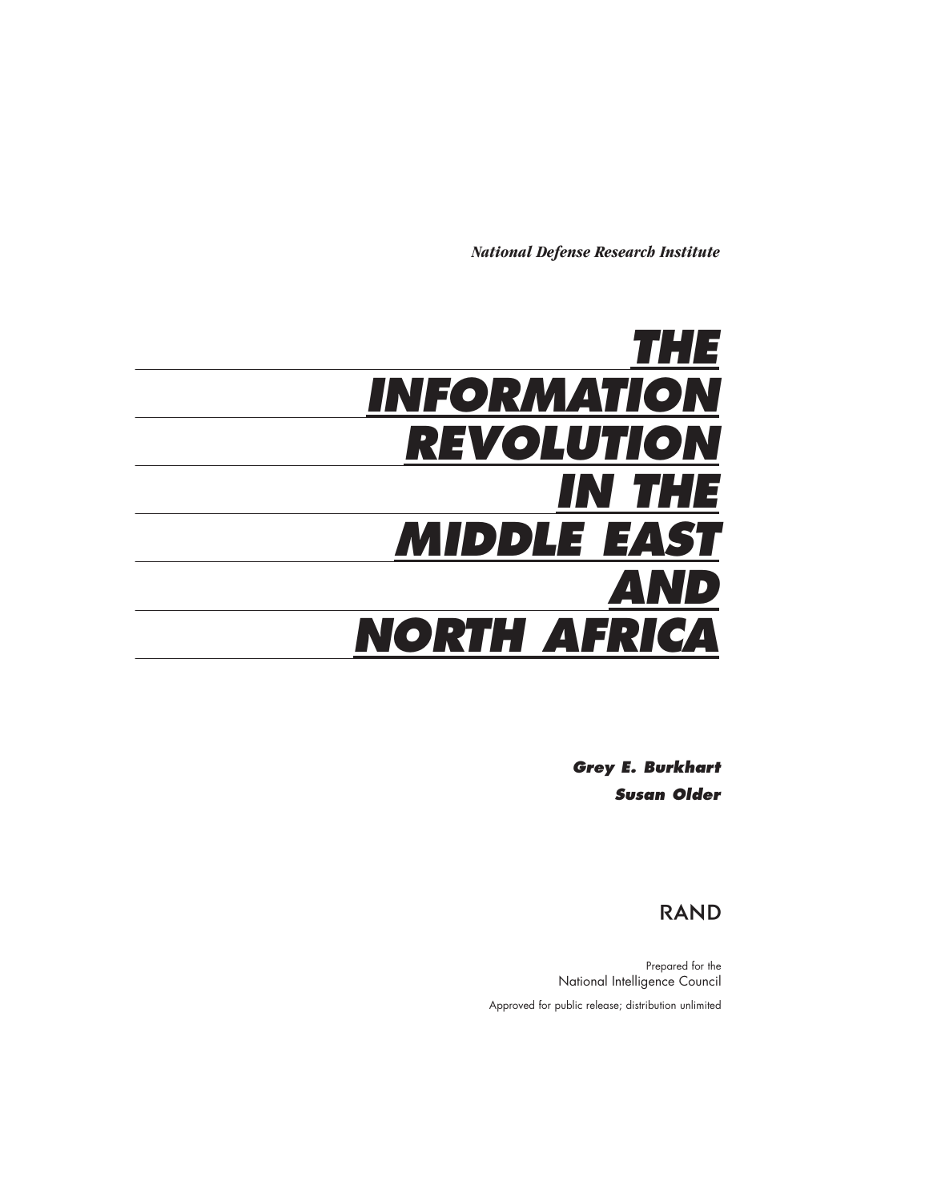*National Defense Research Institute*

# THE INFORMATION REVOLUTION IN THE MIDDLE EAST AND NORTH AFRICA

***Grey E. Burkhart***

***Susan Older***

RAND

Prepared for the
National Intelligence Council

Approved for public release; distribution unlimited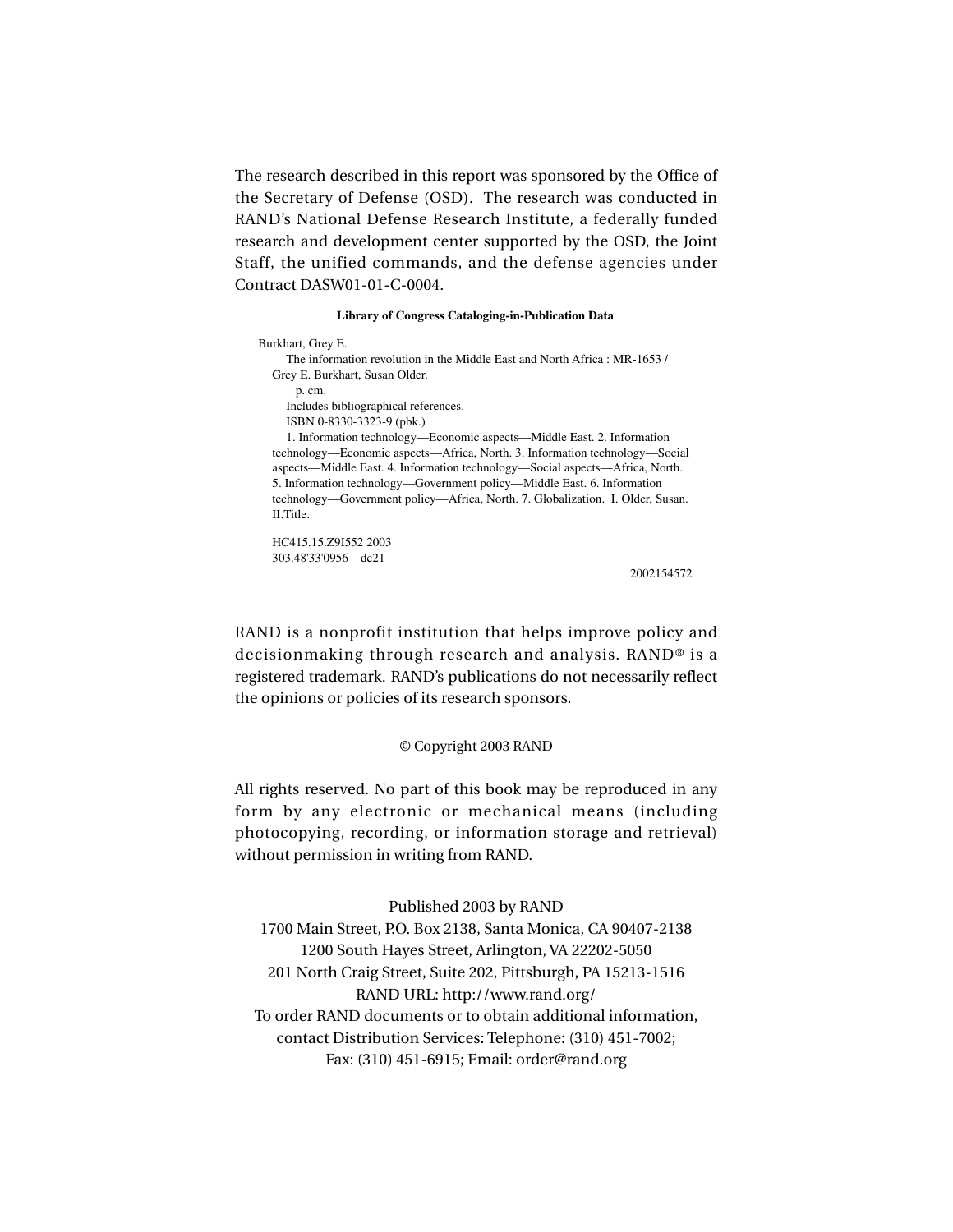The research described in this report was sponsored by the Office of the Secretary of Defense (OSD). The research was conducted in RAND's National Defense Research Institute, a federally funded research and development center supported by the OSD, the Joint Staff, the unified commands, and the defense agencies under Contract DASW01-01-C-0004.

**Library of Congress Cataloging-in-Publication Data**

Burkhart, Grey E.
The information revolution in the Middle East and North Africa : MR-1653 / Grey E. Burkhart, Susan Older.
p. cm.
Includes bibliographical references.
ISBN 0-8330-3323-9 (pbk.)
1. Information technology—Economic aspects—Middle East. 2. Information technology—Economic aspects—Africa, North. 3. Information technology—Social aspects—Middle East. 4. Information technology—Social aspects—Africa, North. 5. Information technology—Government policy—Middle East. 6. Information technology—Government policy—Africa, North. 7. Globalization. I. Older, Susan. II.Title.

HC415.15.Z9I552 2003
303.48'33'0956—dc21

2002154572

RAND is a nonprofit institution that helps improve policy and decisionmaking through research and analysis. RAND® is a registered trademark. RAND's publications do not necessarily reflect the opinions or policies of its research sponsors.

© Copyright 2003 RAND

All rights reserved. No part of this book may be reproduced in any form by any electronic or mechanical means (including photocopying, recording, or information storage and retrieval) without permission in writing from RAND.

Published 2003 by RAND
1700 Main Street, P.O. Box 2138, Santa Monica, CA 90407-2138
1200 South Hayes Street, Arlington, VA 22202-5050
201 North Craig Street, Suite 202, Pittsburgh, PA 15213-1516
RAND URL: http://www.rand.org/
To order RAND documents or to obtain additional information, contact Distribution Services: Telephone: (310) 451-7002;
Fax: (310) 451-6915; Email: order@rand.org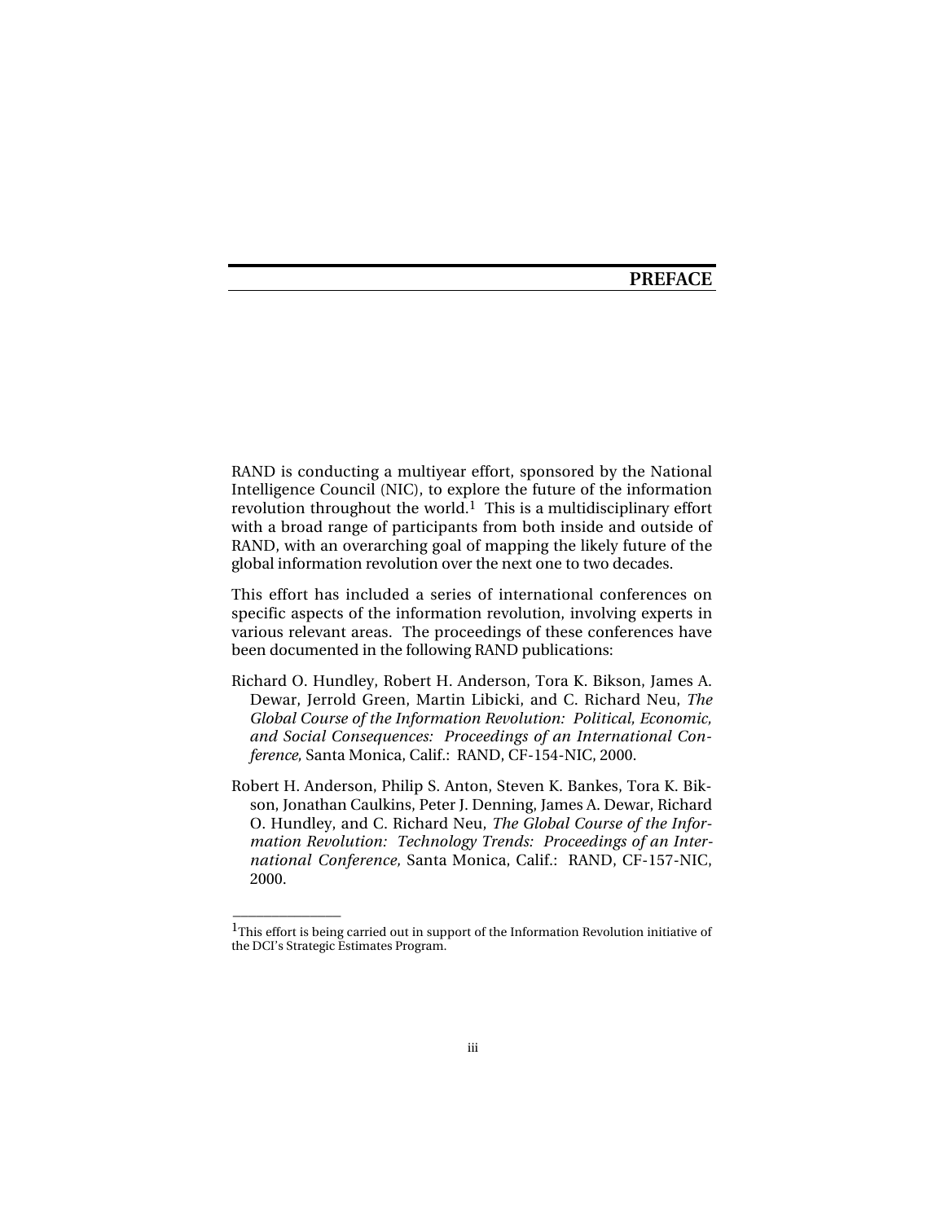# PREFACE

RAND is conducting a multiyear effort, sponsored by the National Intelligence Council (NIC), to explore the future of the information revolution throughout the world.[1] This is a multidisciplinary effort with a broad range of participants from both inside and outside of RAND, with an overarching goal of mapping the likely future of the global information revolution over the next one to two decades.

This effort has included a series of international conferences on specific aspects of the information revolution, involving experts in various relevant areas. The proceedings of these conferences have been documented in the following RAND publications:

Richard O. Hundley, Robert H. Anderson, Tora K. Bikson, James A. Dewar, Jerrold Green, Martin Libicki, and C. Richard Neu, *The Global Course of the Information Revolution: Political, Economic, and Social Consequences: Proceedings of an International Conference,* Santa Monica, Calif.: RAND, CF-154-NIC, 2000.

Robert H. Anderson, Philip S. Anton, Steven K. Bankes, Tora K. Bikson, Jonathan Caulkins, Peter J. Denning, James A. Dewar, Richard O. Hundley, and C. Richard Neu, *The Global Course of the Information Revolution: Technology Trends: Proceedings of an International Conference,* Santa Monica, Calif.: RAND, CF-157-NIC, 2000.

---

[1] This effort is being carried out in support of the Information Revolution initiative of the DCI's Strategic Estimates Program.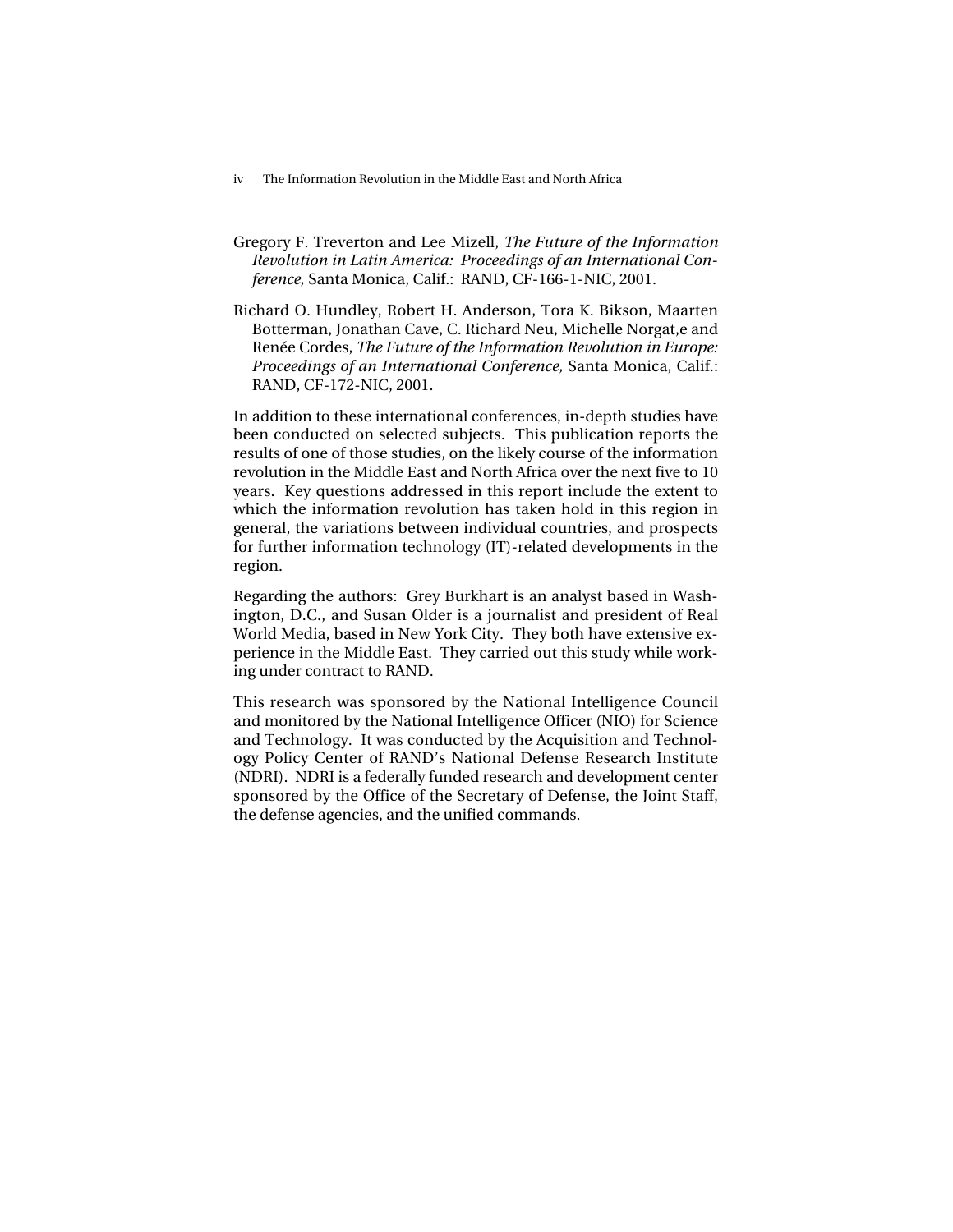Gregory F. Treverton and Lee Mizell, *The Future of the Information Revolution in Latin America: Proceedings of an International Conference,* Santa Monica, Calif.: RAND, CF-166-1-NIC, 2001.

Richard O. Hundley, Robert H. Anderson, Tora K. Bikson, Maarten Botterman, Jonathan Cave, C. Richard Neu, Michelle Norgat,e and Renée Cordes, *The Future of the Information Revolution in Europe: Proceedings of an International Conference,* Santa Monica, Calif.: RAND, CF-172-NIC, 2001.

In addition to these international conferences, in-depth studies have been conducted on selected subjects. This publication reports the results of one of those studies, on the likely course of the information revolution in the Middle East and North Africa over the next five to 10 years. Key questions addressed in this report include the extent to which the information revolution has taken hold in this region in general, the variations between individual countries, and prospects for further information technology (IT)-related developments in the region.

Regarding the authors: Grey Burkhart is an analyst based in Washington, D.C., and Susan Older is a journalist and president of Real World Media, based in New York City. They both have extensive experience in the Middle East. They carried out this study while working under contract to RAND.

This research was sponsored by the National Intelligence Council and monitored by the National Intelligence Officer (NIO) for Science and Technology. It was conducted by the Acquisition and Technology Policy Center of RAND's National Defense Research Institute (NDRI). NDRI is a federally funded research and development center sponsored by the Office of the Secretary of Defense, the Joint Staff, the defense agencies, and the unified commands.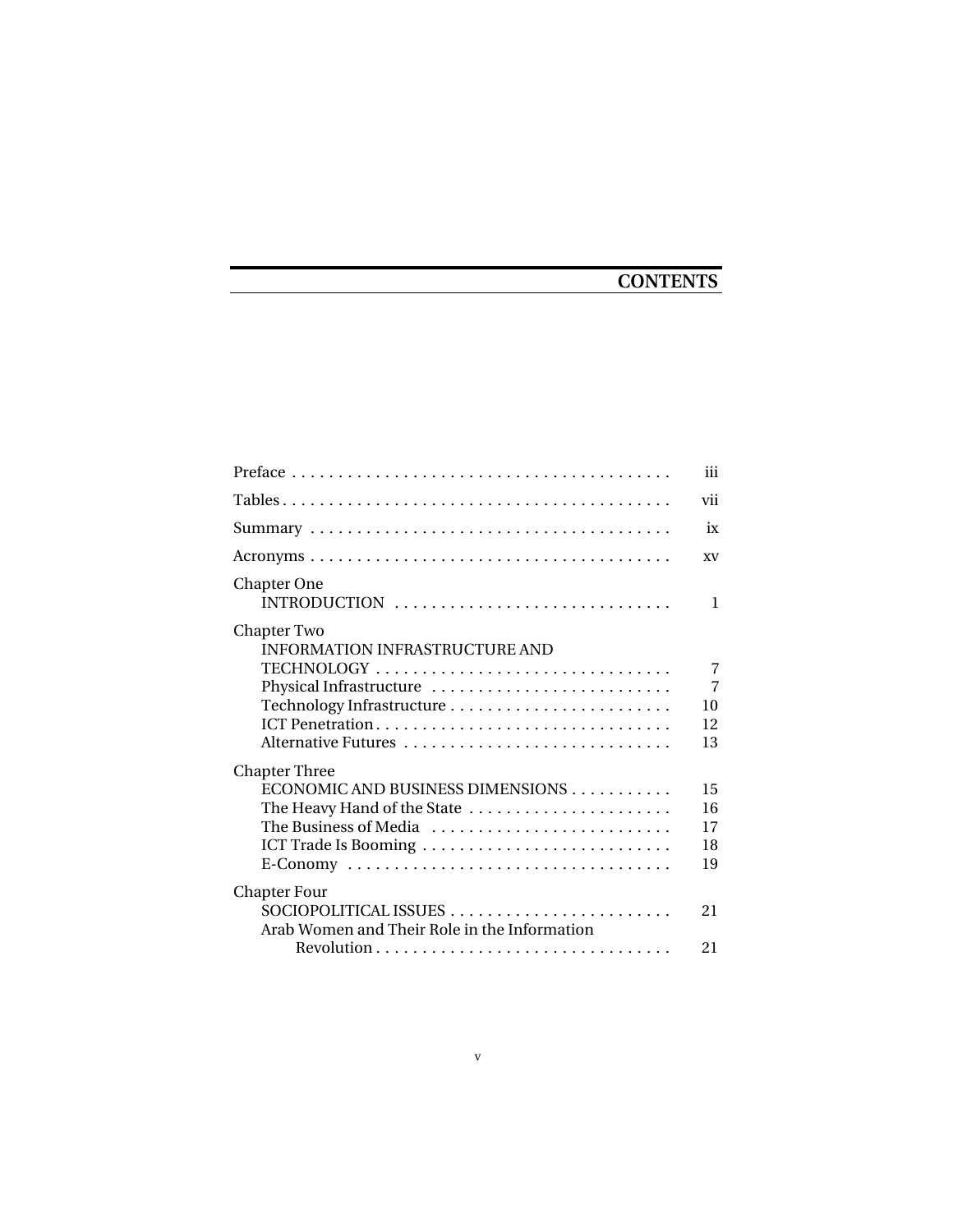# CONTENTS

| | |
|---|---|
| Preface | iii |
| Tables | vii |
| Summary | ix |
| Acronyms | xv |
| Chapter One<br>INTRODUCTION | 1 |
| Chapter Two<br>INFORMATION INFRASTRUCTURE AND TECHNOLOGY | 7 |
| Physical Infrastructure | 7 |
| Technology Infrastructure | 10 |
| ICT Penetration | 12 |
| Alternative Futures | 13 |
| Chapter Three<br>ECONOMIC AND BUSINESS DIMENSIONS | 15 |
| The Heavy Hand of the State | 16 |
| The Business of Media | 17 |
| ICT Trade Is Booming | 18 |
| E-Conomy | 19 |
| Chapter Four<br>SOCIOPOLITICAL ISSUES | 21 |
| Arab Women and Their Role in the Information Revolution | 21 |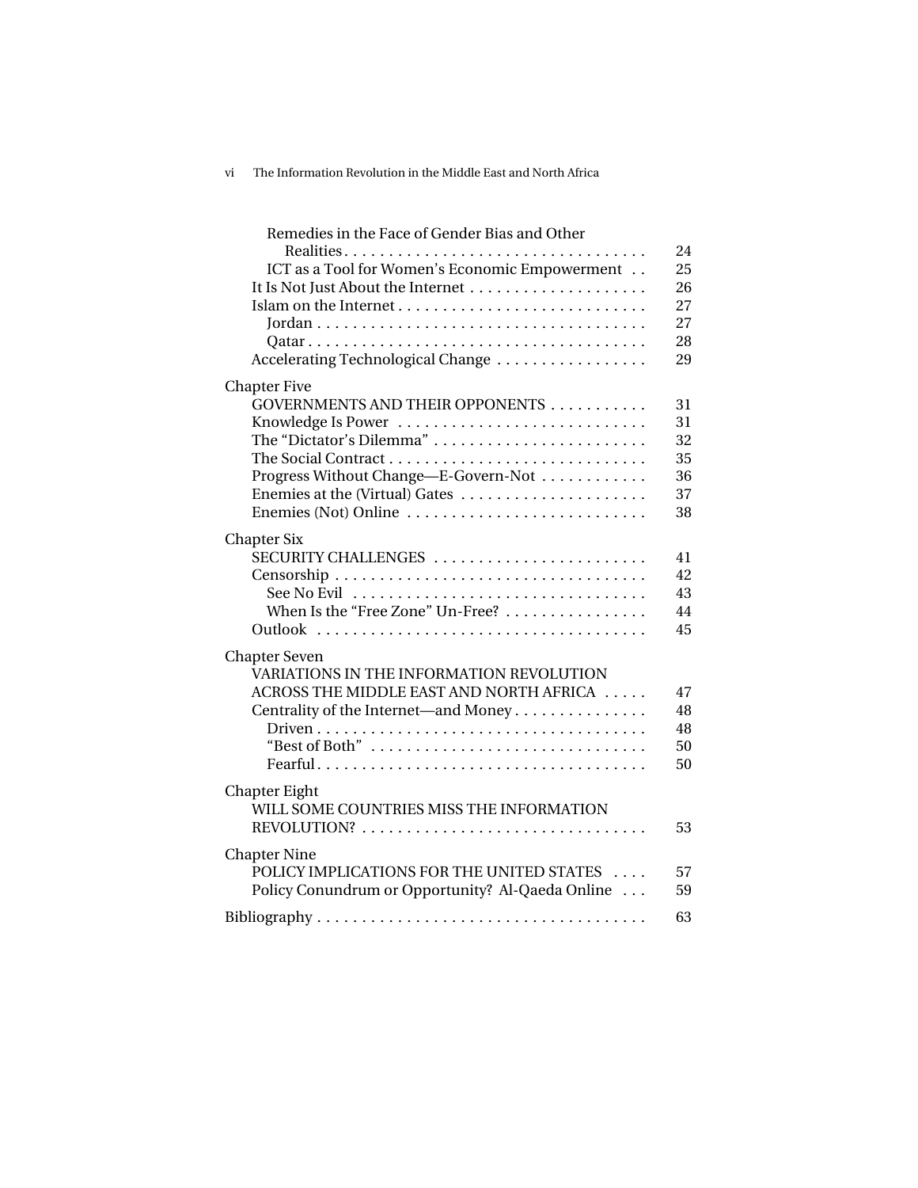Remedies in the Face of Gender Bias and Other Realities . . . . . . . . . . . . . . . . . . . . . . . . . . . . . . . . . . 24
ICT as a Tool for Women's Economic Empowerment . . 25
It Is Not Just About the Internet . . . . . . . . . . . . . . . . . . . . 26
Islam on the Internet . . . . . . . . . . . . . . . . . . . . . . . . . . . . 27
Jordan . . . . . . . . . . . . . . . . . . . . . . . . . . . . . . . . . . . . . 27
Qatar . . . . . . . . . . . . . . . . . . . . . . . . . . . . . . . . . . . . . . 28
Accelerating Technological Change . . . . . . . . . . . . . . . . . 29

Chapter Five
GOVERNMENTS AND THEIR OPPONENTS . . . . . . . . . . . 31
Knowledge Is Power . . . . . . . . . . . . . . . . . . . . . . . . . . . . 31
The "Dictator's Dilemma" . . . . . . . . . . . . . . . . . . . . . . . . 32
The Social Contract . . . . . . . . . . . . . . . . . . . . . . . . . . . . . 35
Progress Without Change—E-Govern-Not . . . . . . . . . . . . 36
Enemies at the (Virtual) Gates . . . . . . . . . . . . . . . . . . . . . 37
Enemies (Not) Online . . . . . . . . . . . . . . . . . . . . . . . . . . . 38

Chapter Six
SECURITY CHALLENGES . . . . . . . . . . . . . . . . . . . . . . . . 41
Censorship . . . . . . . . . . . . . . . . . . . . . . . . . . . . . . . . . . . 42
See No Evil . . . . . . . . . . . . . . . . . . . . . . . . . . . . . . . . . 43
When Is the "Free Zone" Un-Free? . . . . . . . . . . . . . . . . 44
Outlook . . . . . . . . . . . . . . . . . . . . . . . . . . . . . . . . . . . . . 45

Chapter Seven
VARIATIONS IN THE INFORMATION REVOLUTION ACROSS THE MIDDLE EAST AND NORTH AFRICA . . . . . 47
Centrality of the Internet—and Money . . . . . . . . . . . . . . . 48
Driven . . . . . . . . . . . . . . . . . . . . . . . . . . . . . . . . . . . . . 48
"Best of Both" . . . . . . . . . . . . . . . . . . . . . . . . . . . . . . . 50
Fearful . . . . . . . . . . . . . . . . . . . . . . . . . . . . . . . . . . . . . 50

Chapter Eight
WILL SOME COUNTRIES MISS THE INFORMATION REVOLUTION? . . . . . . . . . . . . . . . . . . . . . . . . . . . . . . . . 53

Chapter Nine
POLICY IMPLICATIONS FOR THE UNITED STATES . . . . 57
Policy Conundrum or Opportunity? Al-Qaeda Online . . . 59

Bibliography . . . . . . . . . . . . . . . . . . . . . . . . . . . . . . . . . . . . 63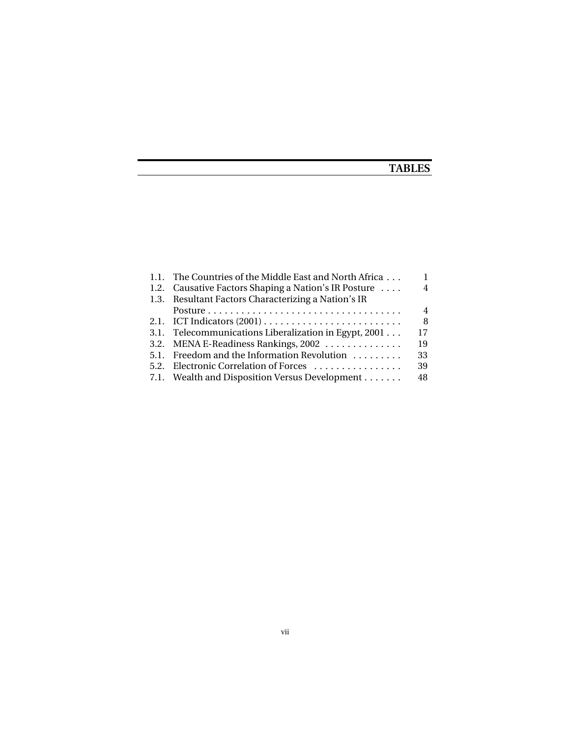# TABLES

| | | |
|---|---|---|
| 1.1. | The Countries of the Middle East and North Africa | 1 |
| 1.2. | Causative Factors Shaping a Nation's IR Posture | 4 |
| 1.3. | Resultant Factors Characterizing a Nation's IR Posture | 4 |
| 2.1. | ICT Indicators (2001) | 8 |
| 3.1. | Telecommunications Liberalization in Egypt, 2001 | 17 |
| 3.2. | MENA E-Readiness Rankings, 2002 | 19 |
| 5.1. | Freedom and the Information Revolution | 33 |
| 5.2. | Electronic Correlation of Forces | 39 |
| 7.1. | Wealth and Disposition Versus Development | 48 |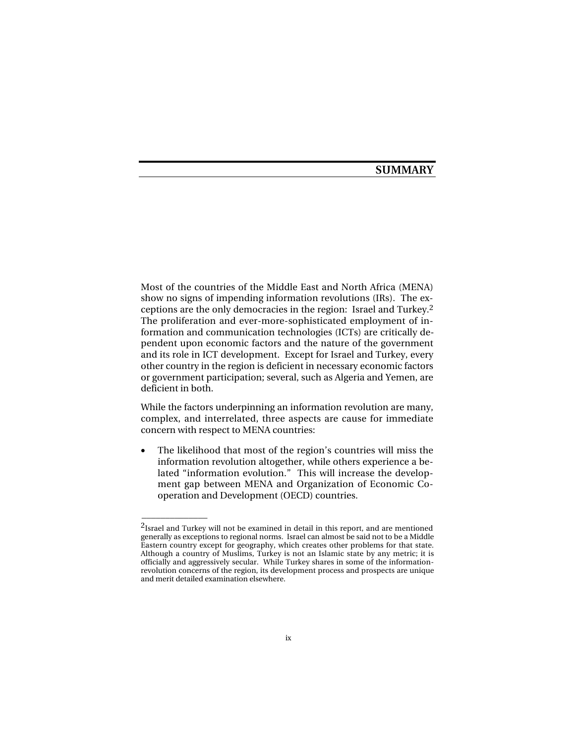# SUMMARY

Most of the countries of the Middle East and North Africa (MENA) show no signs of impending information revolutions (IRs). The exceptions are the only democracies in the region: Israel and Turkey.[2] The proliferation and ever-more-sophisticated employment of information and communication technologies (ICTs) are critically dependent upon economic factors and the nature of the government and its role in ICT development. Except for Israel and Turkey, every other country in the region is deficient in necessary economic factors or government participation; several, such as Algeria and Yemen, are deficient in both.

While the factors underpinning an information revolution are many, complex, and interrelated, three aspects are cause for immediate concern with respect to MENA countries:

- The likelihood that most of the region's countries will miss the information revolution altogether, while others experience a belated "information evolution." This will increase the development gap between MENA and Organization of Economic Cooperation and Development (OECD) countries.

---

[2]Israel and Turkey will not be examined in detail in this report, and are mentioned generally as exceptions to regional norms. Israel can almost be said not to be a Middle Eastern country except for geography, which creates other problems for that state. Although a country of Muslims, Turkey is not an Islamic state by any metric; it is officially and aggressively secular. While Turkey shares in some of the information-revolution concerns of the region, its development process and prospects are unique and merit detailed examination elsewhere.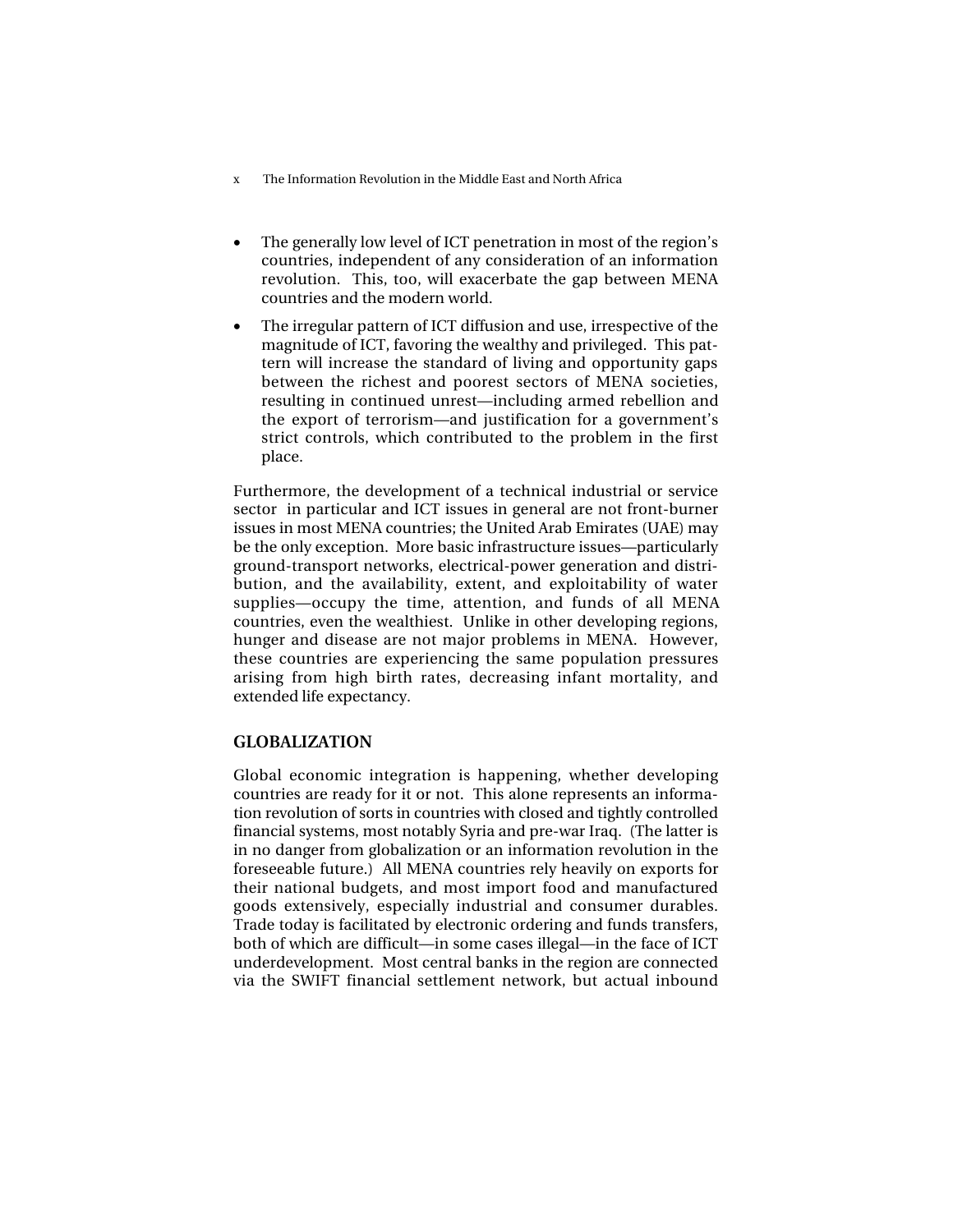- The generally low level of ICT penetration in most of the region's countries, independent of any consideration of an information revolution. This, too, will exacerbate the gap between MENA countries and the modern world.
- The irregular pattern of ICT diffusion and use, irrespective of the magnitude of ICT, favoring the wealthy and privileged. This pattern will increase the standard of living and opportunity gaps between the richest and poorest sectors of MENA societies, resulting in continued unrest—including armed rebellion and the export of terrorism—and justification for a government's strict controls, which contributed to the problem in the first place.

Furthermore, the development of a technical industrial or service sector in particular and ICT issues in general are not front-burner issues in most MENA countries; the United Arab Emirates (UAE) may be the only exception. More basic infrastructure issues—particularly ground-transport networks, electrical-power generation and distribution, and the availability, extent, and exploitability of water supplies—occupy the time, attention, and funds of all MENA countries, even the wealthiest. Unlike in other developing regions, hunger and disease are not major problems in MENA. However, these countries are experiencing the same population pressures arising from high birth rates, decreasing infant mortality, and extended life expectancy.

## GLOBALIZATION

Global economic integration is happening, whether developing countries are ready for it or not. This alone represents an information revolution of sorts in countries with closed and tightly controlled financial systems, most notably Syria and pre-war Iraq. (The latter is in no danger from globalization or an information revolution in the foreseeable future.) All MENA countries rely heavily on exports for their national budgets, and most import food and manufactured goods extensively, especially industrial and consumer durables. Trade today is facilitated by electronic ordering and funds transfers, both of which are difficult—in some cases illegal—in the face of ICT underdevelopment. Most central banks in the region are connected via the SWIFT financial settlement network, but actual inbound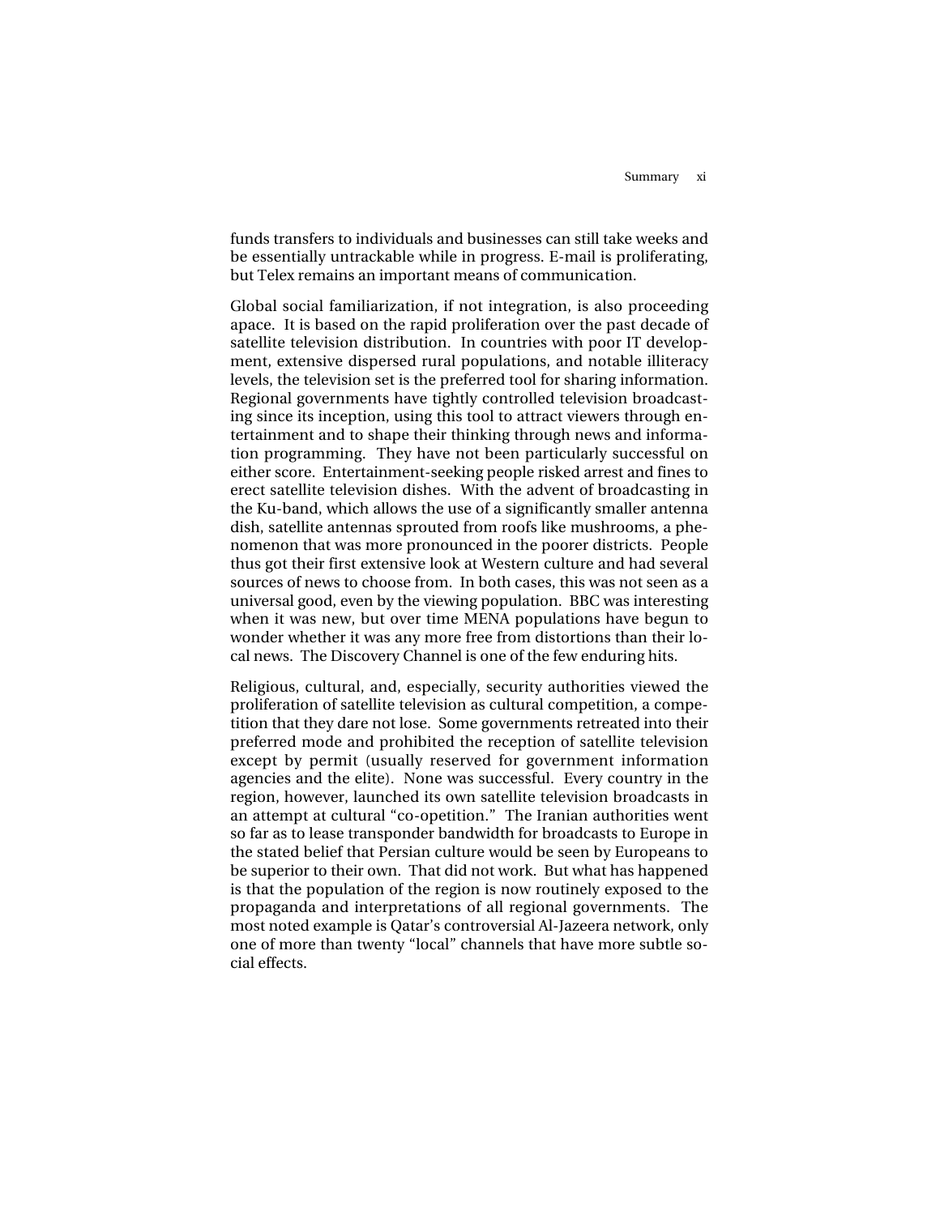funds transfers to individuals and businesses can still take weeks and be essentially untrackable while in progress. E-mail is proliferating, but Telex remains an important means of communication.

Global social familiarization, if not integration, is also proceeding apace. It is based on the rapid proliferation over the past decade of satellite television distribution. In countries with poor IT development, extensive dispersed rural populations, and notable illiteracy levels, the television set is the preferred tool for sharing information. Regional governments have tightly controlled television broadcasting since its inception, using this tool to attract viewers through entertainment and to shape their thinking through news and information programming. They have not been particularly successful on either score. Entertainment-seeking people risked arrest and fines to erect satellite television dishes. With the advent of broadcasting in the Ku-band, which allows the use of a significantly smaller antenna dish, satellite antennas sprouted from roofs like mushrooms, a phenomenon that was more pronounced in the poorer districts. People thus got their first extensive look at Western culture and had several sources of news to choose from. In both cases, this was not seen as a universal good, even by the viewing population. BBC was interesting when it was new, but over time MENA populations have begun to wonder whether it was any more free from distortions than their local news. The Discovery Channel is one of the few enduring hits.

Religious, cultural, and, especially, security authorities viewed the proliferation of satellite television as cultural competition, a competition that they dare not lose. Some governments retreated into their preferred mode and prohibited the reception of satellite television except by permit (usually reserved for government information agencies and the elite). None was successful. Every country in the region, however, launched its own satellite television broadcasts in an attempt at cultural "co-opetition." The Iranian authorities went so far as to lease transponder bandwidth for broadcasts to Europe in the stated belief that Persian culture would be seen by Europeans to be superior to their own. That did not work. But what has happened is that the population of the region is now routinely exposed to the propaganda and interpretations of all regional governments. The most noted example is Qatar's controversial Al-Jazeera network, only one of more than twenty "local" channels that have more subtle social effects.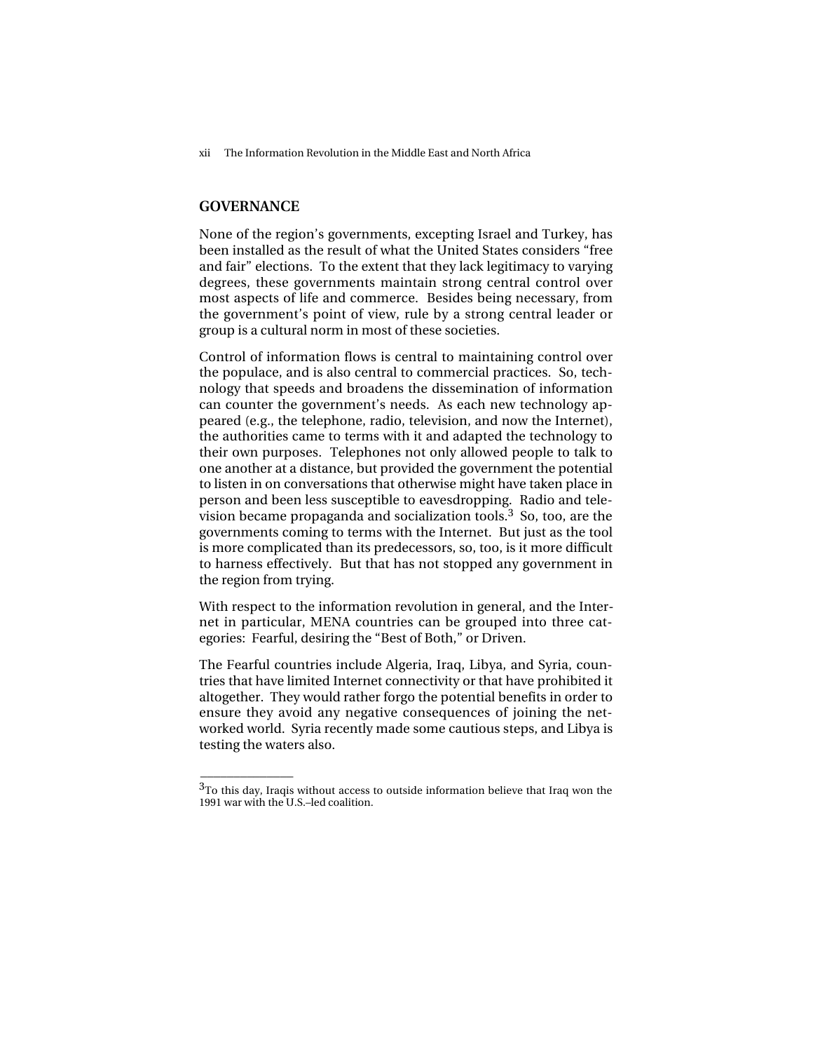## GOVERNANCE

None of the region's governments, excepting Israel and Turkey, has been installed as the result of what the United States considers "free and fair" elections. To the extent that they lack legitimacy to varying degrees, these governments maintain strong central control over most aspects of life and commerce. Besides being necessary, from the government's point of view, rule by a strong central leader or group is a cultural norm in most of these societies.

Control of information flows is central to maintaining control over the populace, and is also central to commercial practices. So, technology that speeds and broadens the dissemination of information can counter the government's needs. As each new technology appeared (e.g., the telephone, radio, television, and now the Internet), the authorities came to terms with it and adapted the technology to their own purposes. Telephones not only allowed people to talk to one another at a distance, but provided the government the potential to listen in on conversations that otherwise might have taken place in person and been less susceptible to eavesdropping. Radio and television became propaganda and socialization tools.[3] So, too, are the governments coming to terms with the Internet. But just as the tool is more complicated than its predecessors, so, too, is it more difficult to harness effectively. But that has not stopped any government in the region from trying.

With respect to the information revolution in general, and the Internet in particular, MENA countries can be grouped into three categories: Fearful, desiring the "Best of Both," or Driven.

The Fearful countries include Algeria, Iraq, Libya, and Syria, countries that have limited Internet connectivity or that have prohibited it altogether. They would rather forgo the potential benefits in order to ensure they avoid any negative consequences of joining the networked world. Syria recently made some cautious steps, and Libya is testing the waters also.

---

[3] To this day, Iraqis without access to outside information believe that Iraq won the 1991 war with the U.S.–led coalition.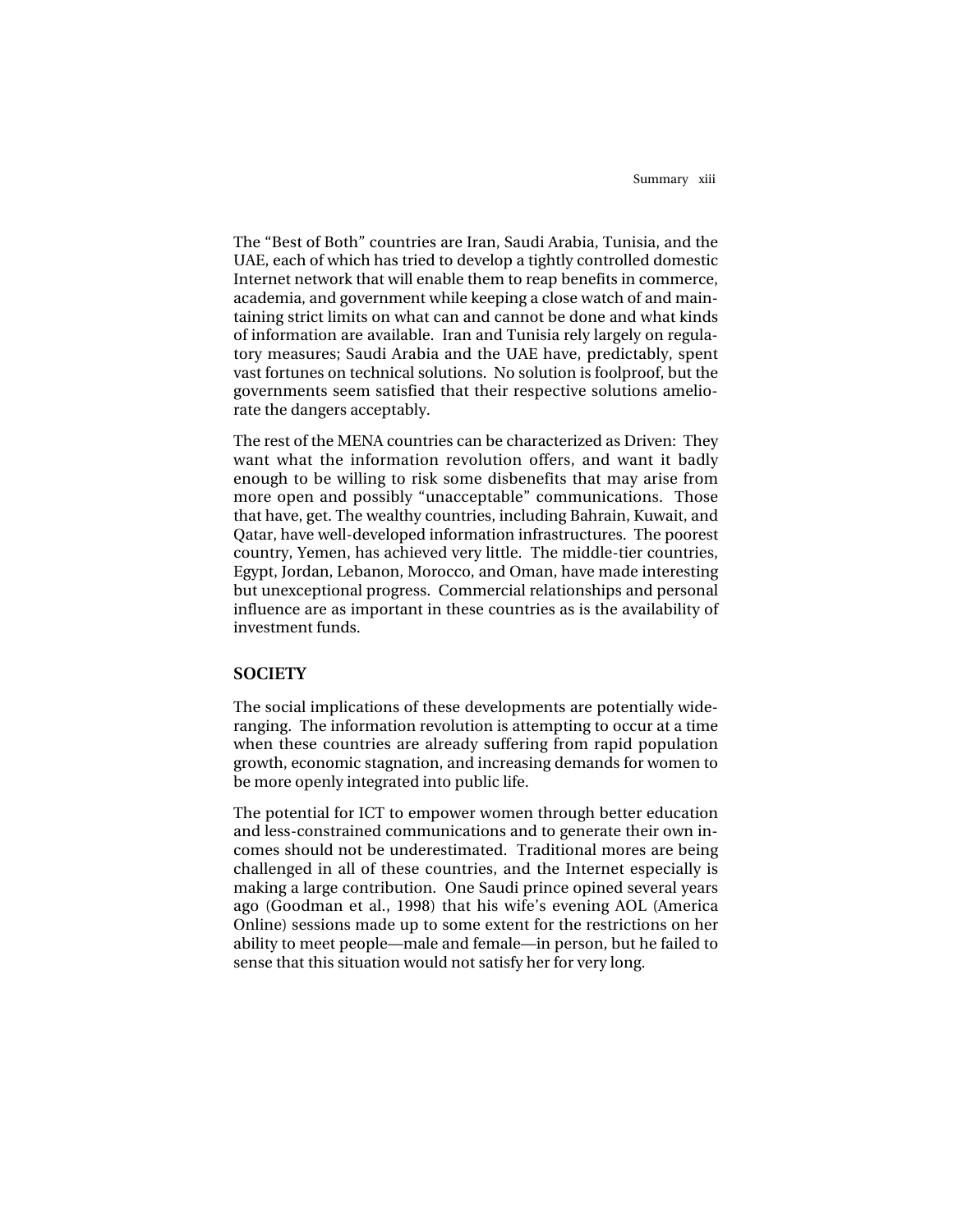The "Best of Both" countries are Iran, Saudi Arabia, Tunisia, and the UAE, each of which has tried to develop a tightly controlled domestic Internet network that will enable them to reap benefits in commerce, academia, and government while keeping a close watch of and maintaining strict limits on what can and cannot be done and what kinds of information are available. Iran and Tunisia rely largely on regulatory measures; Saudi Arabia and the UAE have, predictably, spent vast fortunes on technical solutions. No solution is foolproof, but the governments seem satisfied that their respective solutions ameliorate the dangers acceptably.

The rest of the MENA countries can be characterized as Driven: They want what the information revolution offers, and want it badly enough to be willing to risk some disbenefits that may arise from more open and possibly "unacceptable" communications. Those that have, get. The wealthy countries, including Bahrain, Kuwait, and Qatar, have well-developed information infrastructures. The poorest country, Yemen, has achieved very little. The middle-tier countries, Egypt, Jordan, Lebanon, Morocco, and Oman, have made interesting but unexceptional progress. Commercial relationships and personal influence are as important in these countries as is the availability of investment funds.

## SOCIETY

The social implications of these developments are potentially wide-ranging. The information revolution is attempting to occur at a time when these countries are already suffering from rapid population growth, economic stagnation, and increasing demands for women to be more openly integrated into public life.

The potential for ICT to empower women through better education and less-constrained communications and to generate their own incomes should not be underestimated. Traditional mores are being challenged in all of these countries, and the Internet especially is making a large contribution. One Saudi prince opined several years ago (Goodman et al., 1998) that his wife's evening AOL (America Online) sessions made up to some extent for the restrictions on her ability to meet people—male and female—in person, but he failed to sense that this situation would not satisfy her for very long.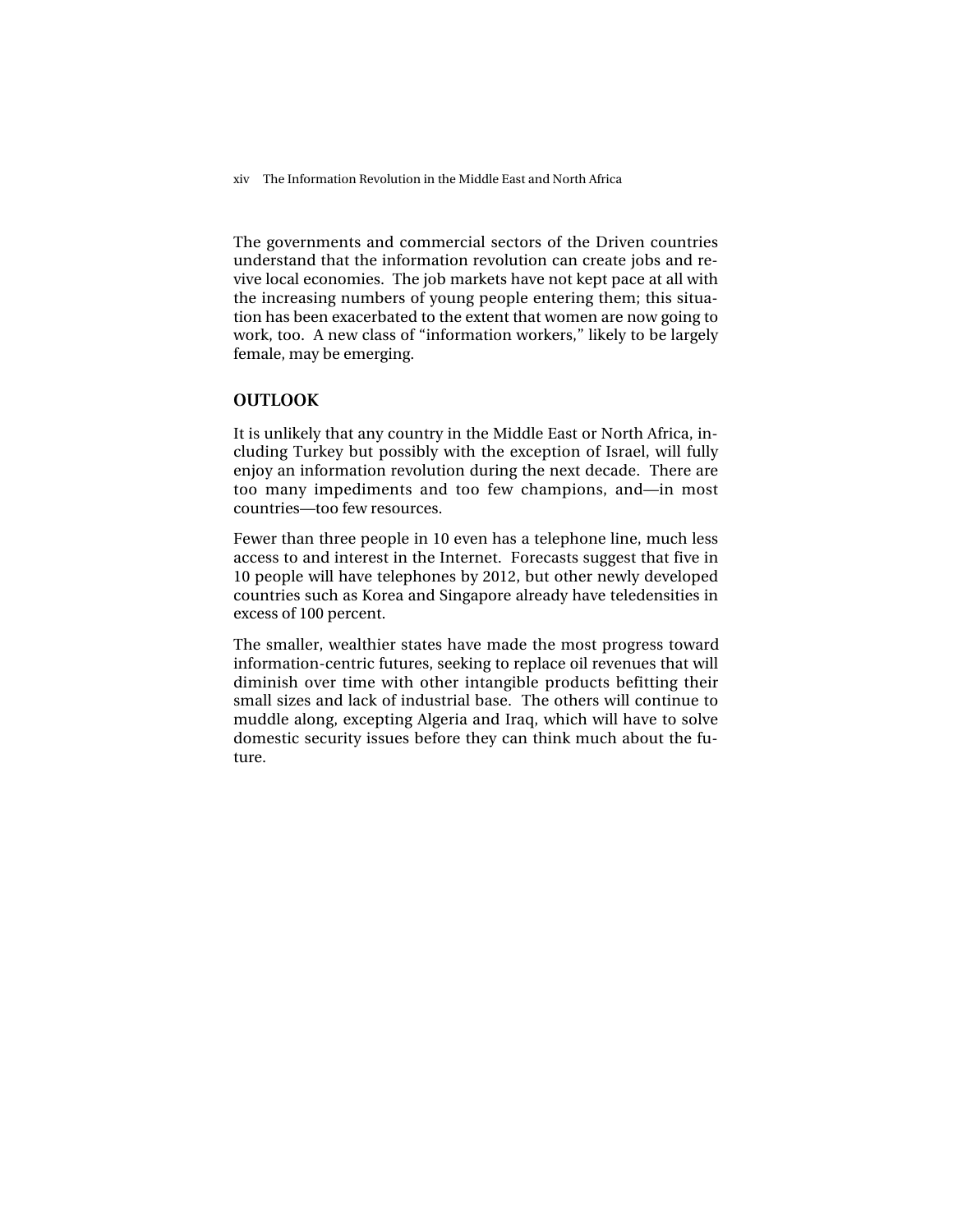The governments and commercial sectors of the Driven countries understand that the information revolution can create jobs and revive local economies. The job markets have not kept pace at all with the increasing numbers of young people entering them; this situation has been exacerbated to the extent that women are now going to work, too. A new class of "information workers," likely to be largely female, may be emerging.

## OUTLOOK

It is unlikely that any country in the Middle East or North Africa, including Turkey but possibly with the exception of Israel, will fully enjoy an information revolution during the next decade. There are too many impediments and too few champions, and—in most countries—too few resources.

Fewer than three people in 10 even has a telephone line, much less access to and interest in the Internet. Forecasts suggest that five in 10 people will have telephones by 2012, but other newly developed countries such as Korea and Singapore already have teledensities in excess of 100 percent.

The smaller, wealthier states have made the most progress toward information-centric futures, seeking to replace oil revenues that will diminish over time with other intangible products befitting their small sizes and lack of industrial base. The others will continue to muddle along, excepting Algeria and Iraq, which will have to solve domestic security issues before they can think much about the future.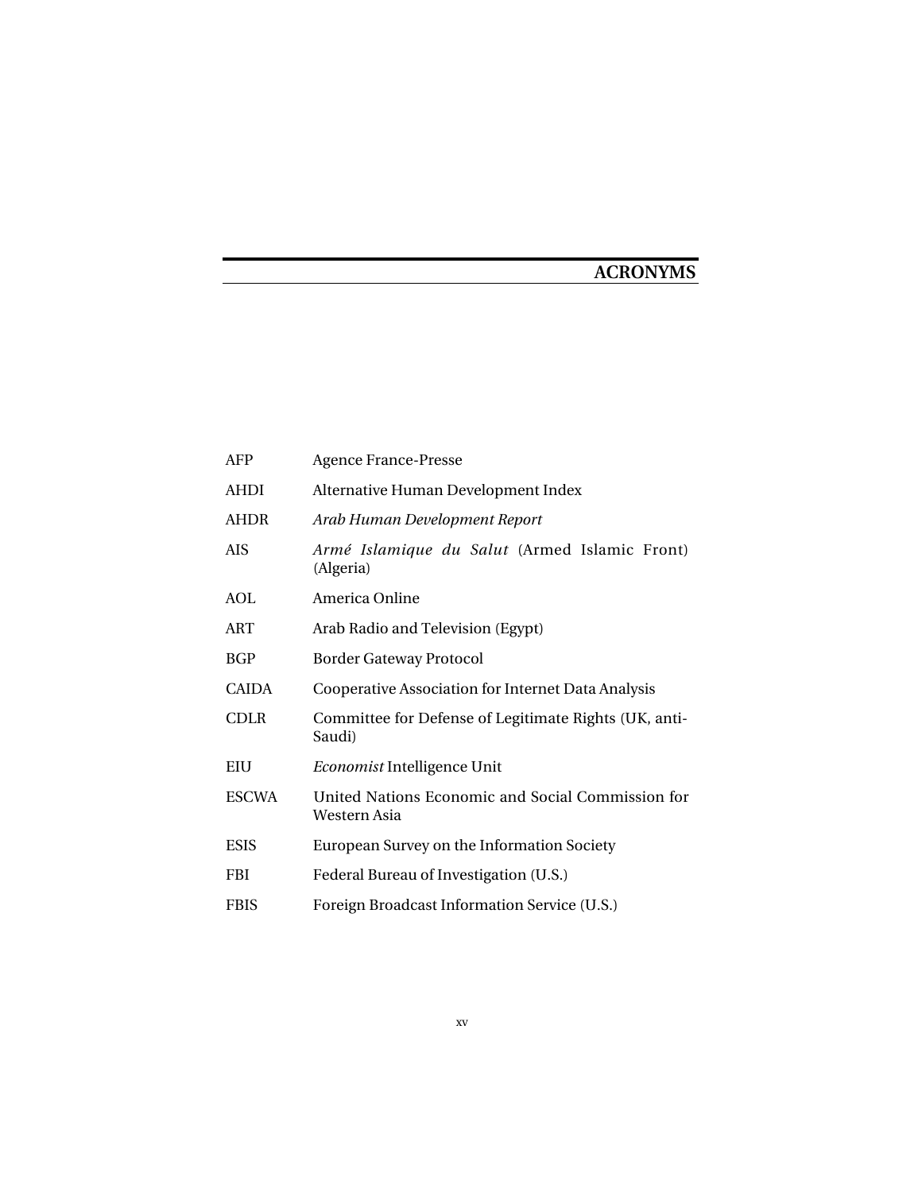# ACRONYMS

| | |
|---|---|
| AFP | Agence France-Presse |
| AHDI | Alternative Human Development Index |
| AHDR | *Arab Human Development Report* |
| AIS | *Armé Islamique du Salut* (Armed Islamic Front) (Algeria) |
| AOL | America Online |
| ART | Arab Radio and Television (Egypt) |
| BGP | Border Gateway Protocol |
| CAIDA | Cooperative Association for Internet Data Analysis |
| CDLR | Committee for Defense of Legitimate Rights (UK, anti-Saudi) |
| EIU | *Economist* Intelligence Unit |
| ESCWA | United Nations Economic and Social Commission for Western Asia |
| ESIS | European Survey on the Information Society |
| FBI | Federal Bureau of Investigation (U.S.) |
| FBIS | Foreign Broadcast Information Service (U.S.) |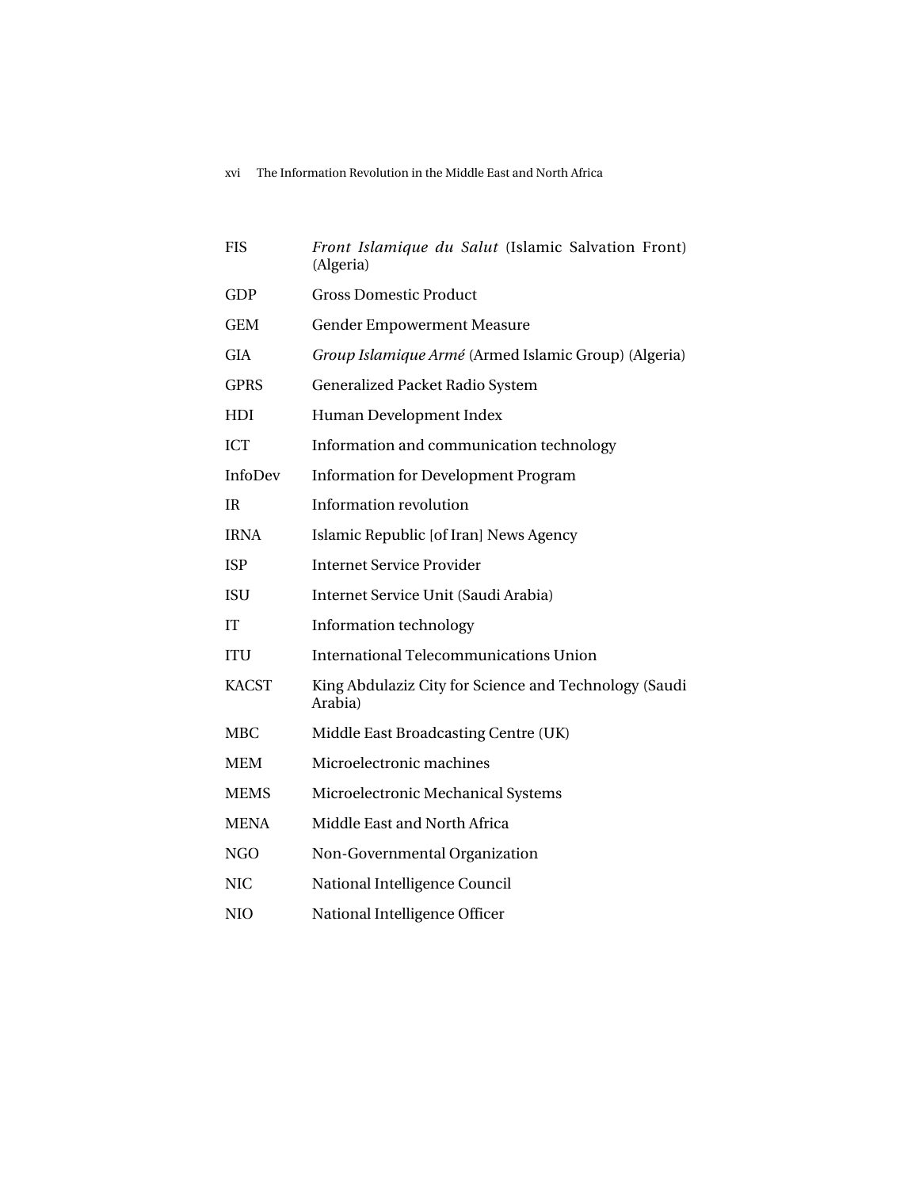| | |
|---|---|
| FIS | *Front Islamique du Salut* (Islamic Salvation Front) (Algeria) |
| GDP | Gross Domestic Product |
| GEM | Gender Empowerment Measure |
| GIA | *Group Islamique Armé* (Armed Islamic Group) (Algeria) |
| GPRS | Generalized Packet Radio System |
| HDI | Human Development Index |
| ICT | Information and communication technology |
| InfoDev | Information for Development Program |
| IR | Information revolution |
| IRNA | Islamic Republic [of Iran] News Agency |
| ISP | Internet Service Provider |
| ISU | Internet Service Unit (Saudi Arabia) |
| IT | Information technology |
| ITU | International Telecommunications Union |
| KACST | King Abdulaziz City for Science and Technology (Saudi Arabia) |
| MBC | Middle East Broadcasting Centre (UK) |
| MEM | Microelectronic machines |
| MEMS | Microelectronic Mechanical Systems |
| MENA | Middle East and North Africa |
| NGO | Non-Governmental Organization |
| NIC | National Intelligence Council |
| NIO | National Intelligence Officer |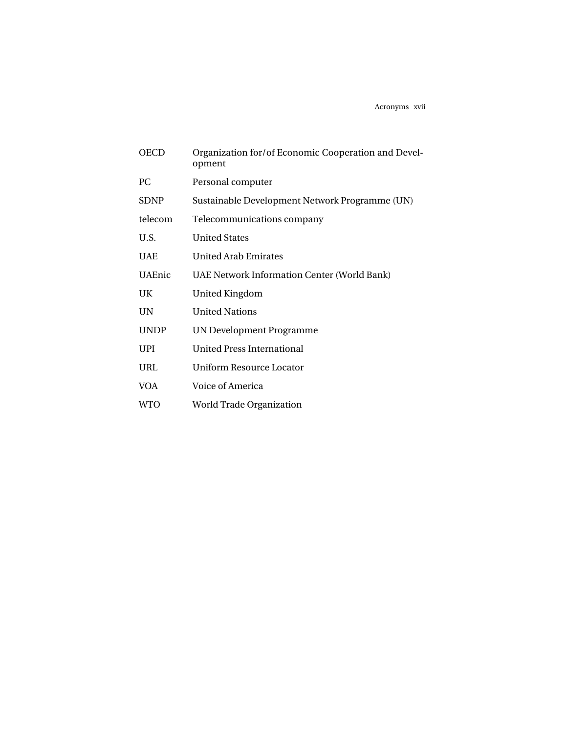| | |
|---|---|
| OECD | Organization for/of Economic Cooperation and Development |
| PC | Personal computer |
| SDNP | Sustainable Development Network Programme (UN) |
| telecom | Telecommunications company |
| U.S. | United States |
| UAE | United Arab Emirates |
| UAEnic | UAE Network Information Center (World Bank) |
| UK | United Kingdom |
| UN | United Nations |
| UNDP | UN Development Programme |
| UPI | United Press International |
| URL | Uniform Resource Locator |
| VOA | Voice of America |
| WTO | World Trade Organization |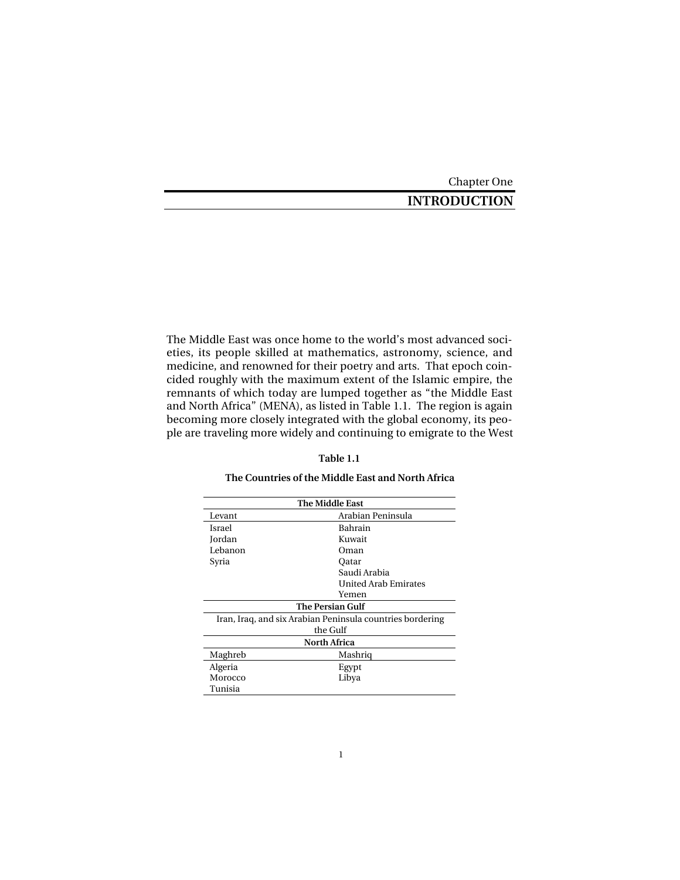Chapter One

# INTRODUCTION

The Middle East was once home to the world's most advanced societies, its people skilled at mathematics, astronomy, science, and medicine, and renowned for their poetry and arts. That epoch coincided roughly with the maximum extent of the Islamic empire, the remnants of which today are lumped together as "the Middle East and North Africa" (MENA), as listed in Table 1.1. The region is again becoming more closely integrated with the global economy, its people are traveling more widely and continuing to emigrate to the West

**Table 1.1**

**The Countries of the Middle East and North Africa**

| **The Middle East** | |
|---|---|
| Levant | Arabian Peninsula |
| Israel | Bahrain |
| Jordan | Kuwait |
| Lebanon | Oman |
| Syria | Qatar |
| | Saudi Arabia |
| | United Arab Emirates |
| | Yemen |
| **The Persian Gulf** | |
| Iran, Iraq, and six Arabian Peninsula countries bordering the Gulf | |
| **North Africa** | |
| Maghreb | Mashriq |
| Algeria | Egypt |
| Morocco | Libya |
| Tunisia | |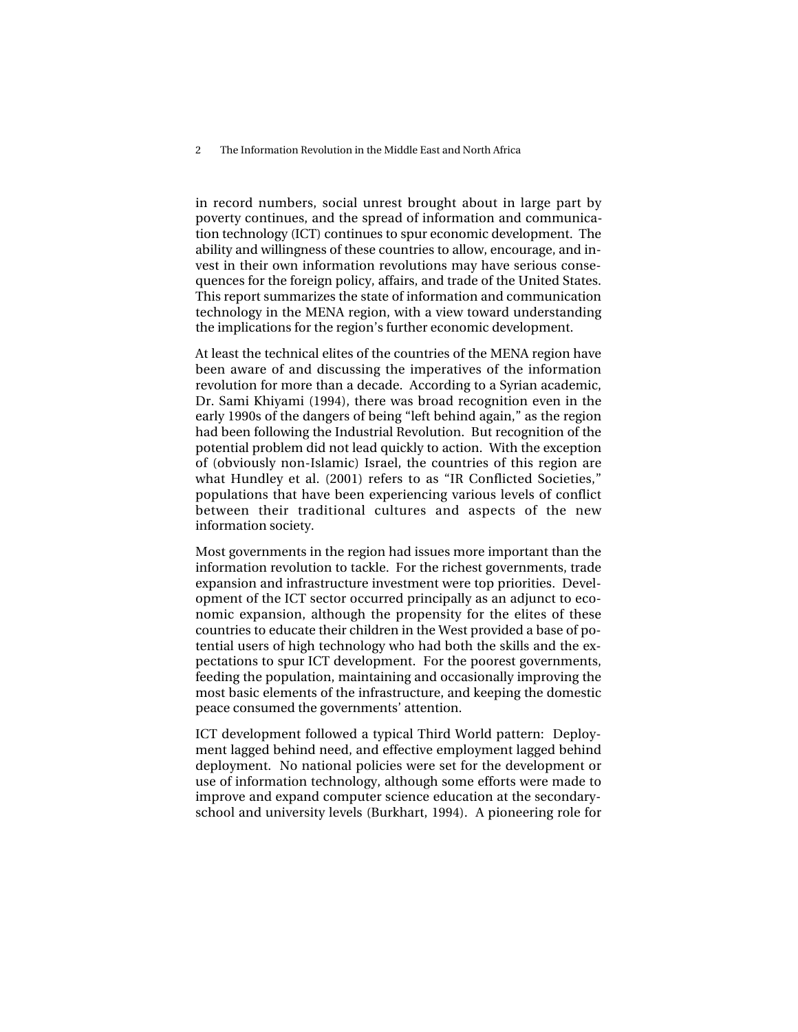in record numbers, social unrest brought about in large part by poverty continues, and the spread of information and communication technology (ICT) continues to spur economic development. The ability and willingness of these countries to allow, encourage, and invest in their own information revolutions may have serious consequences for the foreign policy, affairs, and trade of the United States. This report summarizes the state of information and communication technology in the MENA region, with a view toward understanding the implications for the region's further economic development.

At least the technical elites of the countries of the MENA region have been aware of and discussing the imperatives of the information revolution for more than a decade. According to a Syrian academic, Dr. Sami Khiyami (1994), there was broad recognition even in the early 1990s of the dangers of being "left behind again," as the region had been following the Industrial Revolution. But recognition of the potential problem did not lead quickly to action. With the exception of (obviously non-Islamic) Israel, the countries of this region are what Hundley et al. (2001) refers to as "IR Conflicted Societies," populations that have been experiencing various levels of conflict between their traditional cultures and aspects of the new information society.

Most governments in the region had issues more important than the information revolution to tackle. For the richest governments, trade expansion and infrastructure investment were top priorities. Development of the ICT sector occurred principally as an adjunct to economic expansion, although the propensity for the elites of these countries to educate their children in the West provided a base of potential users of high technology who had both the skills and the expectations to spur ICT development. For the poorest governments, feeding the population, maintaining and occasionally improving the most basic elements of the infrastructure, and keeping the domestic peace consumed the governments' attention.

ICT development followed a typical Third World pattern: Deployment lagged behind need, and effective employment lagged behind deployment. No national policies were set for the development or use of information technology, although some efforts were made to improve and expand computer science education at the secondary-school and university levels (Burkhart, 1994). A pioneering role for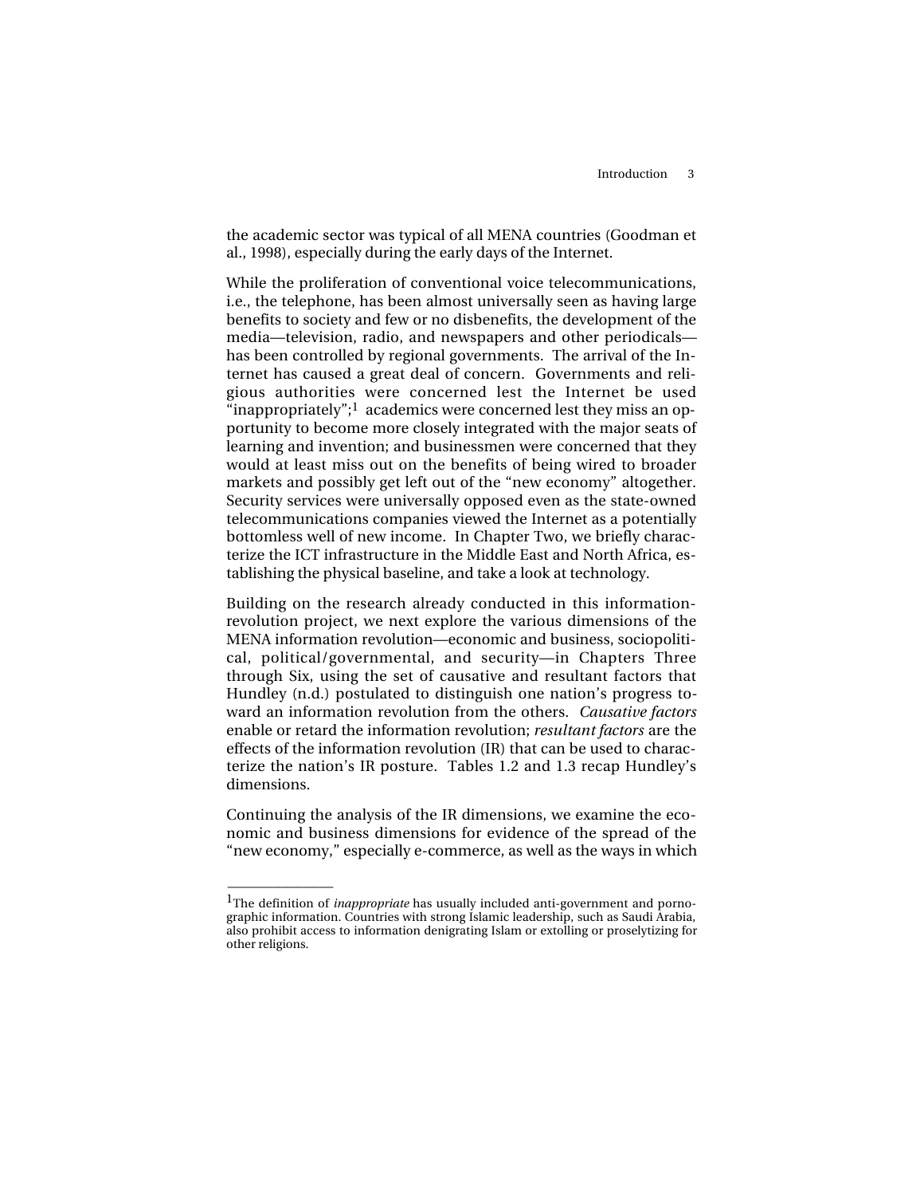the academic sector was typical of all MENA countries (Goodman et al., 1998), especially during the early days of the Internet.

While the proliferation of conventional voice telecommunications, i.e., the telephone, has been almost universally seen as having large benefits to society and few or no disbenefits, the development of the media—television, radio, and newspapers and other periodicals—has been controlled by regional governments. The arrival of the Internet has caused a great deal of concern. Governments and religious authorities were concerned lest the Internet be used "inappropriately";[1] academics were concerned lest they miss an opportunity to become more closely integrated with the major seats of learning and invention; and businessmen were concerned that they would at least miss out on the benefits of being wired to broader markets and possibly get left out of the "new economy" altogether. Security services were universally opposed even as the state-owned telecommunications companies viewed the Internet as a potentially bottomless well of new income. In Chapter Two, we briefly characterize the ICT infrastructure in the Middle East and North Africa, establishing the physical baseline, and take a look at technology.

Building on the research already conducted in this information-revolution project, we next explore the various dimensions of the MENA information revolution—economic and business, sociopolitical, political/governmental, and security—in Chapters Three through Six, using the set of causative and resultant factors that Hundley (n.d.) postulated to distinguish one nation's progress toward an information revolution from the others. *Causative factors* enable or retard the information revolution; *resultant factors* are the effects of the information revolution (IR) that can be used to characterize the nation's IR posture. Tables 1.2 and 1.3 recap Hundley's dimensions.

Continuing the analysis of the IR dimensions, we examine the economic and business dimensions for evidence of the spread of the "new economy," especially e-commerce, as well as the ways in which

---

[1]The definition of *inappropriate* has usually included anti-government and pornographic information. Countries with strong Islamic leadership, such as Saudi Arabia, also prohibit access to information denigrating Islam or extolling or proselytizing for other religions.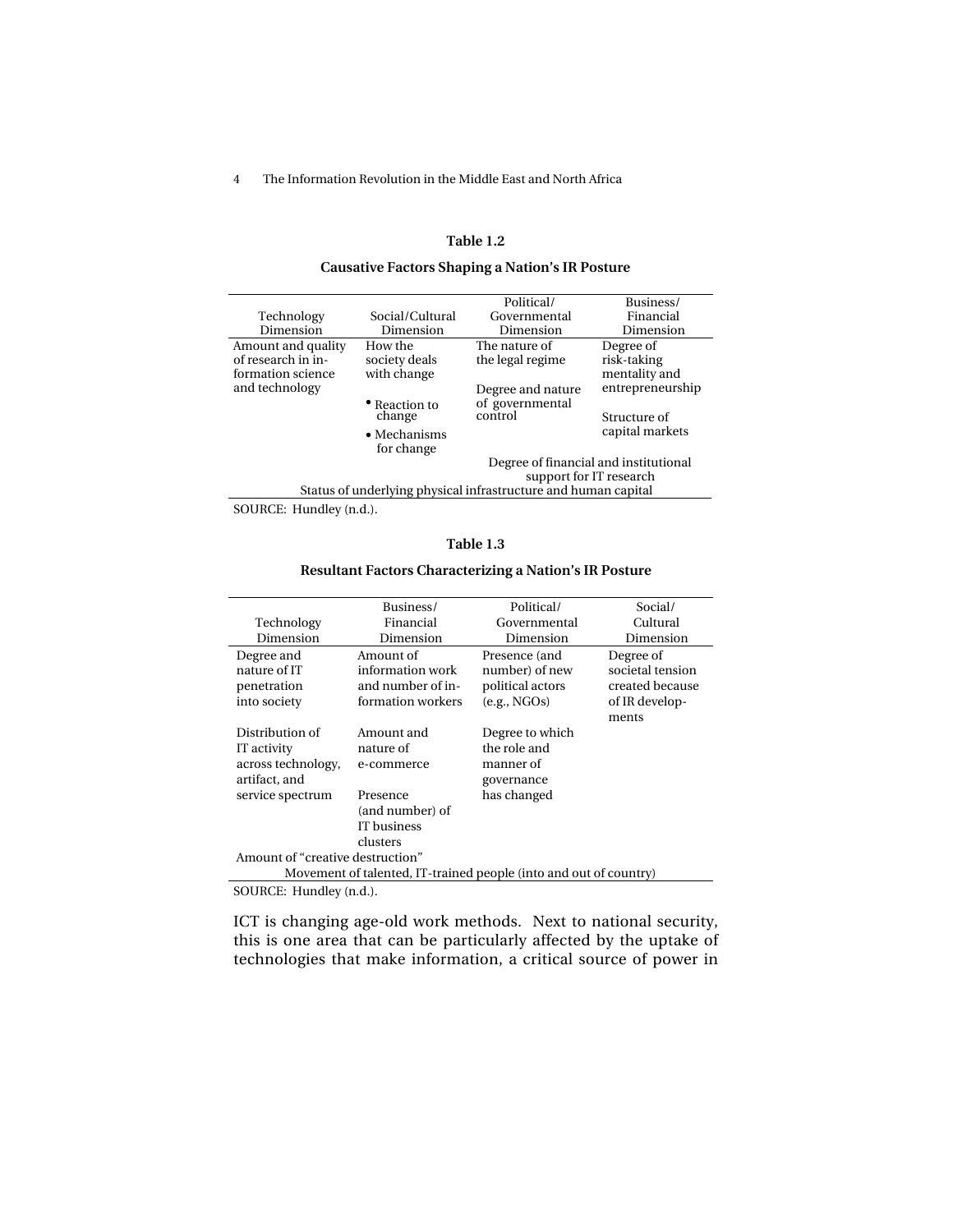**Table 1.2**

**Causative Factors Shaping a Nation's IR Posture**

| Technology Dimension | Social/Cultural Dimension | Political/ Governmental Dimension | Business/ Financial Dimension |
|---|---|---|---|
| Amount and quality of research in information science and technology | How the society deals with change<br>• Reaction to change<br>• Mechanisms for change | The nature of the legal regime<br><br>Degree and nature of governmental control | Degree of risk-taking mentality and entrepreneurship<br><br>Structure of capital markets |
| | | Degree of financial and institutional support for IT research | |
| Status of underlying physical infrastructure and human capital | | | |

SOURCE: Hundley (n.d.).

**Table 1.3**

**Resultant Factors Characterizing a Nation's IR Posture**

| Technology Dimension | Business/ Financial Dimension | Political/ Governmental Dimension | Social/ Cultural Dimension |
|---|---|---|---|
| Degree and nature of IT penetration into society | Amount of information work and number of information workers | Presence (and number) of new political actors (e.g., NGOs) | Degree of societal tension created because of IR developments |
| Distribution of IT activity across technology, artifact, and service spectrum | Amount and nature of e-commerce<br><br>Presence (and number) of IT business clusters | Degree to which the role and manner of governance has changed | |
| Amount of "creative destruction" | | | |
| Movement of talented, IT-trained people (into and out of country) | | | |

SOURCE: Hundley (n.d.).

ICT is changing age-old work methods. Next to national security, this is one area that can be particularly affected by the uptake of technologies that make information, a critical source of power in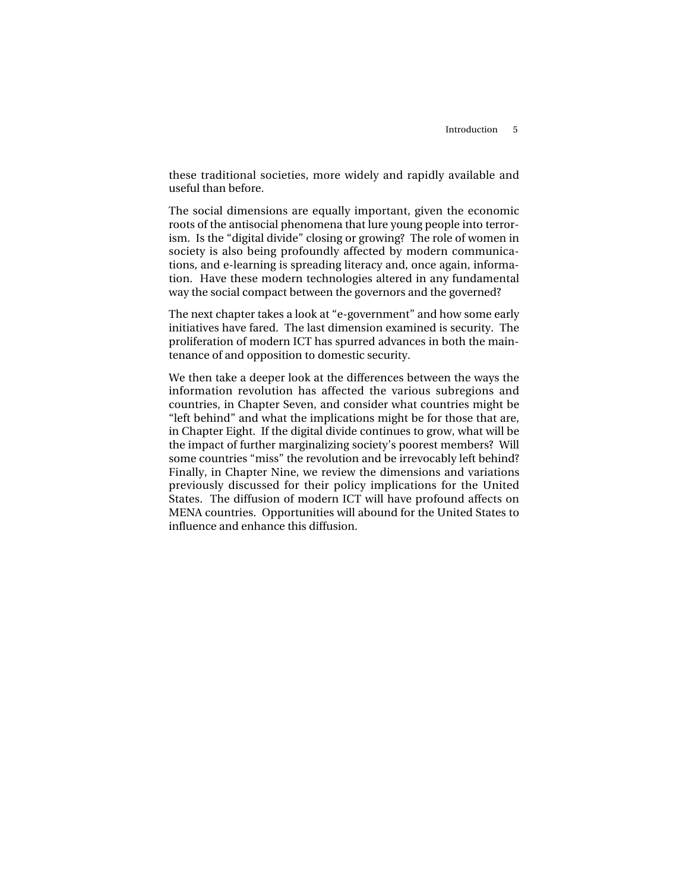these traditional societies, more widely and rapidly available and useful than before.

The social dimensions are equally important, given the economic roots of the antisocial phenomena that lure young people into terrorism. Is the "digital divide" closing or growing? The role of women in society is also being profoundly affected by modern communications, and e-learning is spreading literacy and, once again, information. Have these modern technologies altered in any fundamental way the social compact between the governors and the governed?

The next chapter takes a look at "e-government" and how some early initiatives have fared. The last dimension examined is security. The proliferation of modern ICT has spurred advances in both the maintenance of and opposition to domestic security.

We then take a deeper look at the differences between the ways the information revolution has affected the various subregions and countries, in Chapter Seven, and consider what countries might be "left behind" and what the implications might be for those that are, in Chapter Eight. If the digital divide continues to grow, what will be the impact of further marginalizing society's poorest members? Will some countries "miss" the revolution and be irrevocably left behind? Finally, in Chapter Nine, we review the dimensions and variations previously discussed for their policy implications for the United States. The diffusion of modern ICT will have profound affects on MENA countries. Opportunities will abound for the United States to influence and enhance this diffusion.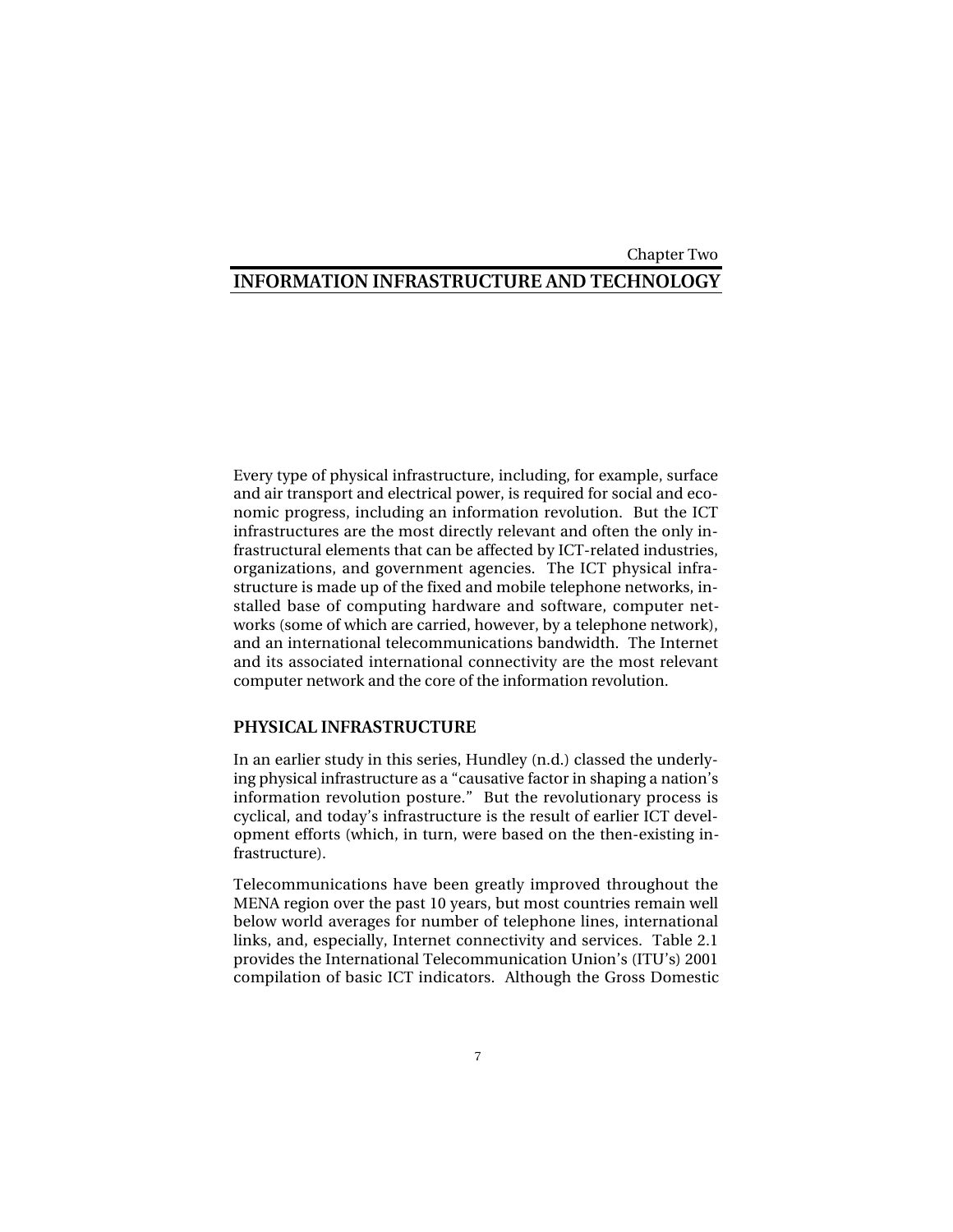Chapter Two

# INFORMATION INFRASTRUCTURE AND TECHNOLOGY

Every type of physical infrastructure, including, for example, surface and air transport and electrical power, is required for social and economic progress, including an information revolution. But the ICT infrastructures are the most directly relevant and often the only infrastructural elements that can be affected by ICT-related industries, organizations, and government agencies. The ICT physical infrastructure is made up of the fixed and mobile telephone networks, installed base of computing hardware and software, computer networks (some of which are carried, however, by a telephone network), and an international telecommunications bandwidth. The Internet and its associated international connectivity are the most relevant computer network and the core of the information revolution.

## PHYSICAL INFRASTRUCTURE

In an earlier study in this series, Hundley (n.d.) classed the underlying physical infrastructure as a "causative factor in shaping a nation's information revolution posture." But the revolutionary process is cyclical, and today's infrastructure is the result of earlier ICT development efforts (which, in turn, were based on the then-existing infrastructure).

Telecommunications have been greatly improved throughout the MENA region over the past 10 years, but most countries remain well below world averages for number of telephone lines, international links, and, especially, Internet connectivity and services. Table 2.1 provides the International Telecommunication Union's (ITU's) 2001 compilation of basic ICT indicators. Although the Gross Domestic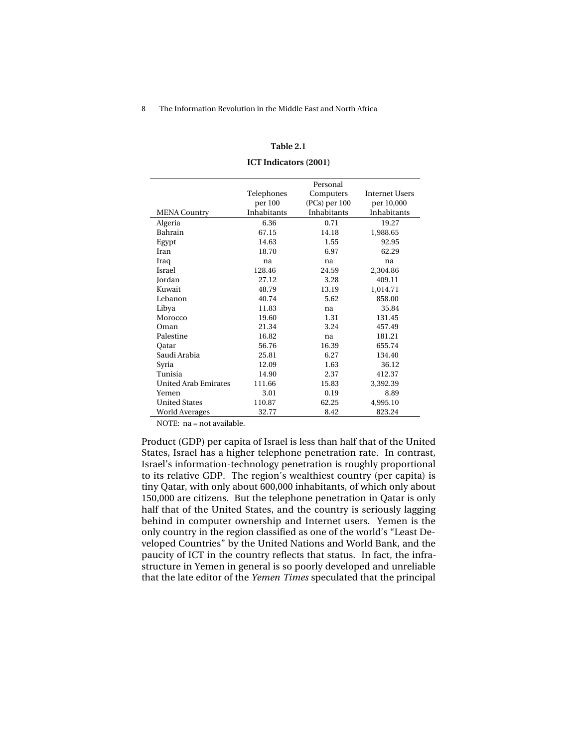**Table 2.1**

**ICT Indicators (2001)**

| MENA Country | Telephones per 100 Inhabitants | Personal Computers (PCs) per 100 Inhabitants | Internet Users per 10,000 Inhabitants |
|---|---|---|---|
| Algeria | 6.36 | 0.71 | 19.27 |
| Bahrain | 67.15 | 14.18 | 1,988.65 |
| Egypt | 14.63 | 1.55 | 92.95 |
| Iran | 18.70 | 6.97 | 62.29 |
| Iraq | na | na | na |
| Israel | 128.46 | 24.59 | 2,304.86 |
| Jordan | 27.12 | 3.28 | 409.11 |
| Kuwait | 48.79 | 13.19 | 1,014.71 |
| Lebanon | 40.74 | 5.62 | 858.00 |
| Libya | 11.83 | na | 35.84 |
| Morocco | 19.60 | 1.31 | 131.45 |
| Oman | 21.34 | 3.24 | 457.49 |
| Palestine | 16.82 | na | 181.21 |
| Qatar | 56.76 | 16.39 | 655.74 |
| Saudi Arabia | 25.81 | 6.27 | 134.40 |
| Syria | 12.09 | 1.63 | 36.12 |
| Tunisia | 14.90 | 2.37 | 412.37 |
| United Arab Emirates | 111.66 | 15.83 | 3,392.39 |
| Yemen | 3.01 | 0.19 | 8.89 |
| United States | 110.87 | 62.25 | 4,995.10 |
| World Averages | 32.77 | 8.42 | 823.24 |

NOTE: na = not available.

Product (GDP) per capita of Israel is less than half that of the United States, Israel has a higher telephone penetration rate. In contrast, Israel's information-technology penetration is roughly proportional to its relative GDP. The region's wealthiest country (per capita) is tiny Qatar, with only about 600,000 inhabitants, of which only about 150,000 are citizens. But the telephone penetration in Qatar is only half that of the United States, and the country is seriously lagging behind in computer ownership and Internet users. Yemen is the only country in the region classified as one of the world's "Least Developed Countries" by the United Nations and World Bank, and the paucity of ICT in the country reflects that status. In fact, the infrastructure in Yemen in general is so poorly developed and unreliable that the late editor of the *Yemen Times* speculated that the principal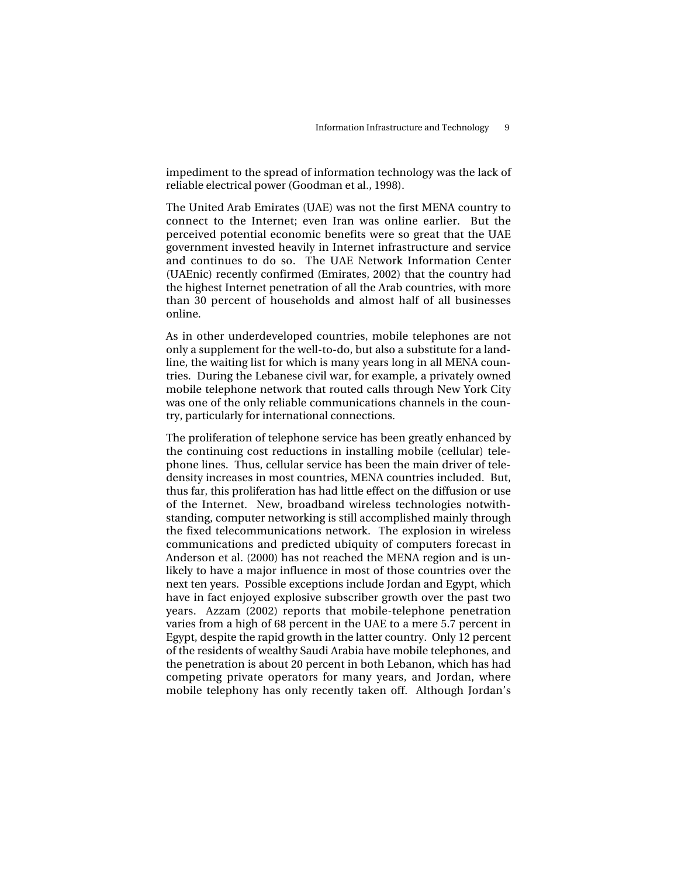impediment to the spread of information technology was the lack of reliable electrical power (Goodman et al., 1998).

The United Arab Emirates (UAE) was not the first MENA country to connect to the Internet; even Iran was online earlier. But the perceived potential economic benefits were so great that the UAE government invested heavily in Internet infrastructure and service and continues to do so. The UAE Network Information Center (UAEnic) recently confirmed (Emirates, 2002) that the country had the highest Internet penetration of all the Arab countries, with more than 30 percent of households and almost half of all businesses online.

As in other underdeveloped countries, mobile telephones are not only a supplement for the well-to-do, but also a substitute for a landline, the waiting list for which is many years long in all MENA countries. During the Lebanese civil war, for example, a privately owned mobile telephone network that routed calls through New York City was one of the only reliable communications channels in the country, particularly for international connections.

The proliferation of telephone service has been greatly enhanced by the continuing cost reductions in installing mobile (cellular) telephone lines. Thus, cellular service has been the main driver of teledensity increases in most countries, MENA countries included. But, thus far, this proliferation has had little effect on the diffusion or use of the Internet. New, broadband wireless technologies notwithstanding, computer networking is still accomplished mainly through the fixed telecommunications network. The explosion in wireless communications and predicted ubiquity of computers forecast in Anderson et al. (2000) has not reached the MENA region and is unlikely to have a major influence in most of those countries over the next ten years. Possible exceptions include Jordan and Egypt, which have in fact enjoyed explosive subscriber growth over the past two years. Azzam (2002) reports that mobile-telephone penetration varies from a high of 68 percent in the UAE to a mere 5.7 percent in Egypt, despite the rapid growth in the latter country. Only 12 percent of the residents of wealthy Saudi Arabia have mobile telephones, and the penetration is about 20 percent in both Lebanon, which has had competing private operators for many years, and Jordan, where mobile telephony has only recently taken off. Although Jordan's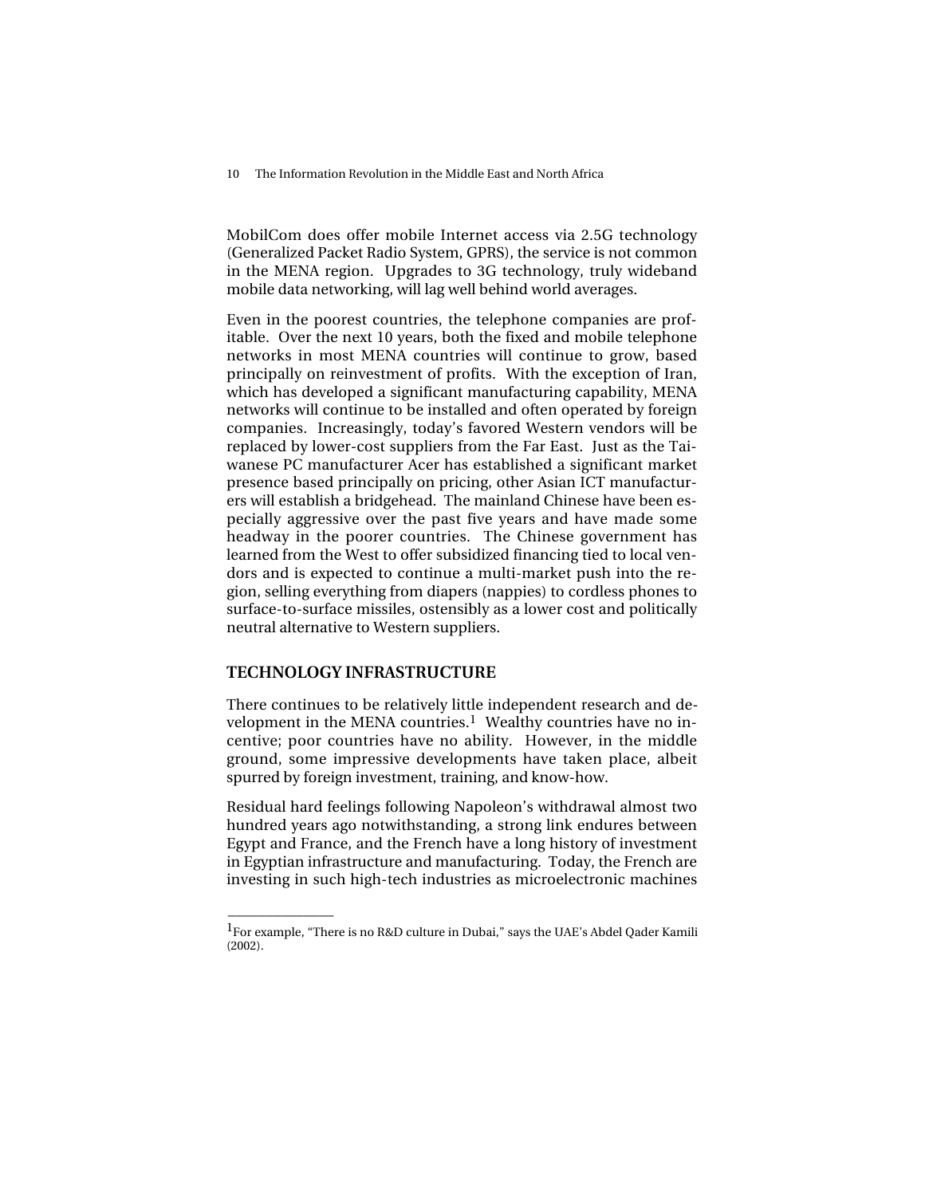MobilCom does offer mobile Internet access via 2.5G technology (Generalized Packet Radio System, GPRS), the service is not common in the MENA region. Upgrades to 3G technology, truly wideband mobile data networking, will lag well behind world averages.

Even in the poorest countries, the telephone companies are profitable. Over the next 10 years, both the fixed and mobile telephone networks in most MENA countries will continue to grow, based principally on reinvestment of profits. With the exception of Iran, which has developed a significant manufacturing capability, MENA networks will continue to be installed and often operated by foreign companies. Increasingly, today's favored Western vendors will be replaced by lower-cost suppliers from the Far East. Just as the Taiwanese PC manufacturer Acer has established a significant market presence based principally on pricing, other Asian ICT manufacturers will establish a bridgehead. The mainland Chinese have been especially aggressive over the past five years and have made some headway in the poorer countries. The Chinese government has learned from the West to offer subsidized financing tied to local vendors and is expected to continue a multi-market push into the region, selling everything from diapers (nappies) to cordless phones to surface-to-surface missiles, ostensibly as a lower cost and politically neutral alternative to Western suppliers.

## TECHNOLOGY INFRASTRUCTURE

There continues to be relatively little independent research and development in the MENA countries.[1] Wealthy countries have no incentive; poor countries have no ability. However, in the middle ground, some impressive developments have taken place, albeit spurred by foreign investment, training, and know-how.

Residual hard feelings following Napoleon's withdrawal almost two hundred years ago notwithstanding, a strong link endures between Egypt and France, and the French have a long history of investment in Egyptian infrastructure and manufacturing. Today, the French are investing in such high-tech industries as microelectronic machines

---

[1]For example, "There is no R&D culture in Dubai," says the UAE's Abdel Qader Kamili (2002).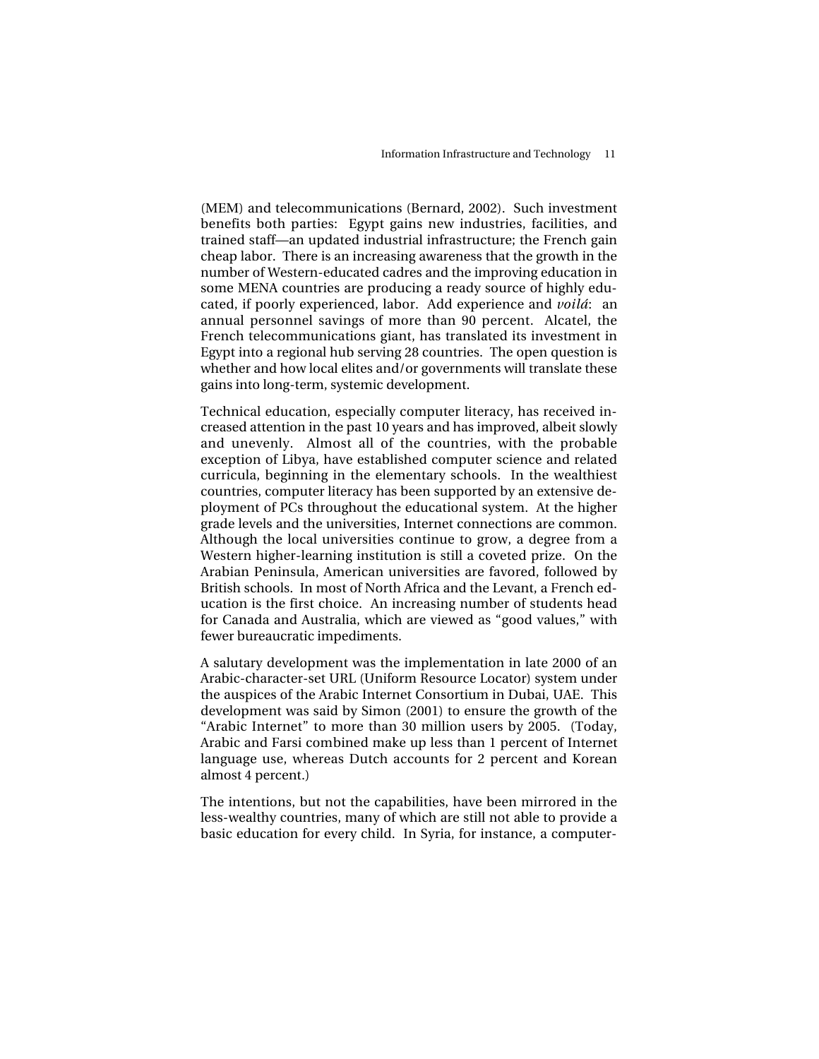(MEM) and telecommunications (Bernard, 2002). Such investment benefits both parties: Egypt gains new industries, facilities, and trained staff—an updated industrial infrastructure; the French gain cheap labor. There is an increasing awareness that the growth in the number of Western-educated cadres and the improving education in some MENA countries are producing a ready source of highly educated, if poorly experienced, labor. Add experience and *voilá*: an annual personnel savings of more than 90 percent. Alcatel, the French telecommunications giant, has translated its investment in Egypt into a regional hub serving 28 countries. The open question is whether and how local elites and/or governments will translate these gains into long-term, systemic development.

Technical education, especially computer literacy, has received increased attention in the past 10 years and has improved, albeit slowly and unevenly. Almost all of the countries, with the probable exception of Libya, have established computer science and related curricula, beginning in the elementary schools. In the wealthiest countries, computer literacy has been supported by an extensive deployment of PCs throughout the educational system. At the higher grade levels and the universities, Internet connections are common. Although the local universities continue to grow, a degree from a Western higher-learning institution is still a coveted prize. On the Arabian Peninsula, American universities are favored, followed by British schools. In most of North Africa and the Levant, a French education is the first choice. An increasing number of students head for Canada and Australia, which are viewed as "good values," with fewer bureaucratic impediments.

A salutary development was the implementation in late 2000 of an Arabic-character-set URL (Uniform Resource Locator) system under the auspices of the Arabic Internet Consortium in Dubai, UAE. This development was said by Simon (2001) to ensure the growth of the "Arabic Internet" to more than 30 million users by 2005. (Today, Arabic and Farsi combined make up less than 1 percent of Internet language use, whereas Dutch accounts for 2 percent and Korean almost 4 percent.)

The intentions, but not the capabilities, have been mirrored in the less-wealthy countries, many of which are still not able to provide a basic education for every child. In Syria, for instance, a computer-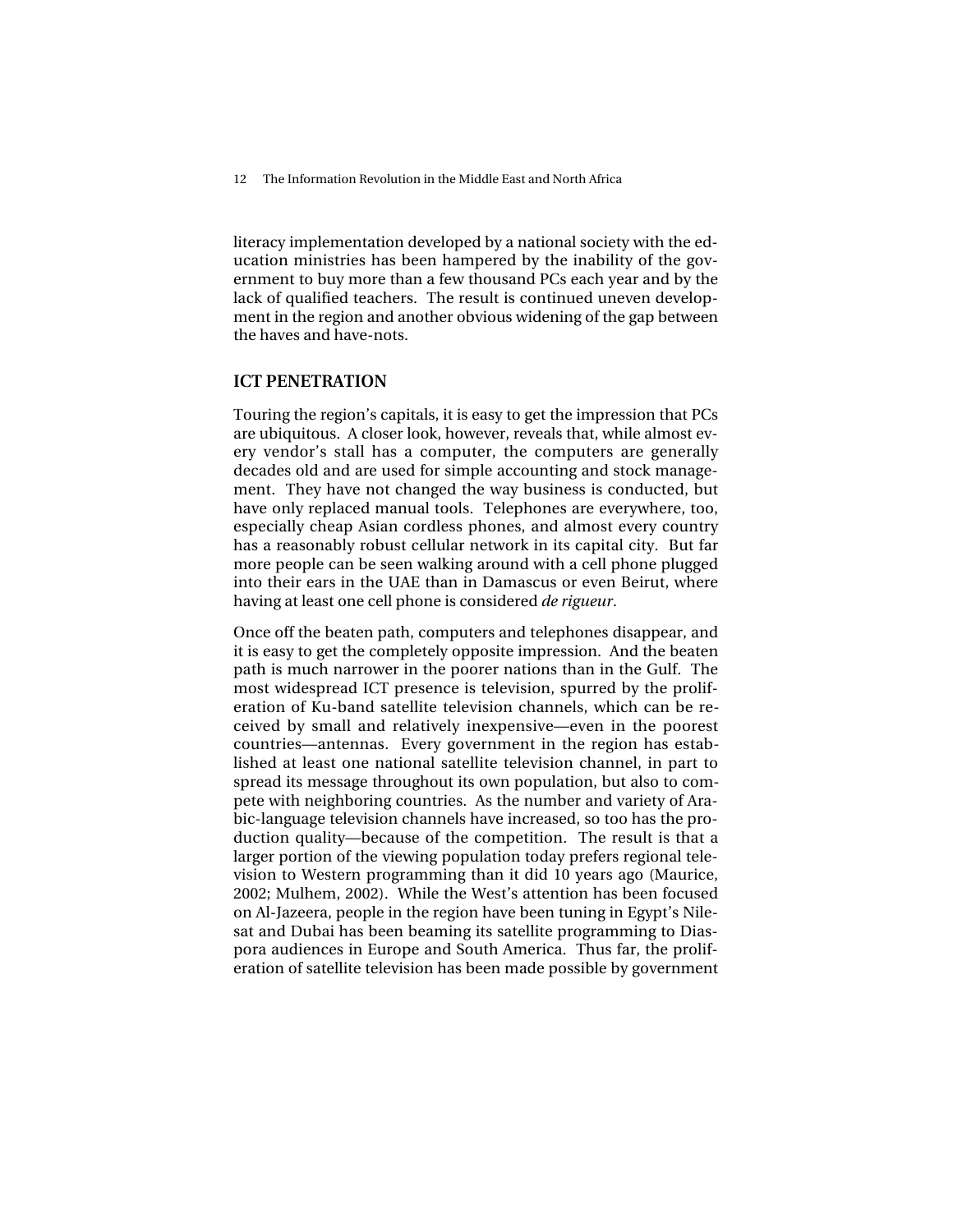literacy implementation developed by a national society with the education ministries has been hampered by the inability of the government to buy more than a few thousand PCs each year and by the lack of qualified teachers. The result is continued uneven development in the region and another obvious widening of the gap between the haves and have-nots.

## ICT PENETRATION

Touring the region's capitals, it is easy to get the impression that PCs are ubiquitous. A closer look, however, reveals that, while almost every vendor's stall has a computer, the computers are generally decades old and are used for simple accounting and stock management. They have not changed the way business is conducted, but have only replaced manual tools. Telephones are everywhere, too, especially cheap Asian cordless phones, and almost every country has a reasonably robust cellular network in its capital city. But far more people can be seen walking around with a cell phone plugged into their ears in the UAE than in Damascus or even Beirut, where having at least one cell phone is considered *de rigueur*.

Once off the beaten path, computers and telephones disappear, and it is easy to get the completely opposite impression. And the beaten path is much narrower in the poorer nations than in the Gulf. The most widespread ICT presence is television, spurred by the proliferation of Ku-band satellite television channels, which can be received by small and relatively inexpensive—even in the poorest countries—antennas. Every government in the region has established at least one national satellite television channel, in part to spread its message throughout its own population, but also to compete with neighboring countries. As the number and variety of Arabic-language television channels have increased, so too has the production quality—because of the competition. The result is that a larger portion of the viewing population today prefers regional television to Western programming than it did 10 years ago (Maurice, 2002; Mulhem, 2002). While the West's attention has been focused on Al-Jazeera, people in the region have been tuning in Egypt's Nilesat and Dubai has been beaming its satellite programming to Diaspora audiences in Europe and South America. Thus far, the proliferation of satellite television has been made possible by government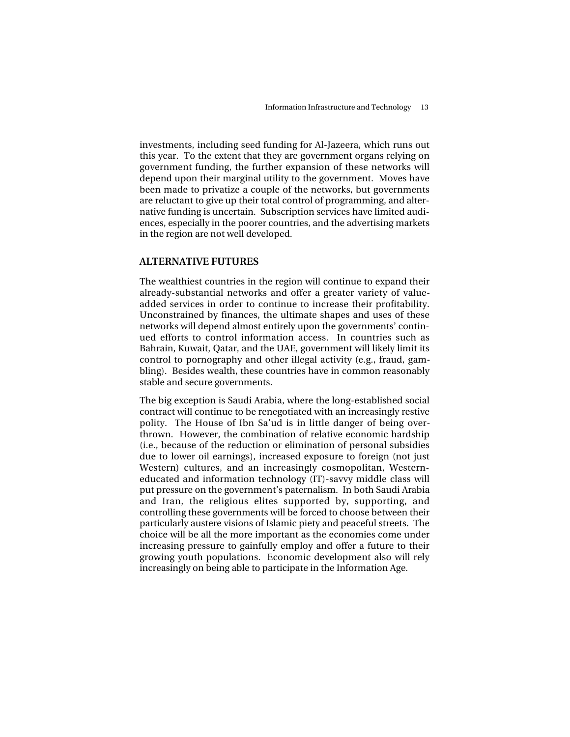investments, including seed funding for Al-Jazeera, which runs out this year. To the extent that they are government organs relying on government funding, the further expansion of these networks will depend upon their marginal utility to the government. Moves have been made to privatize a couple of the networks, but governments are reluctant to give up their total control of programming, and alternative funding is uncertain. Subscription services have limited audiences, especially in the poorer countries, and the advertising markets in the region are not well developed.

## ALTERNATIVE FUTURES

The wealthiest countries in the region will continue to expand their already-substantial networks and offer a greater variety of value-added services in order to continue to increase their profitability. Unconstrained by finances, the ultimate shapes and uses of these networks will depend almost entirely upon the governments' continued efforts to control information access. In countries such as Bahrain, Kuwait, Qatar, and the UAE, government will likely limit its control to pornography and other illegal activity (e.g., fraud, gambling). Besides wealth, these countries have in common reasonably stable and secure governments.

The big exception is Saudi Arabia, where the long-established social contract will continue to be renegotiated with an increasingly restive polity. The House of Ibn Sa'ud is in little danger of being overthrown. However, the combination of relative economic hardship (i.e., because of the reduction or elimination of personal subsidies due to lower oil earnings), increased exposure to foreign (not just Western) cultures, and an increasingly cosmopolitan, Western-educated and information technology (IT)-savvy middle class will put pressure on the government's paternalism. In both Saudi Arabia and Iran, the religious elites supported by, supporting, and controlling these governments will be forced to choose between their particularly austere visions of Islamic piety and peaceful streets. The choice will be all the more important as the economies come under increasing pressure to gainfully employ and offer a future to their growing youth populations. Economic development also will rely increasingly on being able to participate in the Information Age.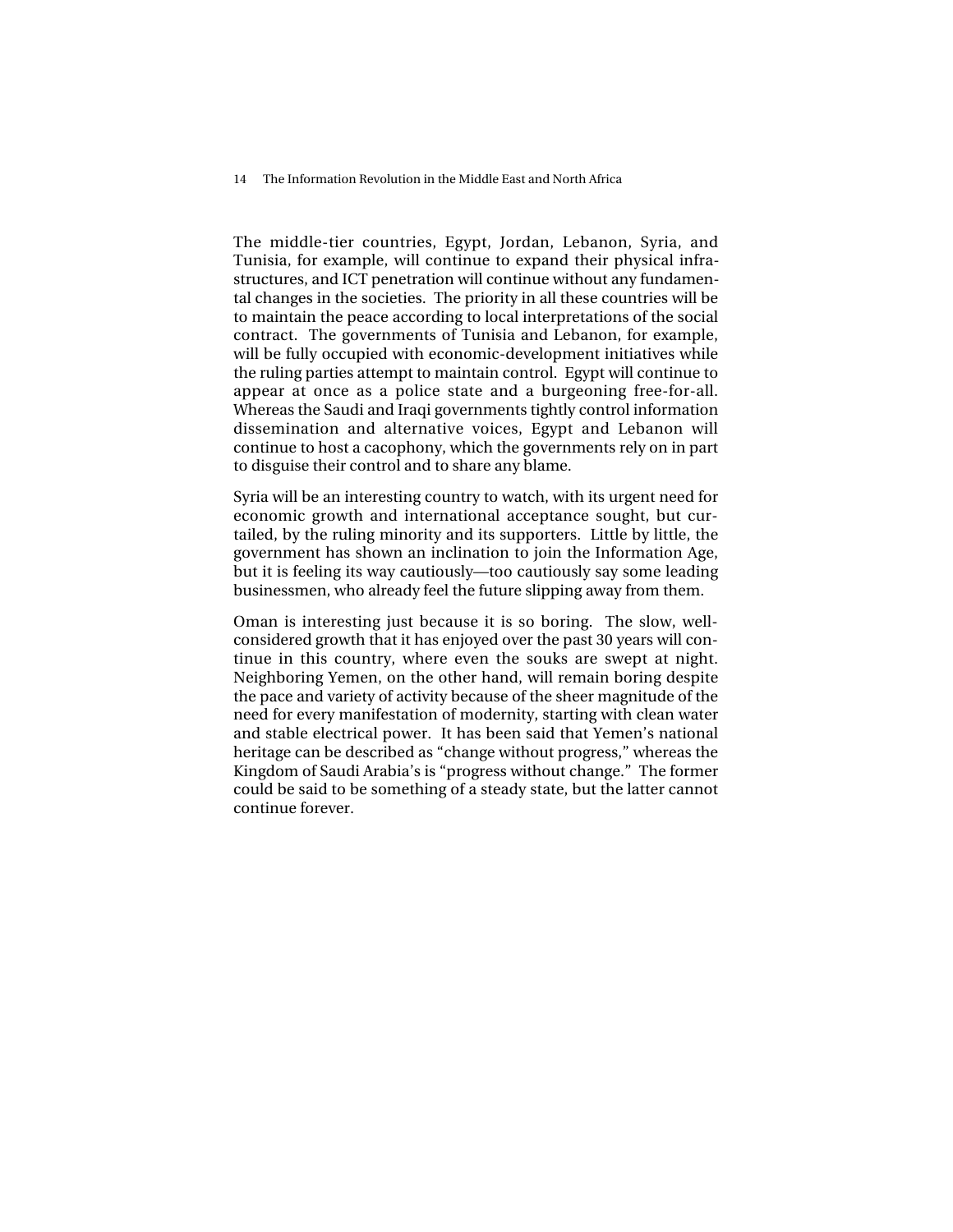The middle-tier countries, Egypt, Jordan, Lebanon, Syria, and Tunisia, for example, will continue to expand their physical infrastructures, and ICT penetration will continue without any fundamental changes in the societies. The priority in all these countries will be to maintain the peace according to local interpretations of the social contract. The governments of Tunisia and Lebanon, for example, will be fully occupied with economic-development initiatives while the ruling parties attempt to maintain control. Egypt will continue to appear at once as a police state and a burgeoning free-for-all. Whereas the Saudi and Iraqi governments tightly control information dissemination and alternative voices, Egypt and Lebanon will continue to host a cacophony, which the governments rely on in part to disguise their control and to share any blame.

Syria will be an interesting country to watch, with its urgent need for economic growth and international acceptance sought, but curtailed, by the ruling minority and its supporters. Little by little, the government has shown an inclination to join the Information Age, but it is feeling its way cautiously—too cautiously say some leading businessmen, who already feel the future slipping away from them.

Oman is interesting just because it is so boring. The slow, well-considered growth that it has enjoyed over the past 30 years will continue in this country, where even the souks are swept at night. Neighboring Yemen, on the other hand, will remain boring despite the pace and variety of activity because of the sheer magnitude of the need for every manifestation of modernity, starting with clean water and stable electrical power. It has been said that Yemen's national heritage can be described as "change without progress," whereas the Kingdom of Saudi Arabia's is "progress without change." The former could be said to be something of a steady state, but the latter cannot continue forever.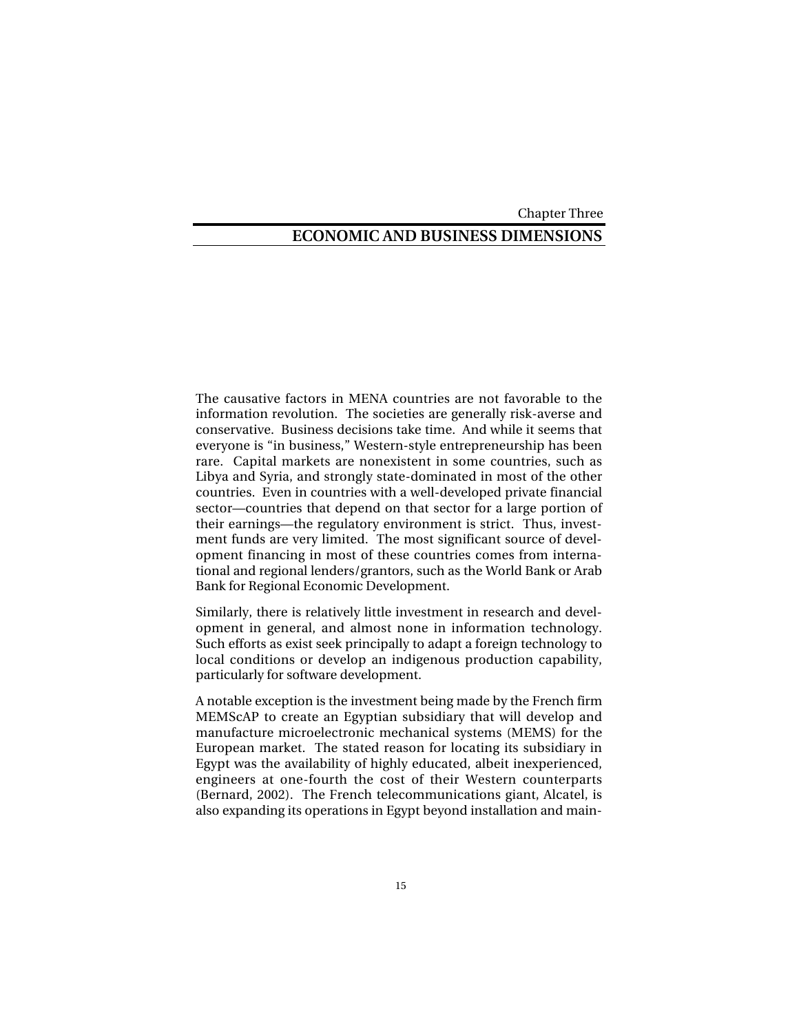Chapter Three

# ECONOMIC AND BUSINESS DIMENSIONS

The causative factors in MENA countries are not favorable to the information revolution. The societies are generally risk-averse and conservative. Business decisions take time. And while it seems that everyone is "in business," Western-style entrepreneurship has been rare. Capital markets are nonexistent in some countries, such as Libya and Syria, and strongly state-dominated in most of the other countries. Even in countries with a well-developed private financial sector—countries that depend on that sector for a large portion of their earnings—the regulatory environment is strict. Thus, investment funds are very limited. The most significant source of development financing in most of these countries comes from international and regional lenders/grantors, such as the World Bank or Arab Bank for Regional Economic Development.

Similarly, there is relatively little investment in research and development in general, and almost none in information technology. Such efforts as exist seek principally to adapt a foreign technology to local conditions or develop an indigenous production capability, particularly for software development.

A notable exception is the investment being made by the French firm MEMScAP to create an Egyptian subsidiary that will develop and manufacture microelectronic mechanical systems (MEMS) for the European market. The stated reason for locating its subsidiary in Egypt was the availability of highly educated, albeit inexperienced, engineers at one-fourth the cost of their Western counterparts (Bernard, 2002). The French telecommunications giant, Alcatel, is also expanding its operations in Egypt beyond installation and main-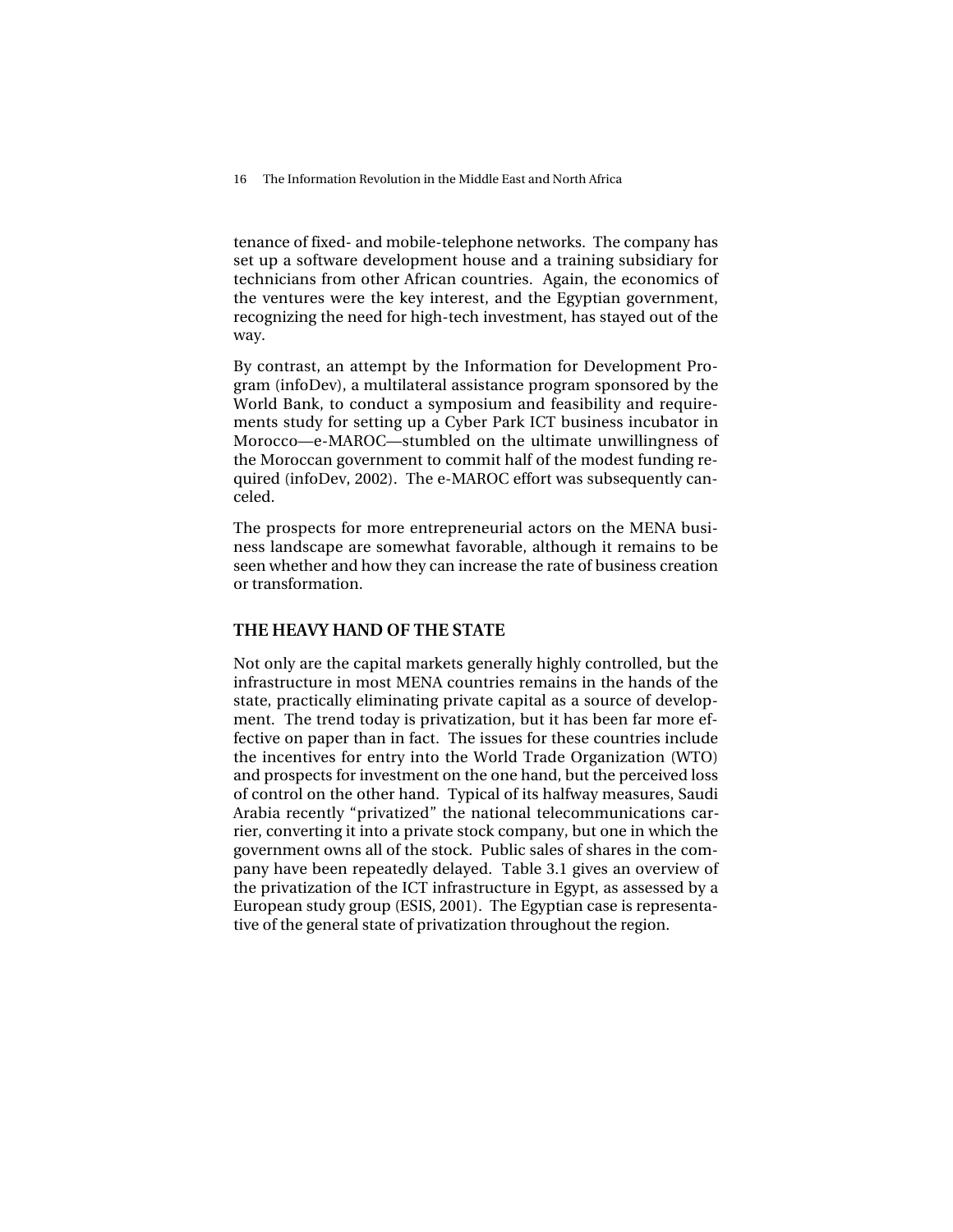tenance of fixed- and mobile-telephone networks. The company has set up a software development house and a training subsidiary for technicians from other African countries. Again, the economics of the ventures were the key interest, and the Egyptian government, recognizing the need for high-tech investment, has stayed out of the way.

By contrast, an attempt by the Information for Development Program (infoDev), a multilateral assistance program sponsored by the World Bank, to conduct a symposium and feasibility and requirements study for setting up a Cyber Park ICT business incubator in Morocco—e-MAROC—stumbled on the ultimate unwillingness of the Moroccan government to commit half of the modest funding required (infoDev, 2002). The e-MAROC effort was subsequently canceled.

The prospects for more entrepreneurial actors on the MENA business landscape are somewhat favorable, although it remains to be seen whether and how they can increase the rate of business creation or transformation.

## THE HEAVY HAND OF THE STATE

Not only are the capital markets generally highly controlled, but the infrastructure in most MENA countries remains in the hands of the state, practically eliminating private capital as a source of development. The trend today is privatization, but it has been far more effective on paper than in fact. The issues for these countries include the incentives for entry into the World Trade Organization (WTO) and prospects for investment on the one hand, but the perceived loss of control on the other hand. Typical of its halfway measures, Saudi Arabia recently "privatized" the national telecommunications carrier, converting it into a private stock company, but one in which the government owns all of the stock. Public sales of shares in the company have been repeatedly delayed. Table 3.1 gives an overview of the privatization of the ICT infrastructure in Egypt, as assessed by a European study group (ESIS, 2001). The Egyptian case is representative of the general state of privatization throughout the region.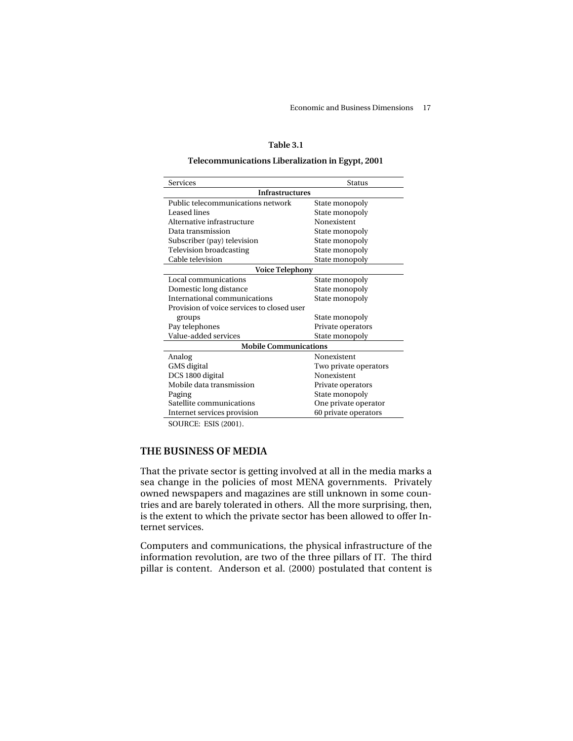**Table 3.1**

**Telecommunications Liberalization in Egypt, 2001**

| Services | Status |
|---|---|
| **Infrastructures** | |
| Public telecommunications network | State monopoly |
| Leased lines | State monopoly |
| Alternative infrastructure | Nonexistent |
| Data transmission | State monopoly |
| Subscriber (pay) television | State monopoly |
| Television broadcasting | State monopoly |
| Cable television | State monopoly |
| **Voice Telephony** | |
| Local communications | State monopoly |
| Domestic long distance | State monopoly |
| International communications | State monopoly |
| Provision of voice services to closed user groups | State monopoly |
| Pay telephones | Private operators |
| Value-added services | State monopoly |
| **Mobile Communications** | |
| Analog | Nonexistent |
| GMS digital | Two private operators |
| DCS 1800 digital | Nonexistent |
| Mobile data transmission | Private operators |
| Paging | State monopoly |
| Satellite communications | One private operator |
| Internet services provision | 60 private operators |

SOURCE: ESIS (2001).

## THE BUSINESS OF MEDIA

That the private sector is getting involved at all in the media marks a sea change in the policies of most MENA governments. Privately owned newspapers and magazines are still unknown in some countries and are barely tolerated in others. All the more surprising, then, is the extent to which the private sector has been allowed to offer Internet services.

Computers and communications, the physical infrastructure of the information revolution, are two of the three pillars of IT. The third pillar is content. Anderson et al. (2000) postulated that content is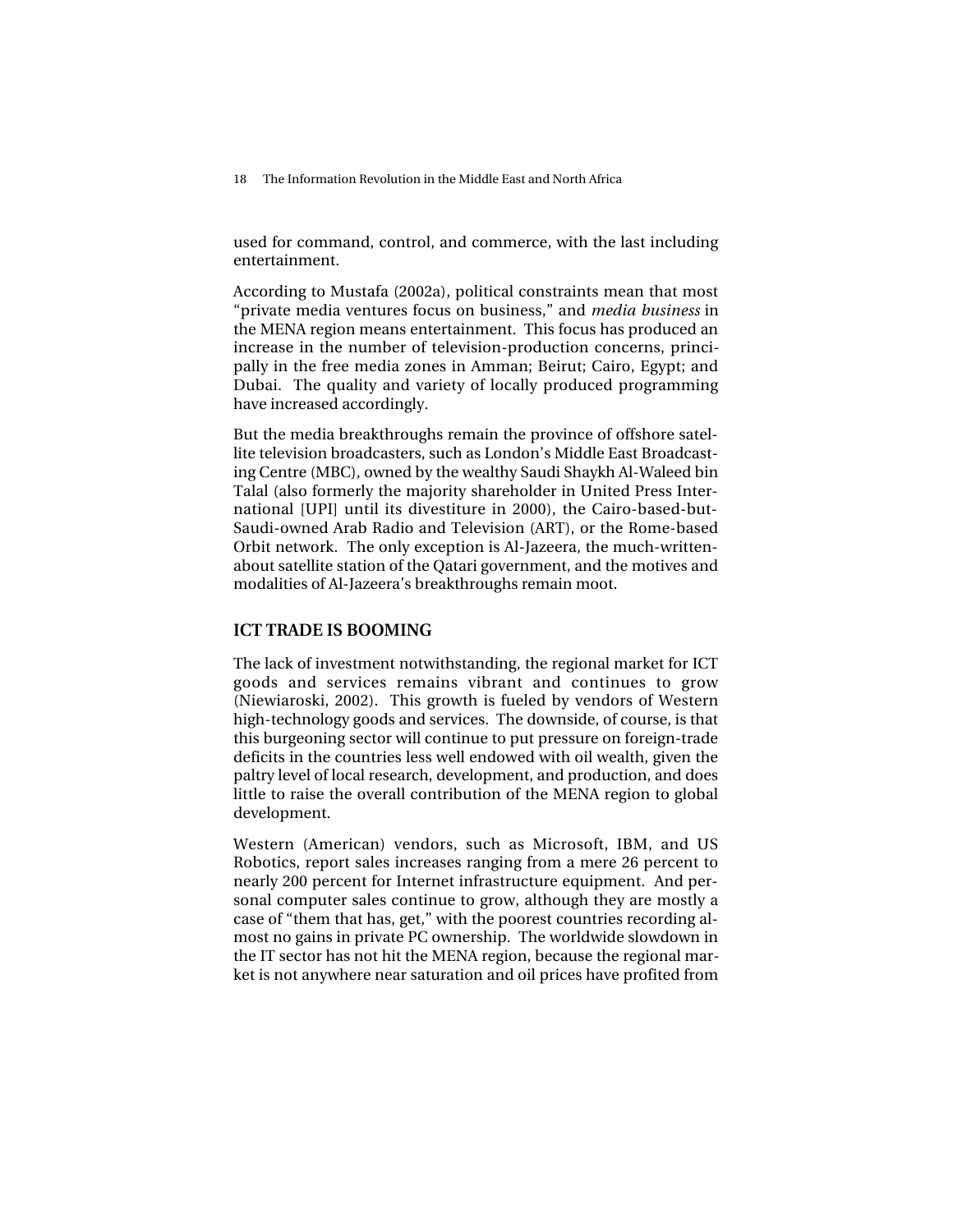used for command, control, and commerce, with the last including entertainment.

According to Mustafa (2002a), political constraints mean that most "private media ventures focus on business," and *media business* in the MENA region means entertainment. This focus has produced an increase in the number of television-production concerns, principally in the free media zones in Amman; Beirut; Cairo, Egypt; and Dubai. The quality and variety of locally produced programming have increased accordingly.

But the media breakthroughs remain the province of offshore satellite television broadcasters, such as London's Middle East Broadcasting Centre (MBC), owned by the wealthy Saudi Shaykh Al-Waleed bin Talal (also formerly the majority shareholder in United Press International [UPI] until its divestiture in 2000), the Cairo-based-but-Saudi-owned Arab Radio and Television (ART), or the Rome-based Orbit network. The only exception is Al-Jazeera, the much-written-about satellite station of the Qatari government, and the motives and modalities of Al-Jazeera's breakthroughs remain moot.

## ICT TRADE IS BOOMING

The lack of investment notwithstanding, the regional market for ICT goods and services remains vibrant and continues to grow (Niewiaroski, 2002). This growth is fueled by vendors of Western high-technology goods and services. The downside, of course, is that this burgeoning sector will continue to put pressure on foreign-trade deficits in the countries less well endowed with oil wealth, given the paltry level of local research, development, and production, and does little to raise the overall contribution of the MENA region to global development.

Western (American) vendors, such as Microsoft, IBM, and US Robotics, report sales increases ranging from a mere 26 percent to nearly 200 percent for Internet infrastructure equipment. And personal computer sales continue to grow, although they are mostly a case of "them that has, get," with the poorest countries recording almost no gains in private PC ownership. The worldwide slowdown in the IT sector has not hit the MENA region, because the regional market is not anywhere near saturation and oil prices have profited from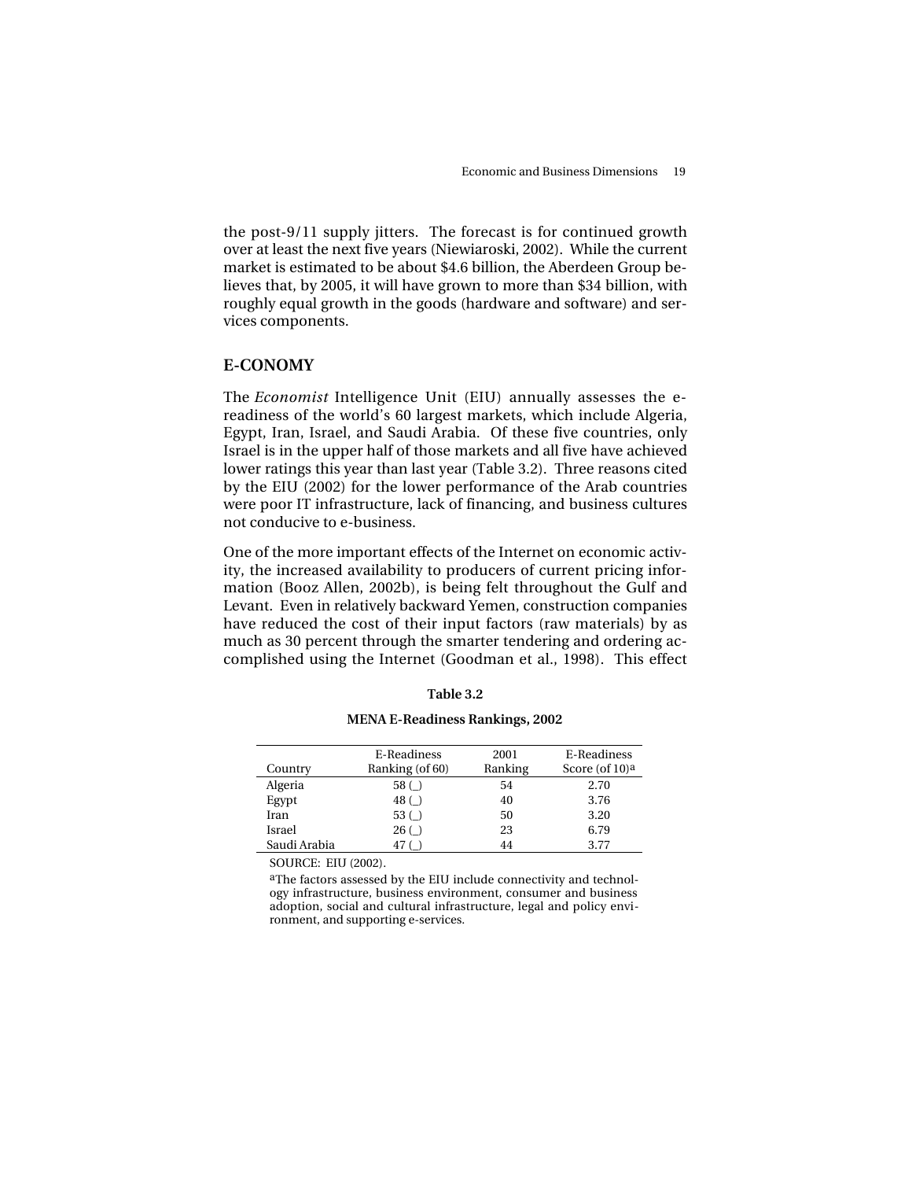the post-9/11 supply jitters. The forecast is for continued growth over at least the next five years (Niewiaroski, 2002). While the current market is estimated to be about $4.6 billion, the Aberdeen Group believes that, by 2005, it will have grown to more than $34 billion, with roughly equal growth in the goods (hardware and software) and services components.

## E-CONOMY

The *Economist* Intelligence Unit (EIU) annually assesses the e-readiness of the world's 60 largest markets, which include Algeria, Egypt, Iran, Israel, and Saudi Arabia. Of these five countries, only Israel is in the upper half of those markets and all five have achieved lower ratings this year than last year (Table 3.2). Three reasons cited by the EIU (2002) for the lower performance of the Arab countries were poor IT infrastructure, lack of financing, and business cultures not conducive to e-business.

One of the more important effects of the Internet on economic activity, the increased availability to producers of current pricing information (Booz Allen, 2002b), is being felt throughout the Gulf and Levant. Even in relatively backward Yemen, construction companies have reduced the cost of their input factors (raw materials) by as much as 30 percent through the smarter tendering and ordering accomplished using the Internet (Goodman et al., 1998). This effect

**Table 3.2**

**MENA E-Readiness Rankings, 2002**

| Country | E-Readiness Ranking (of 60) | 2001 Ranking | E-Readiness Score (of 10)[a] |
|---|---|---|---|
| Algeria | 58 (_) | 54 | 2.70 |
| Egypt | 48 (_) | 40 | 3.76 |
| Iran | 53 (_) | 50 | 3.20 |
| Israel | 26 (_) | 23 | 6.79 |
| Saudi Arabia | 47 (_) | 44 | 3.77 |

SOURCE: EIU (2002).

[a]The factors assessed by the EIU include connectivity and technology infrastructure, business environment, consumer and business adoption, social and cultural infrastructure, legal and policy environment, and supporting e-services.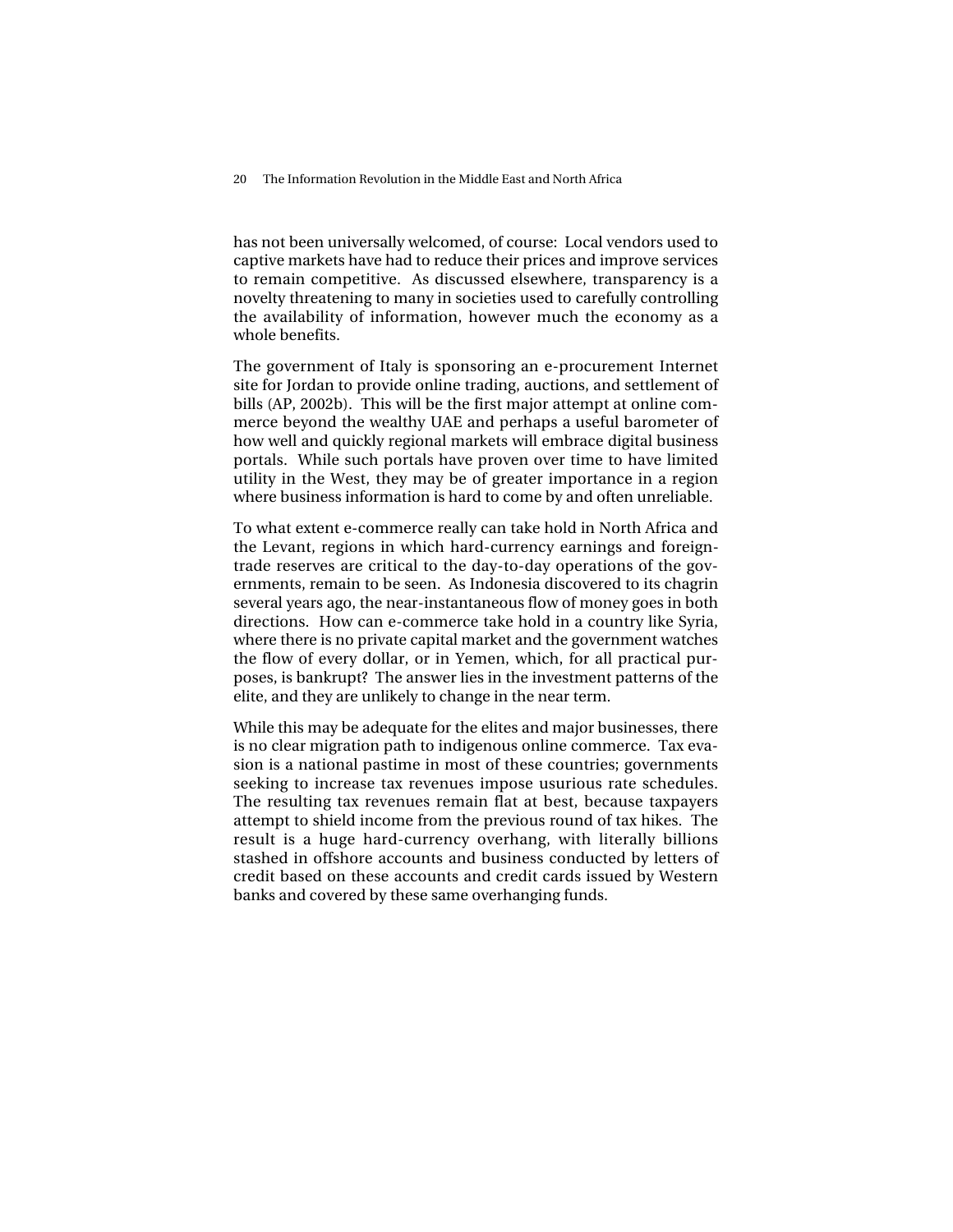has not been universally welcomed, of course: Local vendors used to captive markets have had to reduce their prices and improve services to remain competitive. As discussed elsewhere, transparency is a novelty threatening to many in societies used to carefully controlling the availability of information, however much the economy as a whole benefits.

The government of Italy is sponsoring an e-procurement Internet site for Jordan to provide online trading, auctions, and settlement of bills (AP, 2002b). This will be the first major attempt at online commerce beyond the wealthy UAE and perhaps a useful barometer of how well and quickly regional markets will embrace digital business portals. While such portals have proven over time to have limited utility in the West, they may be of greater importance in a region where business information is hard to come by and often unreliable.

To what extent e-commerce really can take hold in North Africa and the Levant, regions in which hard-currency earnings and foreign-trade reserves are critical to the day-to-day operations of the governments, remain to be seen. As Indonesia discovered to its chagrin several years ago, the near-instantaneous flow of money goes in both directions. How can e-commerce take hold in a country like Syria, where there is no private capital market and the government watches the flow of every dollar, or in Yemen, which, for all practical purposes, is bankrupt? The answer lies in the investment patterns of the elite, and they are unlikely to change in the near term.

While this may be adequate for the elites and major businesses, there is no clear migration path to indigenous online commerce. Tax evasion is a national pastime in most of these countries; governments seeking to increase tax revenues impose usurious rate schedules. The resulting tax revenues remain flat at best, because taxpayers attempt to shield income from the previous round of tax hikes. The result is a huge hard-currency overhang, with literally billions stashed in offshore accounts and business conducted by letters of credit based on these accounts and credit cards issued by Western banks and covered by these same overhanging funds.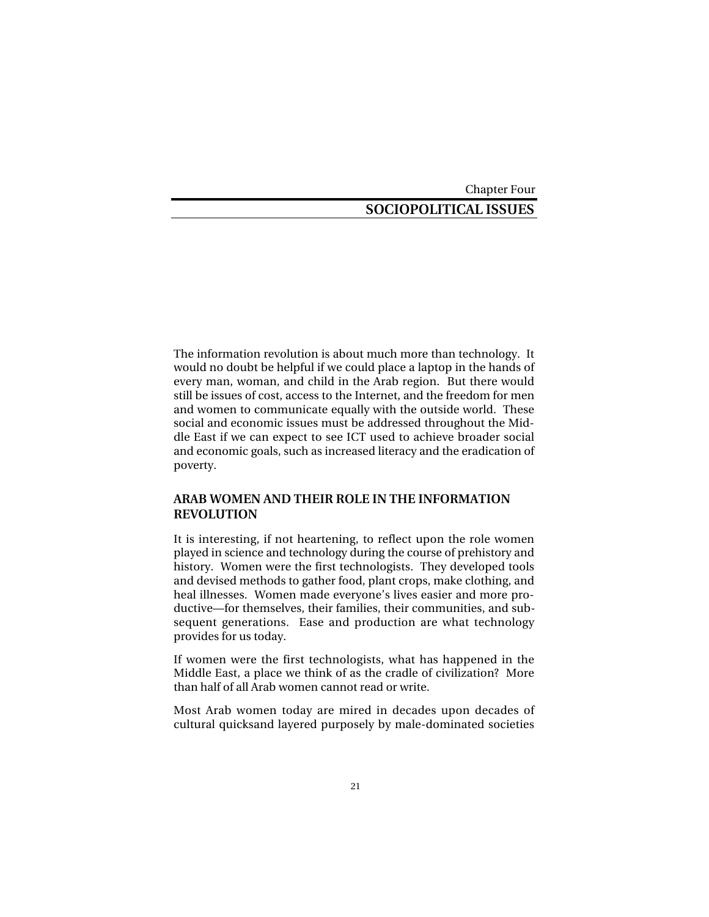Chapter Four

# SOCIOPOLITICAL ISSUES

The information revolution is about much more than technology. It would no doubt be helpful if we could place a laptop in the hands of every man, woman, and child in the Arab region. But there would still be issues of cost, access to the Internet, and the freedom for men and women to communicate equally with the outside world. These social and economic issues must be addressed throughout the Middle East if we can expect to see ICT used to achieve broader social and economic goals, such as increased literacy and the eradication of poverty.

## ARAB WOMEN AND THEIR ROLE IN THE INFORMATION REVOLUTION

It is interesting, if not heartening, to reflect upon the role women played in science and technology during the course of prehistory and history. Women were the first technologists. They developed tools and devised methods to gather food, plant crops, make clothing, and heal illnesses. Women made everyone's lives easier and more productive—for themselves, their families, their communities, and subsequent generations. Ease and production are what technology provides for us today.

If women were the first technologists, what has happened in the Middle East, a place we think of as the cradle of civilization? More than half of all Arab women cannot read or write.

Most Arab women today are mired in decades upon decades of cultural quicksand layered purposely by male-dominated societies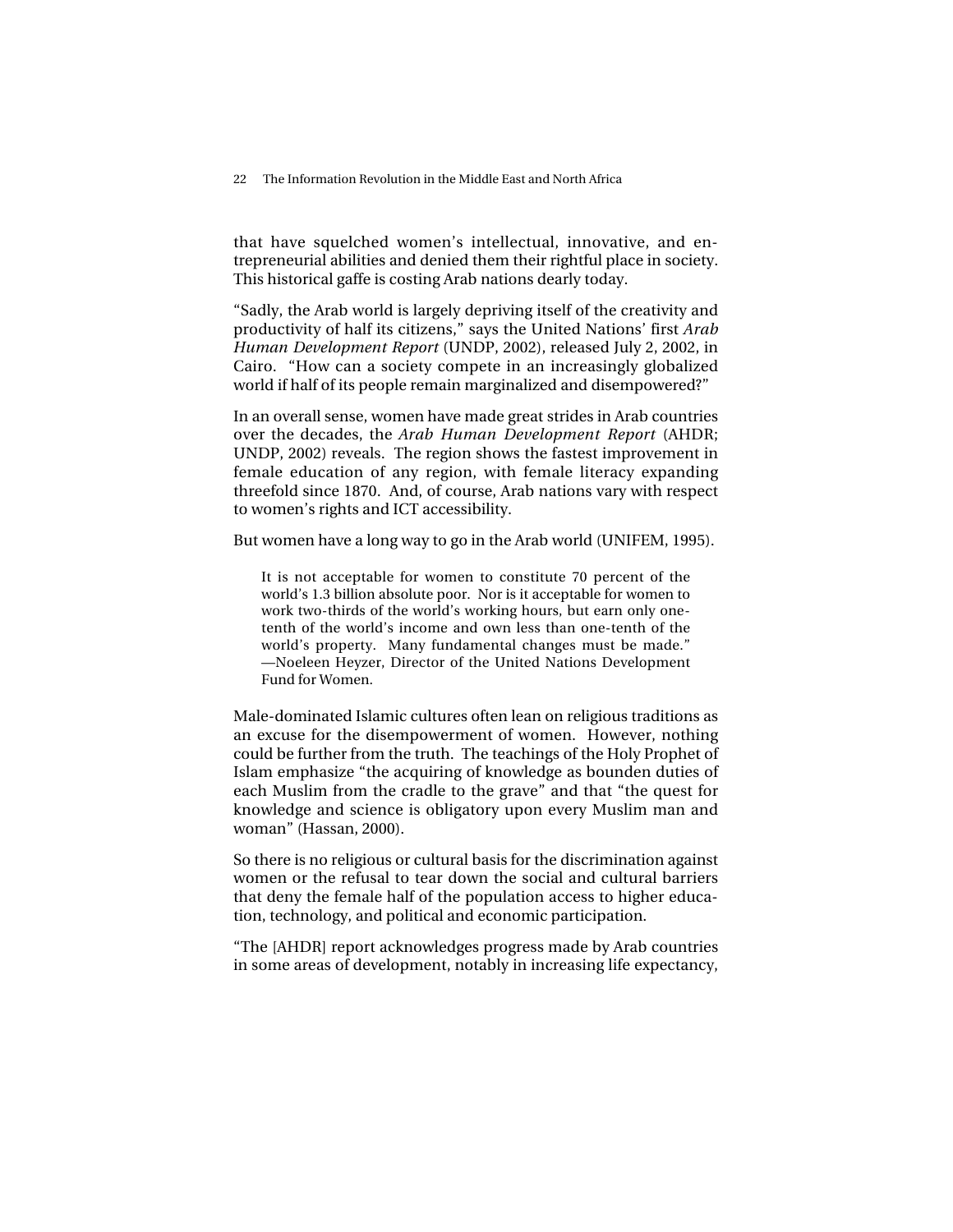that have squelched women's intellectual, innovative, and entrepreneurial abilities and denied them their rightful place in society. This historical gaffe is costing Arab nations dearly today.

"Sadly, the Arab world is largely depriving itself of the creativity and productivity of half its citizens," says the United Nations' first *Arab Human Development Report* (UNDP, 2002), released July 2, 2002, in Cairo. "How can a society compete in an increasingly globalized world if half of its people remain marginalized and disempowered?"

In an overall sense, women have made great strides in Arab countries over the decades, the *Arab Human Development Report* (AHDR; UNDP, 2002) reveals. The region shows the fastest improvement in female education of any region, with female literacy expanding threefold since 1870. And, of course, Arab nations vary with respect to women's rights and ICT accessibility.

But women have a long way to go in the Arab world (UNIFEM, 1995).

> It is not acceptable for women to constitute 70 percent of the world's 1.3 billion absolute poor. Nor is it acceptable for women to work two-thirds of the world's working hours, but earn only one-tenth of the world's income and own less than one-tenth of the world's property. Many fundamental changes must be made." —Noeleen Heyzer, Director of the United Nations Development Fund for Women.

Male-dominated Islamic cultures often lean on religious traditions as an excuse for the disempowerment of women. However, nothing could be further from the truth. The teachings of the Holy Prophet of Islam emphasize "the acquiring of knowledge as bounden duties of each Muslim from the cradle to the grave" and that "the quest for knowledge and science is obligatory upon every Muslim man and woman" (Hassan, 2000).

So there is no religious or cultural basis for the discrimination against women or the refusal to tear down the social and cultural barriers that deny the female half of the population access to higher education, technology, and political and economic participation.

"The [AHDR] report acknowledges progress made by Arab countries in some areas of development, notably in increasing life expectancy,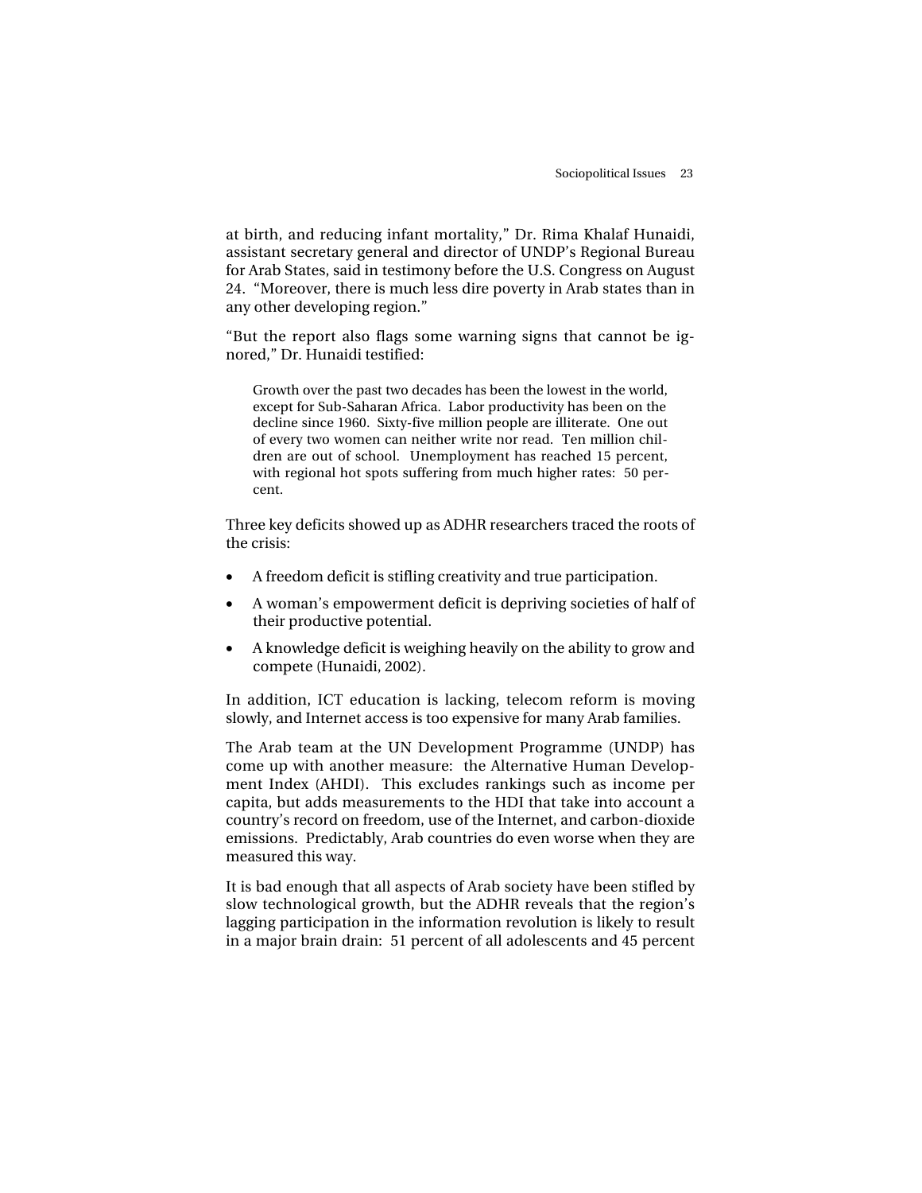at birth, and reducing infant mortality," Dr. Rima Khalaf Hunaidi, assistant secretary general and director of UNDP's Regional Bureau for Arab States, said in testimony before the U.S. Congress on August 24. "Moreover, there is much less dire poverty in Arab states than in any other developing region."

"But the report also flags some warning signs that cannot be ignored," Dr. Hunaidi testified:

> Growth over the past two decades has been the lowest in the world, except for Sub-Saharan Africa. Labor productivity has been on the decline since 1960. Sixty-five million people are illiterate. One out of every two women can neither write nor read. Ten million children are out of school. Unemployment has reached 15 percent, with regional hot spots suffering from much higher rates: 50 percent.

Three key deficits showed up as ADHR researchers traced the roots of the crisis:

- A freedom deficit is stifling creativity and true participation.
- A woman's empowerment deficit is depriving societies of half of their productive potential.
- A knowledge deficit is weighing heavily on the ability to grow and compete (Hunaidi, 2002).

In addition, ICT education is lacking, telecom reform is moving slowly, and Internet access is too expensive for many Arab families.

The Arab team at the UN Development Programme (UNDP) has come up with another measure: the Alternative Human Development Index (AHDI). This excludes rankings such as income per capita, but adds measurements to the HDI that take into account a country's record on freedom, use of the Internet, and carbon-dioxide emissions. Predictably, Arab countries do even worse when they are measured this way.

It is bad enough that all aspects of Arab society have been stifled by slow technological growth, but the ADHR reveals that the region's lagging participation in the information revolution is likely to result in a major brain drain: 51 percent of all adolescents and 45 percent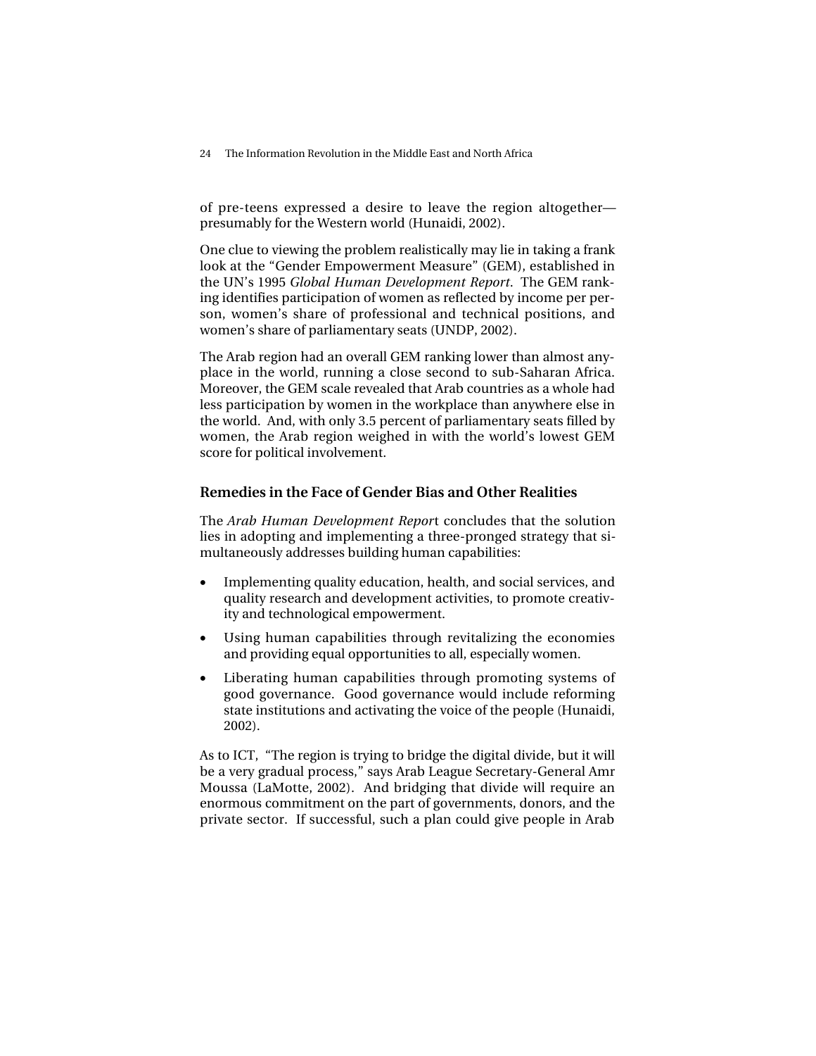of pre-teens expressed a desire to leave the region altogether—presumably for the Western world (Hunaidi, 2002).

One clue to viewing the problem realistically may lie in taking a frank look at the "Gender Empowerment Measure" (GEM), established in the UN's 1995 *Global Human Development Report*. The GEM ranking identifies participation of women as reflected by income per person, women's share of professional and technical positions, and women's share of parliamentary seats (UNDP, 2002).

The Arab region had an overall GEM ranking lower than almost anyplace in the world, running a close second to sub-Saharan Africa. Moreover, the GEM scale revealed that Arab countries as a whole had less participation by women in the workplace than anywhere else in the world. And, with only 3.5 percent of parliamentary seats filled by women, the Arab region weighed in with the world's lowest GEM score for political involvement.

### Remedies in the Face of Gender Bias and Other Realities

The *Arab Human Development Report* concludes that the solution lies in adopting and implementing a three-pronged strategy that simultaneously addresses building human capabilities:

- Implementing quality education, health, and social services, and quality research and development activities, to promote creativity and technological empowerment.
- Using human capabilities through revitalizing the economies and providing equal opportunities to all, especially women.
- Liberating human capabilities through promoting systems of good governance. Good governance would include reforming state institutions and activating the voice of the people (Hunaidi, 2002).

As to ICT, "The region is trying to bridge the digital divide, but it will be a very gradual process," says Arab League Secretary-General Amr Moussa (LaMotte, 2002). And bridging that divide will require an enormous commitment on the part of governments, donors, and the private sector. If successful, such a plan could give people in Arab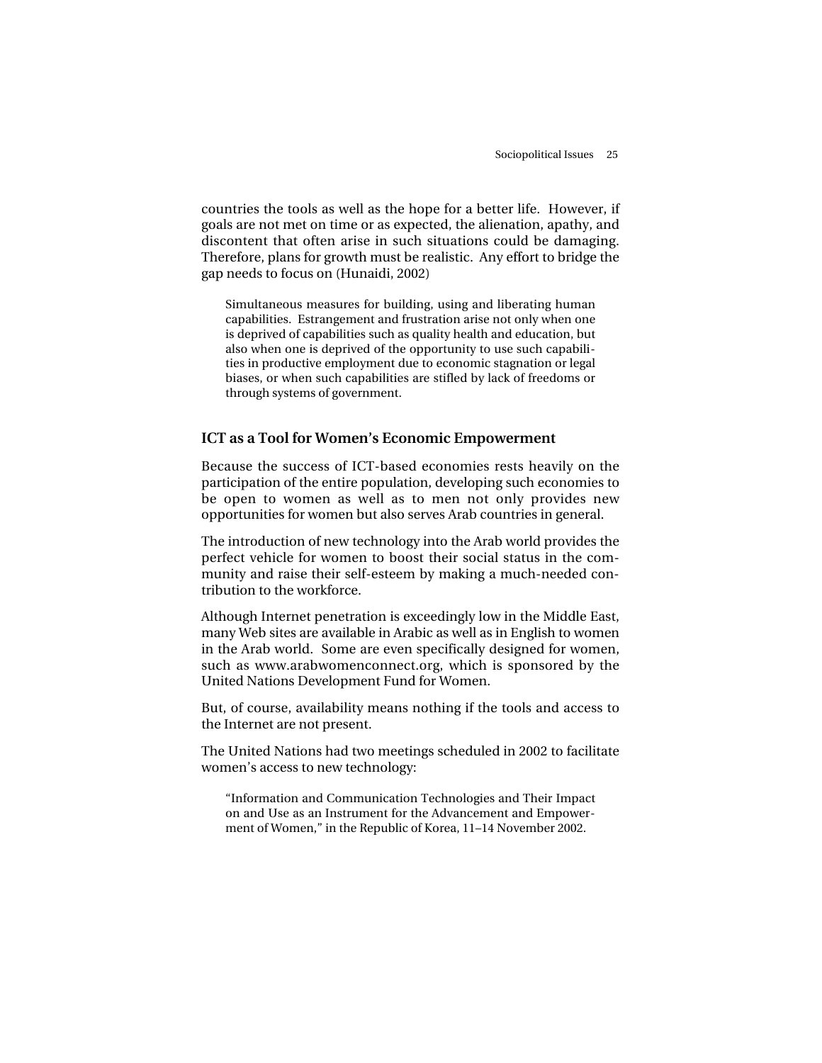countries the tools as well as the hope for a better life. However, if goals are not met on time or as expected, the alienation, apathy, and discontent that often arise in such situations could be damaging. Therefore, plans for growth must be realistic. Any effort to bridge the gap needs to focus on (Hunaidi, 2002)

> Simultaneous measures for building, using and liberating human capabilities. Estrangement and frustration arise not only when one is deprived of capabilities such as quality health and education, but also when one is deprived of the opportunity to use such capabilities in productive employment due to economic stagnation or legal biases, or when such capabilities are stifled by lack of freedoms or through systems of government.

## ICT as a Tool for Women's Economic Empowerment

Because the success of ICT-based economies rests heavily on the participation of the entire population, developing such economies to be open to women as well as to men not only provides new opportunities for women but also serves Arab countries in general.

The introduction of new technology into the Arab world provides the perfect vehicle for women to boost their social status in the community and raise their self-esteem by making a much-needed contribution to the workforce.

Although Internet penetration is exceedingly low in the Middle East, many Web sites are available in Arabic as well as in English to women in the Arab world. Some are even specifically designed for women, such as www.arabwomenconnect.org, which is sponsored by the United Nations Development Fund for Women.

But, of course, availability means nothing if the tools and access to the Internet are not present.

The United Nations had two meetings scheduled in 2002 to facilitate women's access to new technology:

> "Information and Communication Technologies and Their Impact on and Use as an Instrument for the Advancement and Empowerment of Women," in the Republic of Korea, 11–14 November 2002.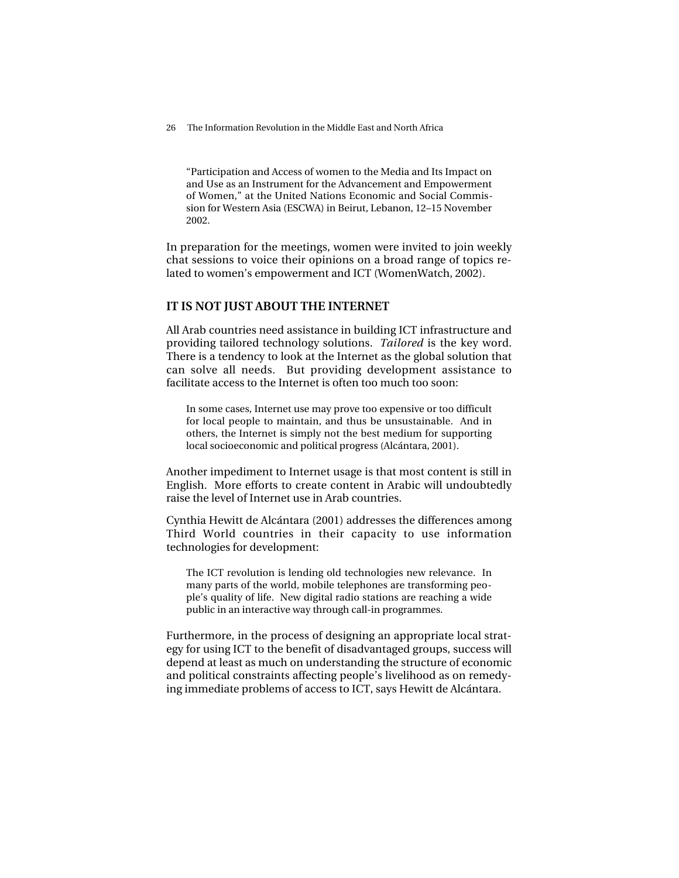> "Participation and Access of women to the Media and Its Impact on and Use as an Instrument for the Advancement and Empowerment of Women," at the United Nations Economic and Social Commission for Western Asia (ESCWA) in Beirut, Lebanon, 12–15 November 2002.

In preparation for the meetings, women were invited to join weekly chat sessions to voice their opinions on a broad range of topics related to women's empowerment and ICT (WomenWatch, 2002).

## IT IS NOT JUST ABOUT THE INTERNET

All Arab countries need assistance in building ICT infrastructure and providing tailored technology solutions. *Tailored* is the key word. There is a tendency to look at the Internet as the global solution that can solve all needs. But providing development assistance to facilitate access to the Internet is often too much too soon:

> In some cases, Internet use may prove too expensive or too difficult for local people to maintain, and thus be unsustainable. And in others, the Internet is simply not the best medium for supporting local socioeconomic and political progress (Alcántara, 2001).

Another impediment to Internet usage is that most content is still in English. More efforts to create content in Arabic will undoubtedly raise the level of Internet use in Arab countries.

Cynthia Hewitt de Alcántara (2001) addresses the differences among Third World countries in their capacity to use information technologies for development:

> The ICT revolution is lending old technologies new relevance. In many parts of the world, mobile telephones are transforming people's quality of life. New digital radio stations are reaching a wide public in an interactive way through call-in programmes.

Furthermore, in the process of designing an appropriate local strategy for using ICT to the benefit of disadvantaged groups, success will depend at least as much on understanding the structure of economic and political constraints affecting people's livelihood as on remedying immediate problems of access to ICT, says Hewitt de Alcántara.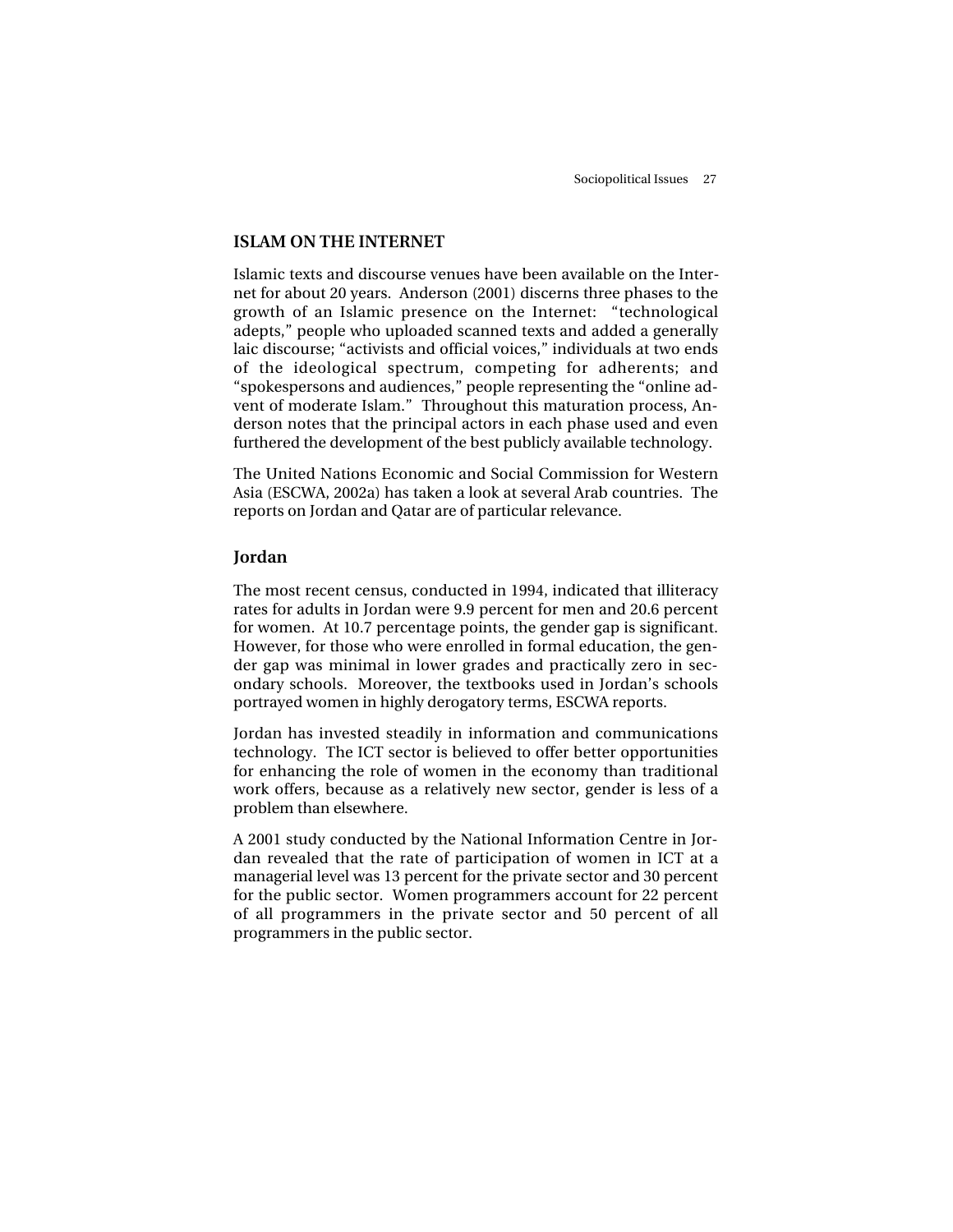## ISLAM ON THE INTERNET

Islamic texts and discourse venues have been available on the Internet for about 20 years. Anderson (2001) discerns three phases to the growth of an Islamic presence on the Internet: "technological adepts," people who uploaded scanned texts and added a generally laic discourse; "activists and official voices," individuals at two ends of the ideological spectrum, competing for adherents; and "spokespersons and audiences," people representing the "online advent of moderate Islam." Throughout this maturation process, Anderson notes that the principal actors in each phase used and even furthered the development of the best publicly available technology.

The United Nations Economic and Social Commission for Western Asia (ESCWA, 2002a) has taken a look at several Arab countries. The reports on Jordan and Qatar are of particular relevance.

### Jordan

The most recent census, conducted in 1994, indicated that illiteracy rates for adults in Jordan were 9.9 percent for men and 20.6 percent for women. At 10.7 percentage points, the gender gap is significant. However, for those who were enrolled in formal education, the gender gap was minimal in lower grades and practically zero in secondary schools. Moreover, the textbooks used in Jordan's schools portrayed women in highly derogatory terms, ESCWA reports.

Jordan has invested steadily in information and communications technology. The ICT sector is believed to offer better opportunities for enhancing the role of women in the economy than traditional work offers, because as a relatively new sector, gender is less of a problem than elsewhere.

A 2001 study conducted by the National Information Centre in Jordan revealed that the rate of participation of women in ICT at a managerial level was 13 percent for the private sector and 30 percent for the public sector. Women programmers account for 22 percent of all programmers in the private sector and 50 percent of all programmers in the public sector.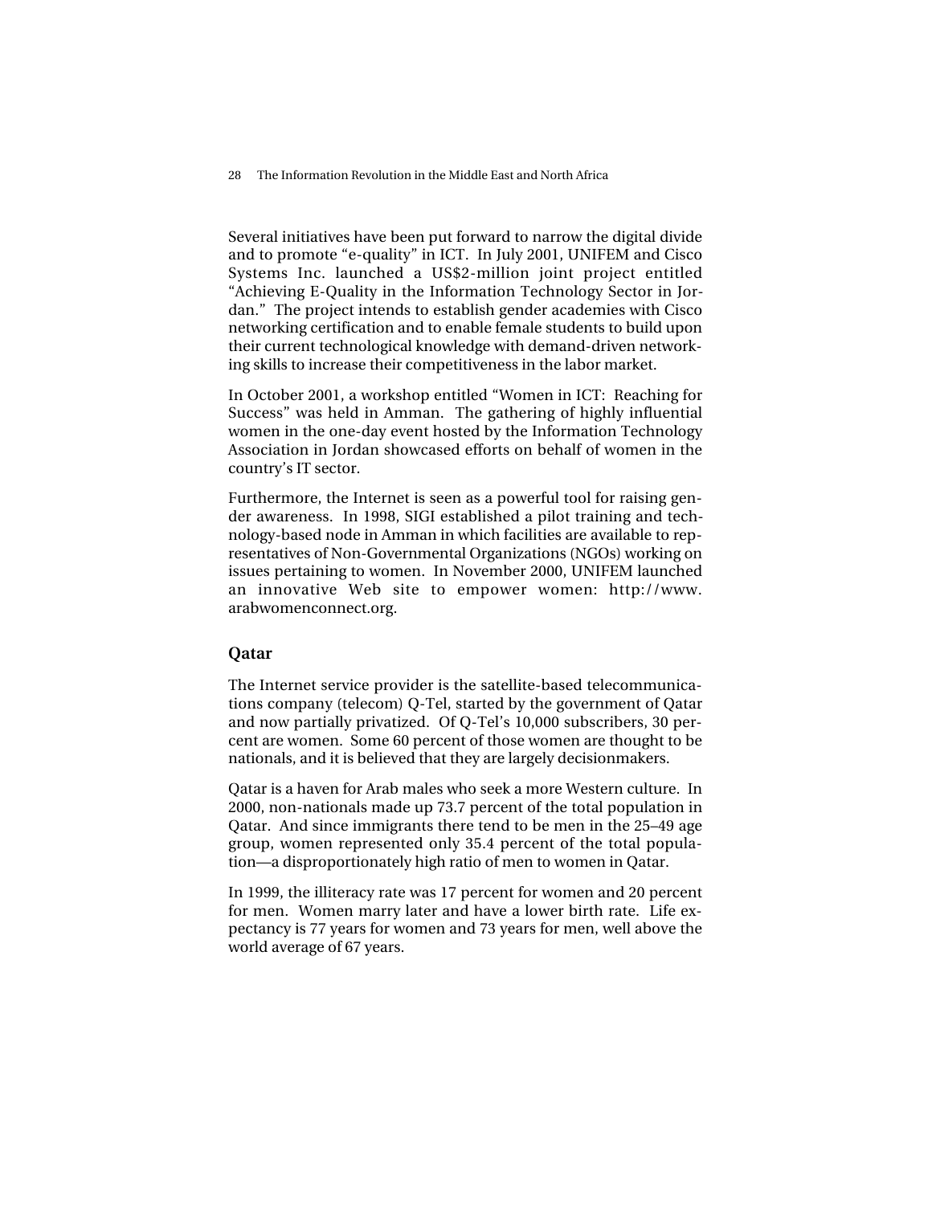Several initiatives have been put forward to narrow the digital divide and to promote "e-quality" in ICT. In July 2001, UNIFEM and Cisco Systems Inc. launched a US$2-million joint project entitled "Achieving E-Quality in the Information Technology Sector in Jordan." The project intends to establish gender academies with Cisco networking certification and to enable female students to build upon their current technological knowledge with demand-driven networking skills to increase their competitiveness in the labor market.

In October 2001, a workshop entitled "Women in ICT: Reaching for Success" was held in Amman. The gathering of highly influential women in the one-day event hosted by the Information Technology Association in Jordan showcased efforts on behalf of women in the country's IT sector.

Furthermore, the Internet is seen as a powerful tool for raising gender awareness. In 1998, SIGI established a pilot training and technology-based node in Amman in which facilities are available to representatives of Non-Governmental Organizations (NGOs) working on issues pertaining to women. In November 2000, UNIFEM launched an innovative Web site to empower women: http://www.arabwomenconnect.org.

### Qatar

The Internet service provider is the satellite-based telecommunications company (telecom) Q-Tel, started by the government of Qatar and now partially privatized. Of Q-Tel's 10,000 subscribers, 30 percent are women. Some 60 percent of those women are thought to be nationals, and it is believed that they are largely decisionmakers.

Qatar is a haven for Arab males who seek a more Western culture. In 2000, non-nationals made up 73.7 percent of the total population in Qatar. And since immigrants there tend to be men in the 25–49 age group, women represented only 35.4 percent of the total population—a disproportionately high ratio of men to women in Qatar.

In 1999, the illiteracy rate was 17 percent for women and 20 percent for men. Women marry later and have a lower birth rate. Life expectancy is 77 years for women and 73 years for men, well above the world average of 67 years.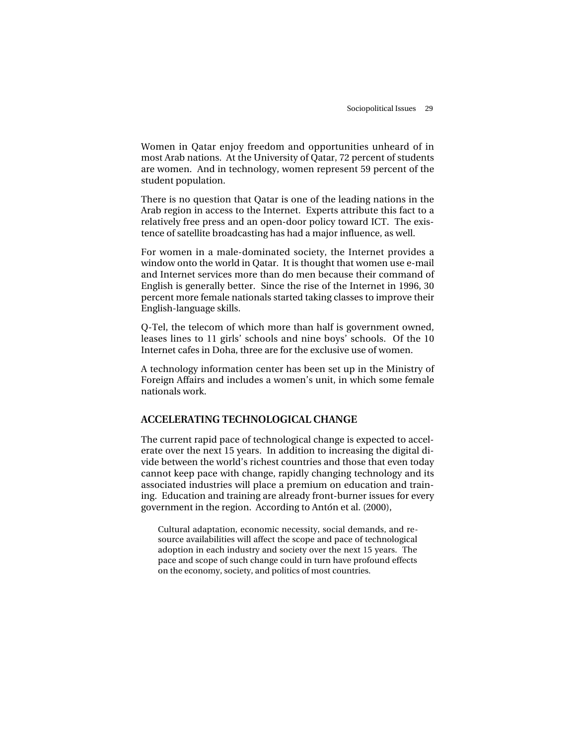Women in Qatar enjoy freedom and opportunities unheard of in most Arab nations. At the University of Qatar, 72 percent of students are women. And in technology, women represent 59 percent of the student population.

There is no question that Qatar is one of the leading nations in the Arab region in access to the Internet. Experts attribute this fact to a relatively free press and an open-door policy toward ICT. The existence of satellite broadcasting has had a major influence, as well.

For women in a male-dominated society, the Internet provides a window onto the world in Qatar. It is thought that women use e-mail and Internet services more than do men because their command of English is generally better. Since the rise of the Internet in 1996, 30 percent more female nationals started taking classes to improve their English-language skills.

Q-Tel, the telecom of which more than half is government owned, leases lines to 11 girls' schools and nine boys' schools. Of the 10 Internet cafes in Doha, three are for the exclusive use of women.

A technology information center has been set up in the Ministry of Foreign Affairs and includes a women's unit, in which some female nationals work.

## ACCELERATING TECHNOLOGICAL CHANGE

The current rapid pace of technological change is expected to accelerate over the next 15 years. In addition to increasing the digital divide between the world's richest countries and those that even today cannot keep pace with change, rapidly changing technology and its associated industries will place a premium on education and training. Education and training are already front-burner issues for every government in the region. According to Antón et al. (2000),

> Cultural adaptation, economic necessity, social demands, and resource availabilities will affect the scope and pace of technological adoption in each industry and society over the next 15 years. The pace and scope of such change could in turn have profound effects on the economy, society, and politics of most countries.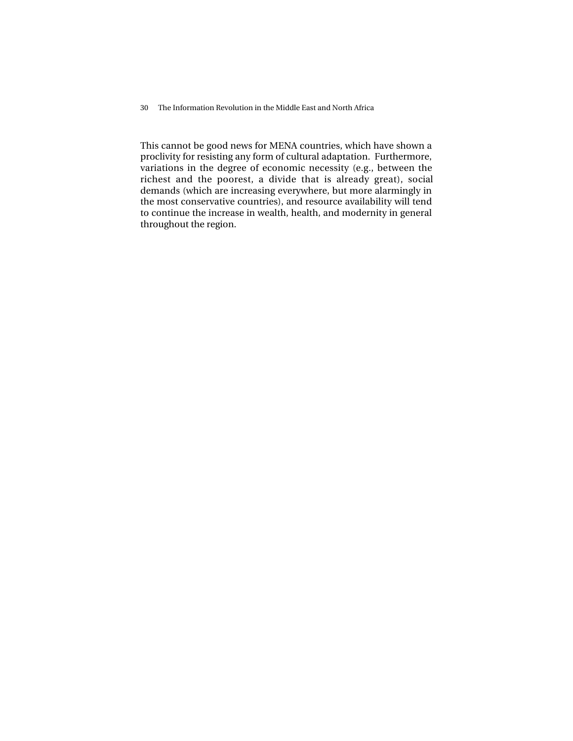This cannot be good news for MENA countries, which have shown a proclivity for resisting any form of cultural adaptation. Furthermore, variations in the degree of economic necessity (e.g., between the richest and the poorest, a divide that is already great), social demands (which are increasing everywhere, but more alarmingly in the most conservative countries), and resource availability will tend to continue the increase in wealth, health, and modernity in general throughout the region.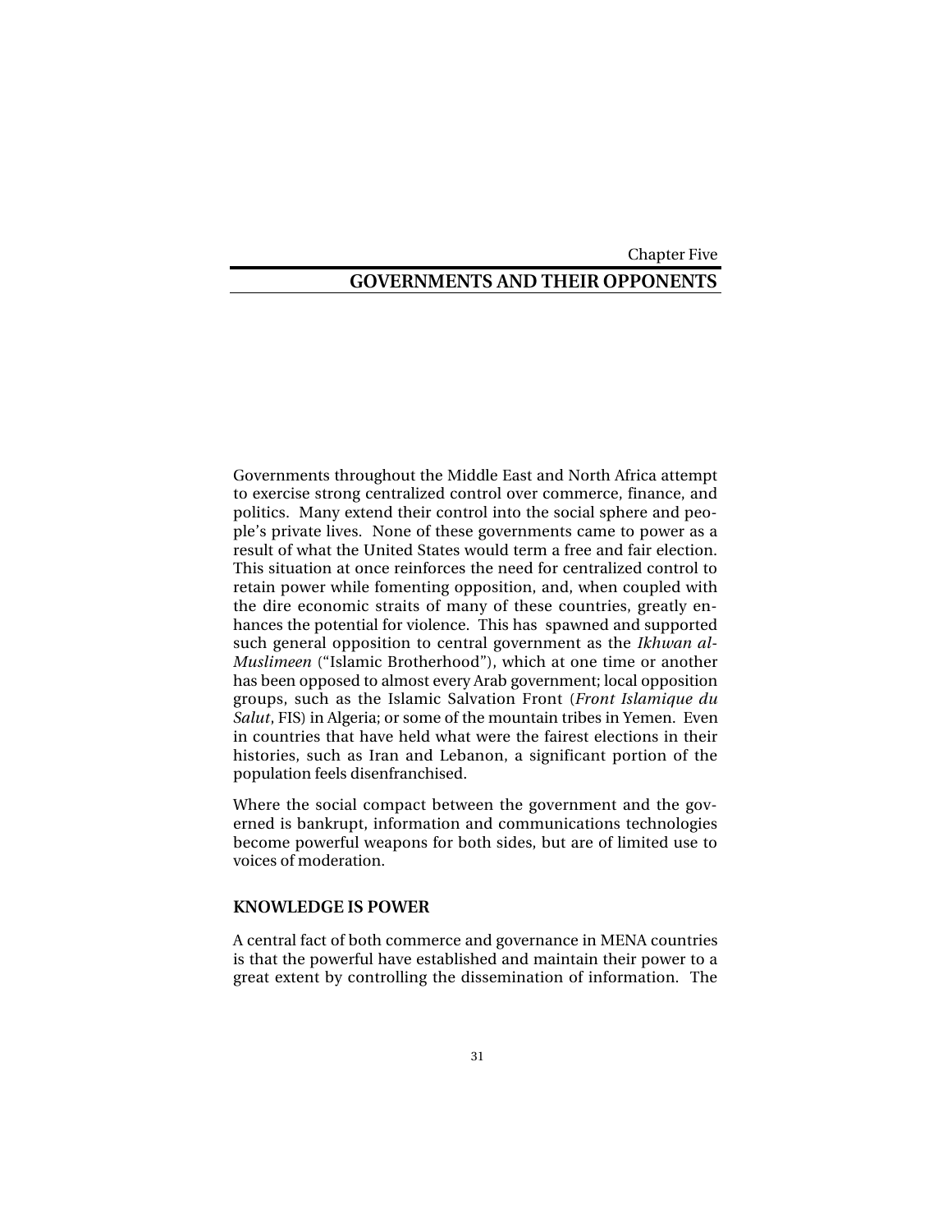Chapter Five

# GOVERNMENTS AND THEIR OPPONENTS

Governments throughout the Middle East and North Africa attempt to exercise strong centralized control over commerce, finance, and politics. Many extend their control into the social sphere and people's private lives. None of these governments came to power as a result of what the United States would term a free and fair election. This situation at once reinforces the need for centralized control to retain power while fomenting opposition, and, when coupled with the dire economic straits of many of these countries, greatly enhances the potential for violence. This has spawned and supported such general opposition to central government as the *Ikhwan al-Muslimeen* ("Islamic Brotherhood"), which at one time or another has been opposed to almost every Arab government; local opposition groups, such as the Islamic Salvation Front (*Front Islamique du Salut*, FIS) in Algeria; or some of the mountain tribes in Yemen. Even in countries that have held what were the fairest elections in their histories, such as Iran and Lebanon, a significant portion of the population feels disenfranchised.

Where the social compact between the government and the governed is bankrupt, information and communications technologies become powerful weapons for both sides, but are of limited use to voices of moderation.

## KNOWLEDGE IS POWER

A central fact of both commerce and governance in MENA countries is that the powerful have established and maintain their power to a great extent by controlling the dissemination of information. The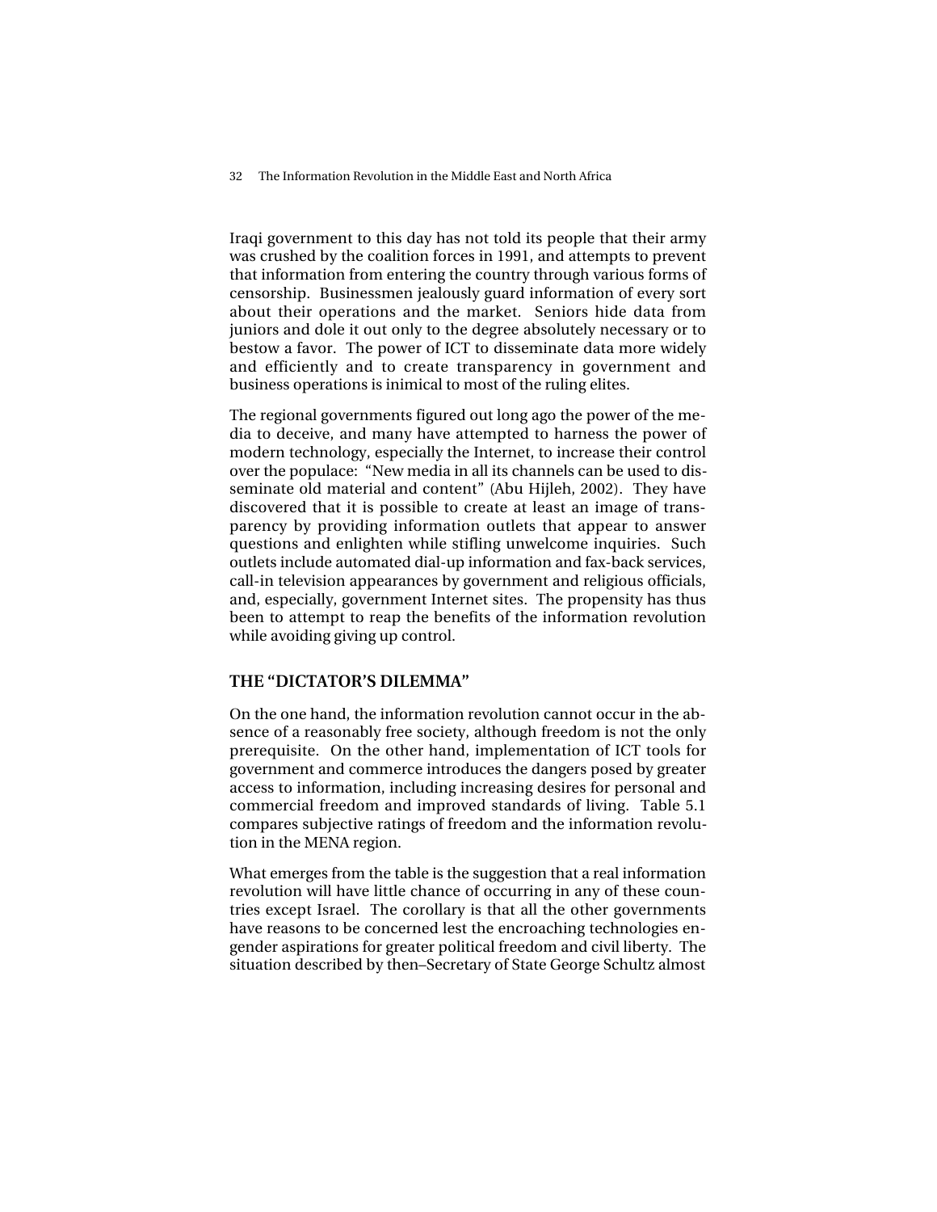Iraqi government to this day has not told its people that their army was crushed by the coalition forces in 1991, and attempts to prevent that information from entering the country through various forms of censorship. Businessmen jealously guard information of every sort about their operations and the market. Seniors hide data from juniors and dole it out only to the degree absolutely necessary or to bestow a favor. The power of ICT to disseminate data more widely and efficiently and to create transparency in government and business operations is inimical to most of the ruling elites.

The regional governments figured out long ago the power of the media to deceive, and many have attempted to harness the power of modern technology, especially the Internet, to increase their control over the populace: "New media in all its channels can be used to disseminate old material and content" (Abu Hijleh, 2002). They have discovered that it is possible to create at least an image of transparency by providing information outlets that appear to answer questions and enlighten while stifling unwelcome inquiries. Such outlets include automated dial-up information and fax-back services, call-in television appearances by government and religious officials, and, especially, government Internet sites. The propensity has thus been to attempt to reap the benefits of the information revolution while avoiding giving up control.

## THE "DICTATOR'S DILEMMA"

On the one hand, the information revolution cannot occur in the absence of a reasonably free society, although freedom is not the only prerequisite. On the other hand, implementation of ICT tools for government and commerce introduces the dangers posed by greater access to information, including increasing desires for personal and commercial freedom and improved standards of living. Table 5.1 compares subjective ratings of freedom and the information revolution in the MENA region.

What emerges from the table is the suggestion that a real information revolution will have little chance of occurring in any of these countries except Israel. The corollary is that all the other governments have reasons to be concerned lest the encroaching technologies engender aspirations for greater political freedom and civil liberty. The situation described by then–Secretary of State George Schultz almost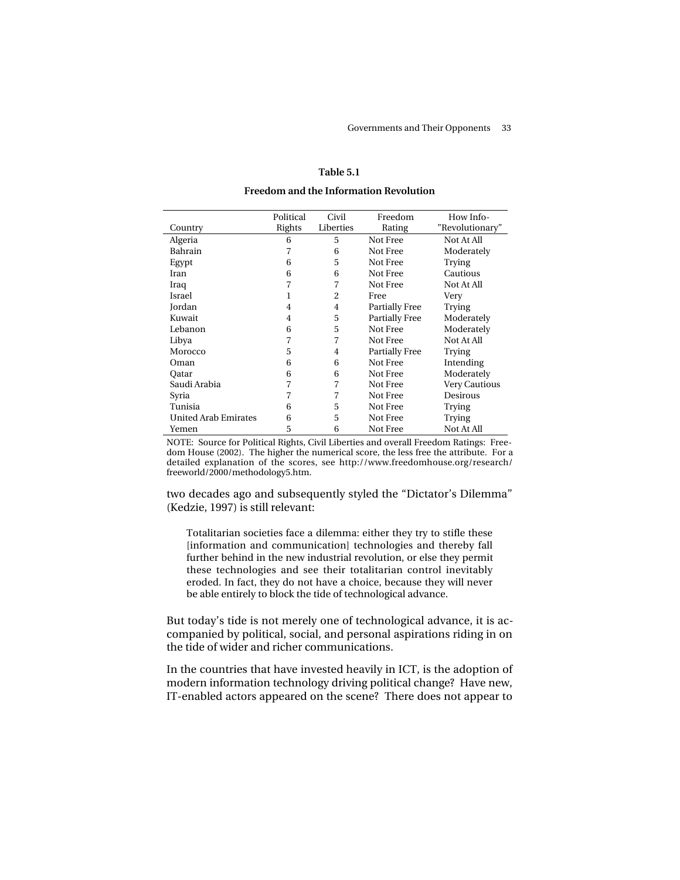**Table 5.1**

**Freedom and the Information Revolution**

| Country | Political Rights | Civil Liberties | Freedom Rating | How Info-"Revolutionary" |
|---|---|---|---|---|
| Algeria | 6 | 5 | Not Free | Not At All |
| Bahrain | 7 | 6 | Not Free | Moderately |
| Egypt | 6 | 5 | Not Free | Trying |
| Iran | 6 | 6 | Not Free | Cautious |
| Iraq | 7 | 7 | Not Free | Not At All |
| Israel | 1 | 2 | Free | Very |
| Jordan | 4 | 4 | Partially Free | Trying |
| Kuwait | 4 | 5 | Partially Free | Moderately |
| Lebanon | 6 | 5 | Not Free | Moderately |
| Libya | 7 | 7 | Not Free | Not At All |
| Morocco | 5 | 4 | Partially Free | Trying |
| Oman | 6 | 6 | Not Free | Intending |
| Qatar | 6 | 6 | Not Free | Moderately |
| Saudi Arabia | 7 | 7 | Not Free | Very Cautious |
| Syria | 7 | 7 | Not Free | Desirous |
| Tunisia | 6 | 5 | Not Free | Trying |
| United Arab Emirates | 6 | 5 | Not Free | Trying |
| Yemen | 5 | 6 | Not Free | Not At All |

NOTE: Source for Political Rights, Civil Liberties and overall Freedom Ratings: Freedom House (2002). The higher the numerical score, the less free the attribute. For a detailed explanation of the scores, see http://www.freedomhouse.org/research/freeworld/2000/methodology5.htm.

two decades ago and subsequently styled the "Dictator's Dilemma" (Kedzie, 1997) is still relevant:

> Totalitarian societies face a dilemma: either they try to stifle these [information and communication] technologies and thereby fall further behind in the new industrial revolution, or else they permit these technologies and see their totalitarian control inevitably eroded. In fact, they do not have a choice, because they will never be able entirely to block the tide of technological advance.

But today's tide is not merely one of technological advance, it is accompanied by political, social, and personal aspirations riding in on the tide of wider and richer communications.

In the countries that have invested heavily in ICT, is the adoption of modern information technology driving political change? Have new, IT-enabled actors appeared on the scene? There does not appear to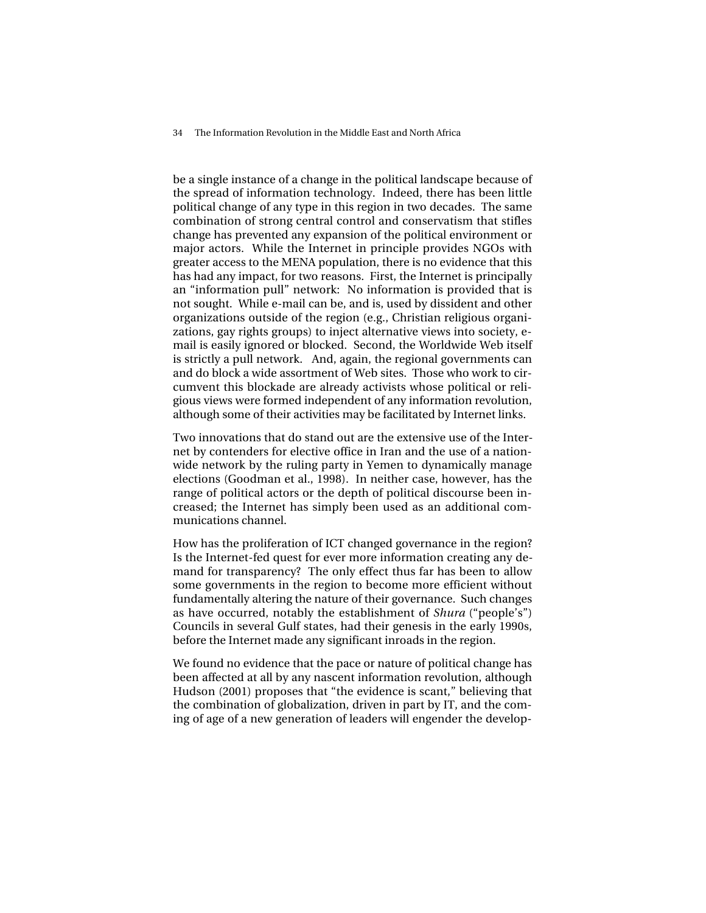be a single instance of a change in the political landscape because of the spread of information technology. Indeed, there has been little political change of any type in this region in two decades. The same combination of strong central control and conservatism that stifles change has prevented any expansion of the political environment or major actors. While the Internet in principle provides NGOs with greater access to the MENA population, there is no evidence that this has had any impact, for two reasons. First, the Internet is principally an "information pull" network: No information is provided that is not sought. While e-mail can be, and is, used by dissident and other organizations outside of the region (e.g., Christian religious organizations, gay rights groups) to inject alternative views into society, e-mail is easily ignored or blocked. Second, the Worldwide Web itself is strictly a pull network. And, again, the regional governments can and do block a wide assortment of Web sites. Those who work to circumvent this blockade are already activists whose political or religious views were formed independent of any information revolution, although some of their activities may be facilitated by Internet links.

Two innovations that do stand out are the extensive use of the Internet by contenders for elective office in Iran and the use of a nationwide network by the ruling party in Yemen to dynamically manage elections (Goodman et al., 1998). In neither case, however, has the range of political actors or the depth of political discourse been increased; the Internet has simply been used as an additional communications channel.

How has the proliferation of ICT changed governance in the region? Is the Internet-fed quest for ever more information creating any demand for transparency? The only effect thus far has been to allow some governments in the region to become more efficient without fundamentally altering the nature of their governance. Such changes as have occurred, notably the establishment of *Shura* ("people's") Councils in several Gulf states, had their genesis in the early 1990s, before the Internet made any significant inroads in the region.

We found no evidence that the pace or nature of political change has been affected at all by any nascent information revolution, although Hudson (2001) proposes that "the evidence is scant," believing that the combination of globalization, driven in part by IT, and the coming of age of a new generation of leaders will engender the develop-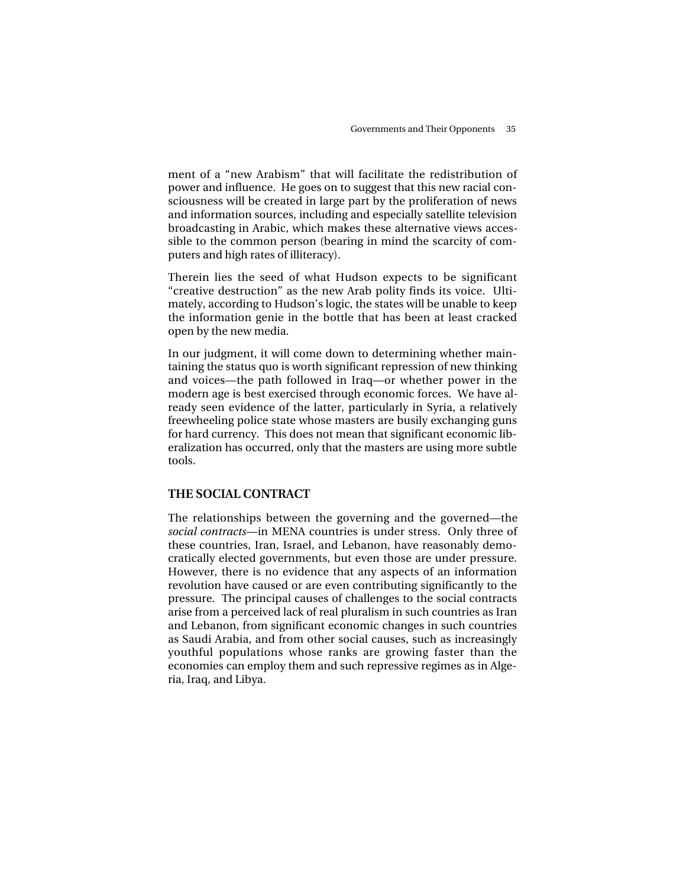ment of a "new Arabism" that will facilitate the redistribution of power and influence. He goes on to suggest that this new racial consciousness will be created in large part by the proliferation of news and information sources, including and especially satellite television broadcasting in Arabic, which makes these alternative views accessible to the common person (bearing in mind the scarcity of computers and high rates of illiteracy).

Therein lies the seed of what Hudson expects to be significant "creative destruction" as the new Arab polity finds its voice. Ultimately, according to Hudson's logic, the states will be unable to keep the information genie in the bottle that has been at least cracked open by the new media.

In our judgment, it will come down to determining whether maintaining the status quo is worth significant repression of new thinking and voices—the path followed in Iraq—or whether power in the modern age is best exercised through economic forces. We have already seen evidence of the latter, particularly in Syria, a relatively freewheeling police state whose masters are busily exchanging guns for hard currency. This does not mean that significant economic liberalization has occurred, only that the masters are using more subtle tools.

## THE SOCIAL CONTRACT

The relationships between the governing and the governed—the *social contracts*—in MENA countries is under stress. Only three of these countries, Iran, Israel, and Lebanon, have reasonably democratically elected governments, but even those are under pressure. However, there is no evidence that any aspects of an information revolution have caused or are even contributing significantly to the pressure. The principal causes of challenges to the social contracts arise from a perceived lack of real pluralism in such countries as Iran and Lebanon, from significant economic changes in such countries as Saudi Arabia, and from other social causes, such as increasingly youthful populations whose ranks are growing faster than the economies can employ them and such repressive regimes as in Algeria, Iraq, and Libya.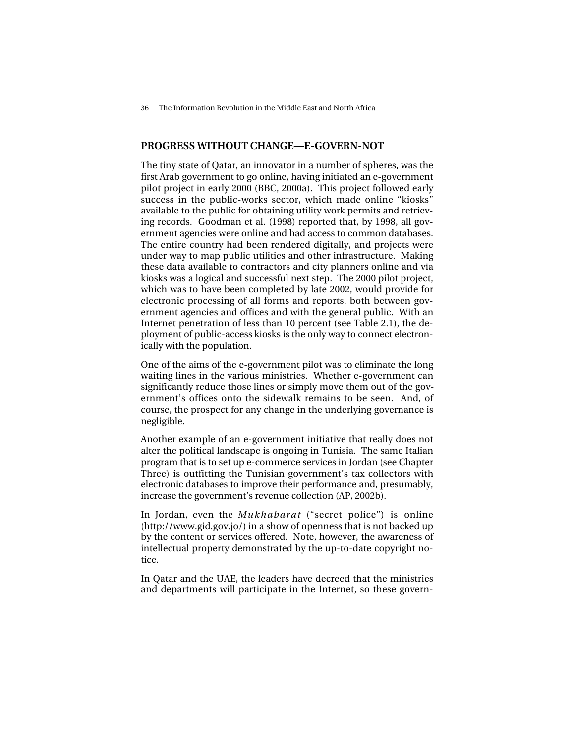## PROGRESS WITHOUT CHANGE—E-GOVERN-NOT

The tiny state of Qatar, an innovator in a number of spheres, was the first Arab government to go online, having initiated an e-government pilot project in early 2000 (BBC, 2000a). This project followed early success in the public-works sector, which made online "kiosks" available to the public for obtaining utility work permits and retrieving records. Goodman et al. (1998) reported that, by 1998, all government agencies were online and had access to common databases. The entire country had been rendered digitally, and projects were under way to map public utilities and other infrastructure. Making these data available to contractors and city planners online and via kiosks was a logical and successful next step. The 2000 pilot project, which was to have been completed by late 2002, would provide for electronic processing of all forms and reports, both between government agencies and offices and with the general public. With an Internet penetration of less than 10 percent (see Table 2.1), the deployment of public-access kiosks is the only way to connect electronically with the population.

One of the aims of the e-government pilot was to eliminate the long waiting lines in the various ministries. Whether e-government can significantly reduce those lines or simply move them out of the government's offices onto the sidewalk remains to be seen. And, of course, the prospect for any change in the underlying governance is negligible.

Another example of an e-government initiative that really does not alter the political landscape is ongoing in Tunisia. The same Italian program that is to set up e-commerce services in Jordan (see Chapter Three) is outfitting the Tunisian government's tax collectors with electronic databases to improve their performance and, presumably, increase the government's revenue collection (AP, 2002b).

In Jordan, even the *Mukhabarat* ("secret police") is online (http://www.gid.gov.jo/) in a show of openness that is not backed up by the content or services offered. Note, however, the awareness of intellectual property demonstrated by the up-to-date copyright notice.

In Qatar and the UAE, the leaders have decreed that the ministries and departments will participate in the Internet, so these govern-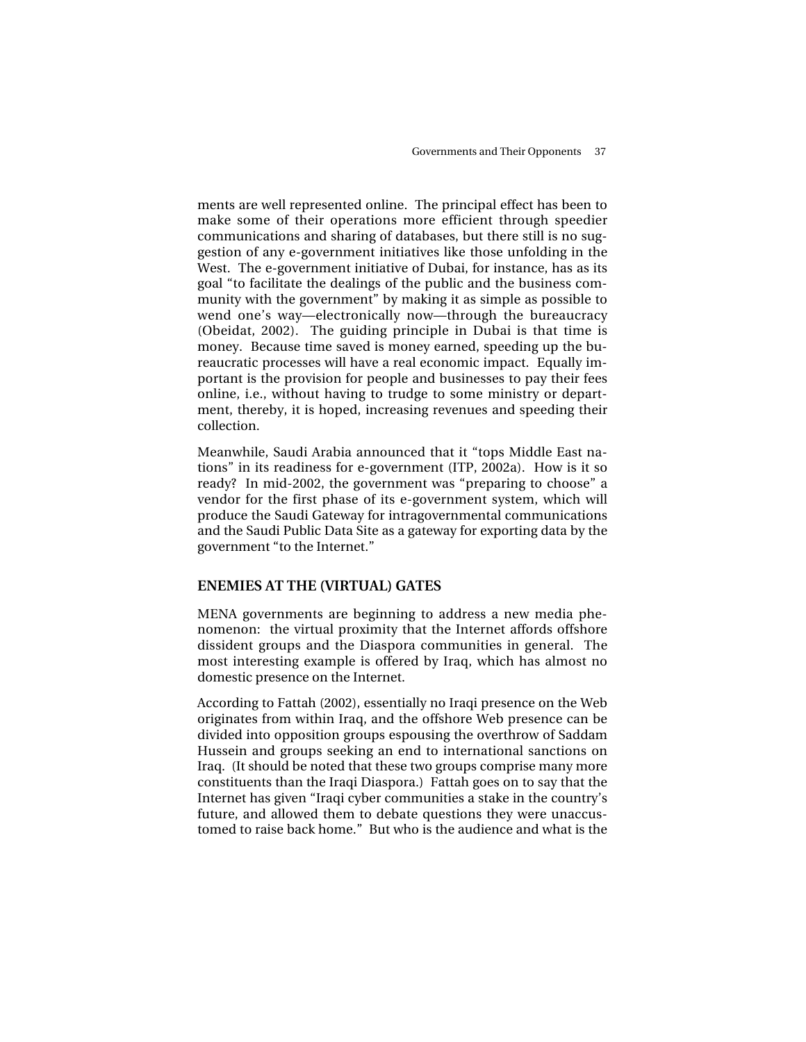ments are well represented online. The principal effect has been to make some of their operations more efficient through speedier communications and sharing of databases, but there still is no suggestion of any e-government initiatives like those unfolding in the West. The e-government initiative of Dubai, for instance, has as its goal "to facilitate the dealings of the public and the business community with the government" by making it as simple as possible to wend one's way—electronically now—through the bureaucracy (Obeidat, 2002). The guiding principle in Dubai is that time is money. Because time saved is money earned, speeding up the bureaucratic processes will have a real economic impact. Equally important is the provision for people and businesses to pay their fees online, i.e., without having to trudge to some ministry or department, thereby, it is hoped, increasing revenues and speeding their collection.

Meanwhile, Saudi Arabia announced that it "tops Middle East nations" in its readiness for e-government (ITP, 2002a). How is it so ready? In mid-2002, the government was "preparing to choose" a vendor for the first phase of its e-government system, which will produce the Saudi Gateway for intragovernmental communications and the Saudi Public Data Site as a gateway for exporting data by the government "to the Internet."

## ENEMIES AT THE (VIRTUAL) GATES

MENA governments are beginning to address a new media phenomenon: the virtual proximity that the Internet affords offshore dissident groups and the Diaspora communities in general. The most interesting example is offered by Iraq, which has almost no domestic presence on the Internet.

According to Fattah (2002), essentially no Iraqi presence on the Web originates from within Iraq, and the offshore Web presence can be divided into opposition groups espousing the overthrow of Saddam Hussein and groups seeking an end to international sanctions on Iraq. (It should be noted that these two groups comprise many more constituents than the Iraqi Diaspora.) Fattah goes on to say that the Internet has given "Iraqi cyber communities a stake in the country's future, and allowed them to debate questions they were unaccustomed to raise back home." But who is the audience and what is the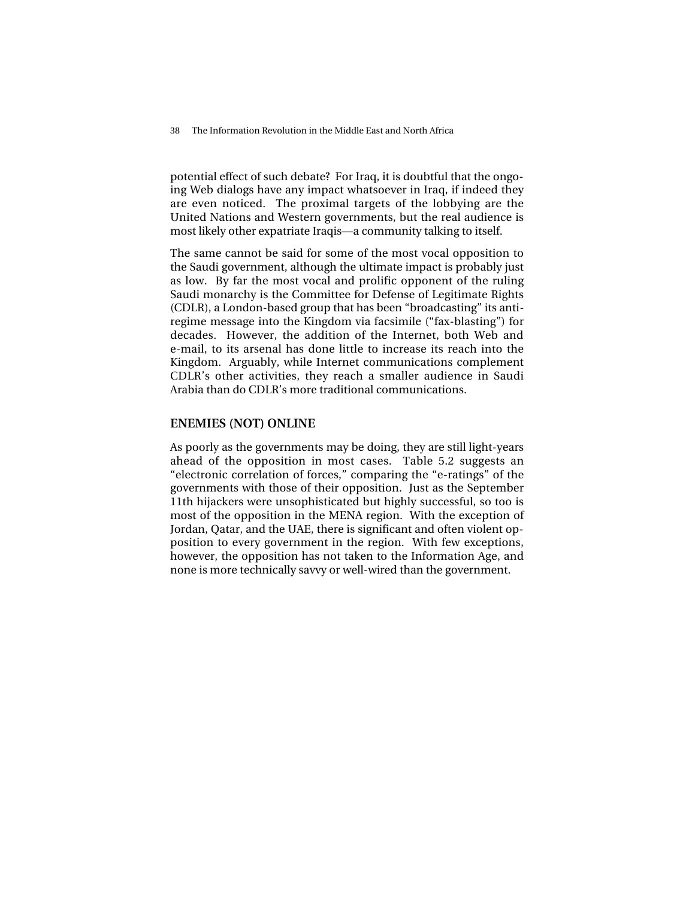potential effect of such debate? For Iraq, it is doubtful that the ongoing Web dialogs have any impact whatsoever in Iraq, if indeed they are even noticed. The proximal targets of the lobbying are the United Nations and Western governments, but the real audience is most likely other expatriate Iraqis—a community talking to itself.

The same cannot be said for some of the most vocal opposition to the Saudi government, although the ultimate impact is probably just as low. By far the most vocal and prolific opponent of the ruling Saudi monarchy is the Committee for Defense of Legitimate Rights (CDLR), a London-based group that has been "broadcasting" its anti-regime message into the Kingdom via facsimile ("fax-blasting") for decades. However, the addition of the Internet, both Web and e-mail, to its arsenal has done little to increase its reach into the Kingdom. Arguably, while Internet communications complement CDLR's other activities, they reach a smaller audience in Saudi Arabia than do CDLR's more traditional communications.

## ENEMIES (NOT) ONLINE

As poorly as the governments may be doing, they are still light-years ahead of the opposition in most cases. Table 5.2 suggests an "electronic correlation of forces," comparing the "e-ratings" of the governments with those of their opposition. Just as the September 11th hijackers were unsophisticated but highly successful, so too is most of the opposition in the MENA region. With the exception of Jordan, Qatar, and the UAE, there is significant and often violent opposition to every government in the region. With few exceptions, however, the opposition has not taken to the Information Age, and none is more technically savvy or well-wired than the government.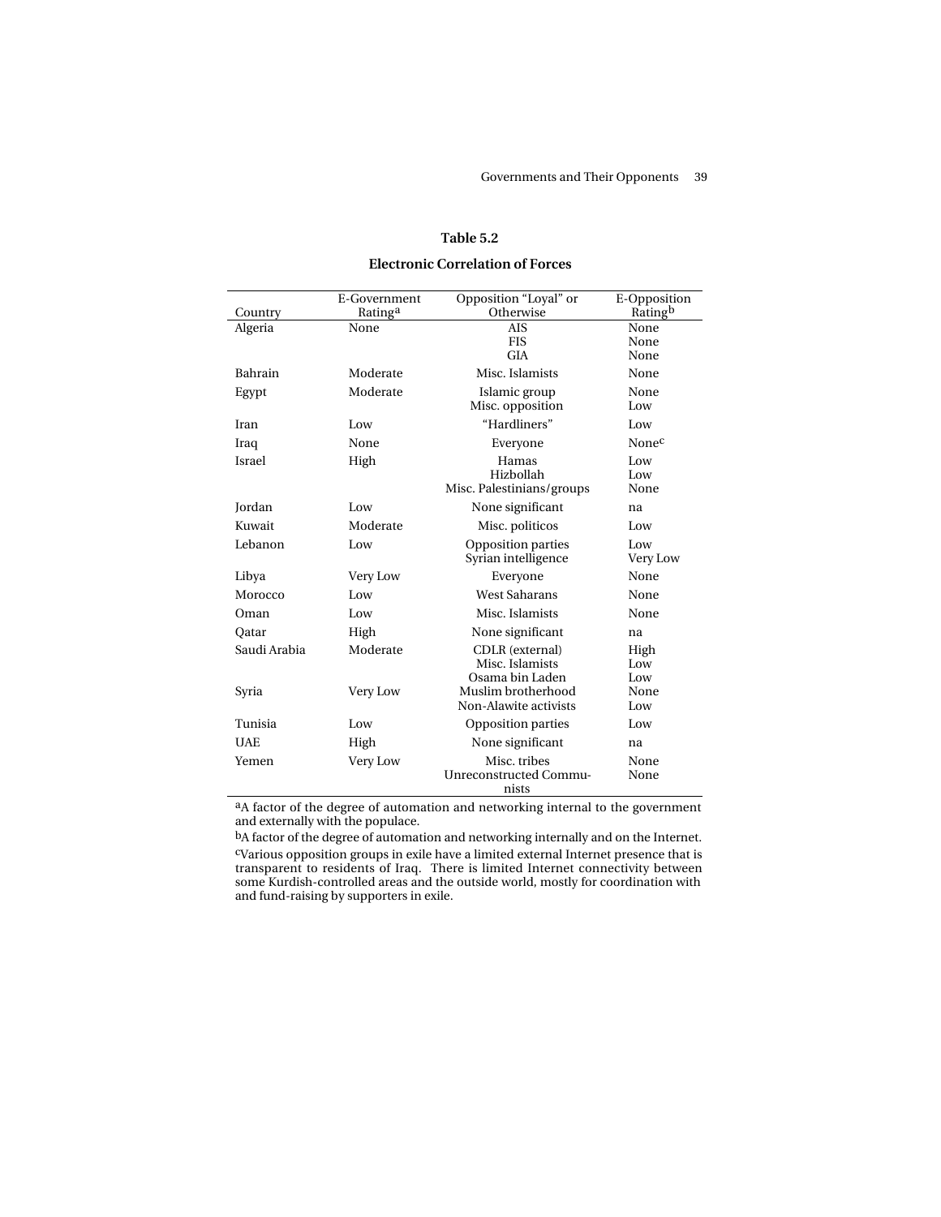**Table 5.2**

**Electronic Correlation of Forces**

| Country | E-Government Rating[a] | Opposition "Loyal" or Otherwise | E-Opposition Rating[b] |
|---|---|---|---|
| Algeria | None | AIS | None |
| | | FIS | None |
| | | GIA | None |
| Bahrain | Moderate | Misc. Islamists | None |
| Egypt | Moderate | Islamic group | None |
| | | Misc. opposition | Low |
| Iran | Low | "Hardliners" | Low |
| Iraq | None | Everyone | None[c] |
| Israel | High | Hamas | Low |
| | | Hizbollah | Low |
| | | Misc. Palestinians/groups | None |
| Jordan | Low | None significant | na |
| Kuwait | Moderate | Misc. politicos | Low |
| Lebanon | Low | Opposition parties | Low |
| | | Syrian intelligence | Very Low |
| Libya | Very Low | Everyone | None |
| Morocco | Low | West Saharans | None |
| Oman | Low | Misc. Islamists | None |
| Qatar | High | None significant | na |
| Saudi Arabia | Moderate | CDLR (external) | High |
| | | Misc. Islamists | Low |
| | | Osama bin Laden | Low |
| Syria | Very Low | Muslim brotherhood | None |
| | | Non-Alawite activists | Low |
| Tunisia | Low | Opposition parties | Low |
| UAE | High | None significant | na |
| Yemen | Very Low | Misc. tribes | None |
| | | Unreconstructed Communists | None |

[a]A factor of the degree of automation and networking internal to the government and externally with the populace.

[b]A factor of the degree of automation and networking internally and on the Internet.

[c]Various opposition groups in exile have a limited external Internet presence that is transparent to residents of Iraq. There is limited Internet connectivity between some Kurdish-controlled areas and the outside world, mostly for coordination with and fund-raising by supporters in exile.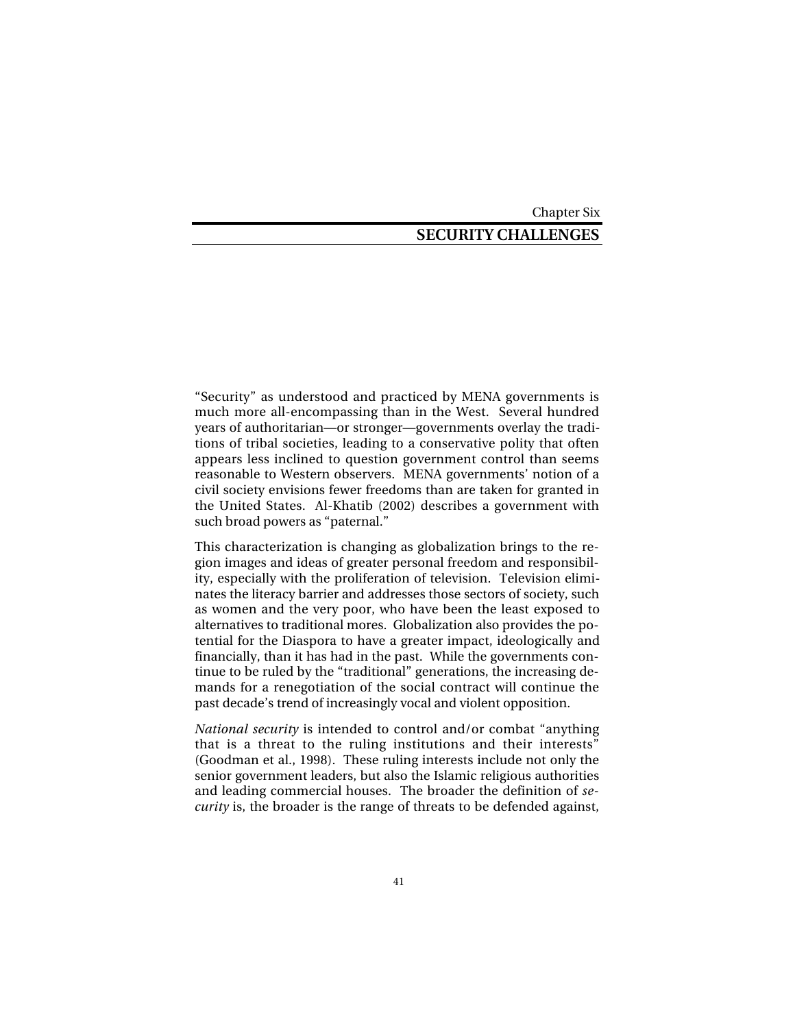Chapter Six

# SECURITY CHALLENGES

"Security" as understood and practiced by MENA governments is much more all-encompassing than in the West. Several hundred years of authoritarian—or stronger—governments overlay the traditions of tribal societies, leading to a conservative polity that often appears less inclined to question government control than seems reasonable to Western observers. MENA governments' notion of a civil society envisions fewer freedoms than are taken for granted in the United States. Al-Khatib (2002) describes a government with such broad powers as "paternal."

This characterization is changing as globalization brings to the region images and ideas of greater personal freedom and responsibility, especially with the proliferation of television. Television eliminates the literacy barrier and addresses those sectors of society, such as women and the very poor, who have been the least exposed to alternatives to traditional mores. Globalization also provides the potential for the Diaspora to have a greater impact, ideologically and financially, than it has had in the past. While the governments continue to be ruled by the "traditional" generations, the increasing demands for a renegotiation of the social contract will continue the past decade's trend of increasingly vocal and violent opposition.

*National security* is intended to control and/or combat "anything that is a threat to the ruling institutions and their interests" (Goodman et al., 1998). These ruling interests include not only the senior government leaders, but also the Islamic religious authorities and leading commercial houses. The broader the definition of *security* is, the broader is the range of threats to be defended against,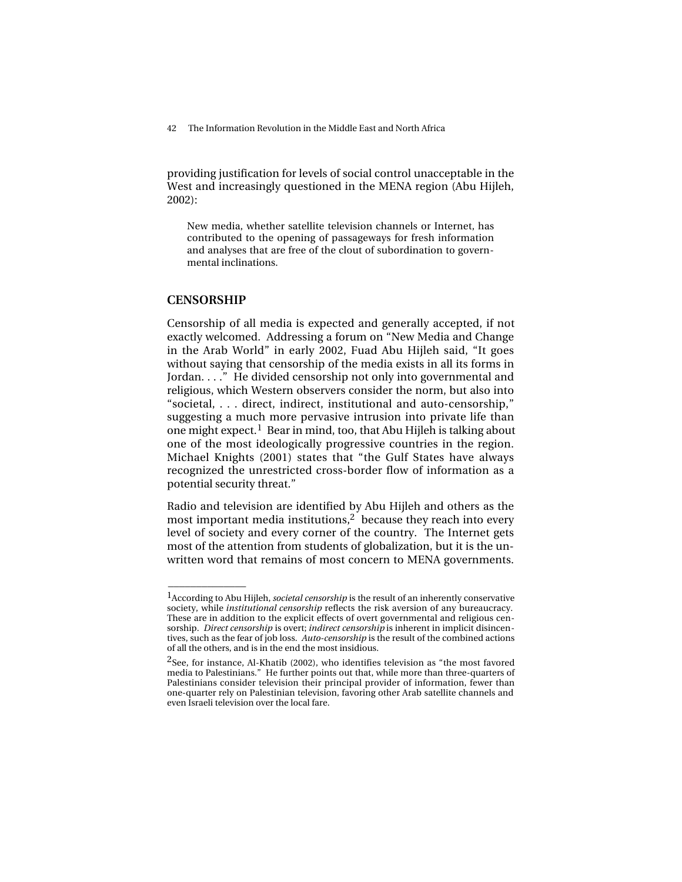providing justification for levels of social control unacceptable in the West and increasingly questioned in the MENA region (Abu Hijleh, 2002):

> New media, whether satellite television channels or Internet, has contributed to the opening of passageways for fresh information and analyses that are free of the clout of subordination to governmental inclinations.

## CENSORSHIP

Censorship of all media is expected and generally accepted, if not exactly welcomed. Addressing a forum on "New Media and Change in the Arab World" in early 2002, Fuad Abu Hijleh said, "It goes without saying that censorship of the media exists in all its forms in Jordan. . . ." He divided censorship not only into governmental and religious, which Western observers consider the norm, but also into "societal, . . . direct, indirect, institutional and auto-censorship," suggesting a much more pervasive intrusion into private life than one might expect.[1] Bear in mind, too, that Abu Hijleh is talking about one of the most ideologically progressive countries in the region. Michael Knights (2001) states that "the Gulf States have always recognized the unrestricted cross-border flow of information as a potential security threat."

Radio and television are identified by Abu Hijleh and others as the most important media institutions,[2] because they reach into every level of society and every corner of the country. The Internet gets most of the attention from students of globalization, but it is the unwritten word that remains of most concern to MENA governments.

---

[1]According to Abu Hijleh, *societal censorship* is the result of an inherently conservative society, while *institutional censorship* reflects the risk aversion of any bureaucracy. These are in addition to the explicit effects of overt governmental and religious censorship. *Direct censorship* is overt; *indirect censorship* is inherent in implicit disincentives, such as the fear of job loss. *Auto-censorship* is the result of the combined actions of all the others, and is in the end the most insidious.

[2]See, for instance, Al-Khatib (2002), who identifies television as "the most favored media to Palestinians." He further points out that, while more than three-quarters of Palestinians consider television their principal provider of information, fewer than one-quarter rely on Palestinian television, favoring other Arab satellite channels and even Israeli television over the local fare.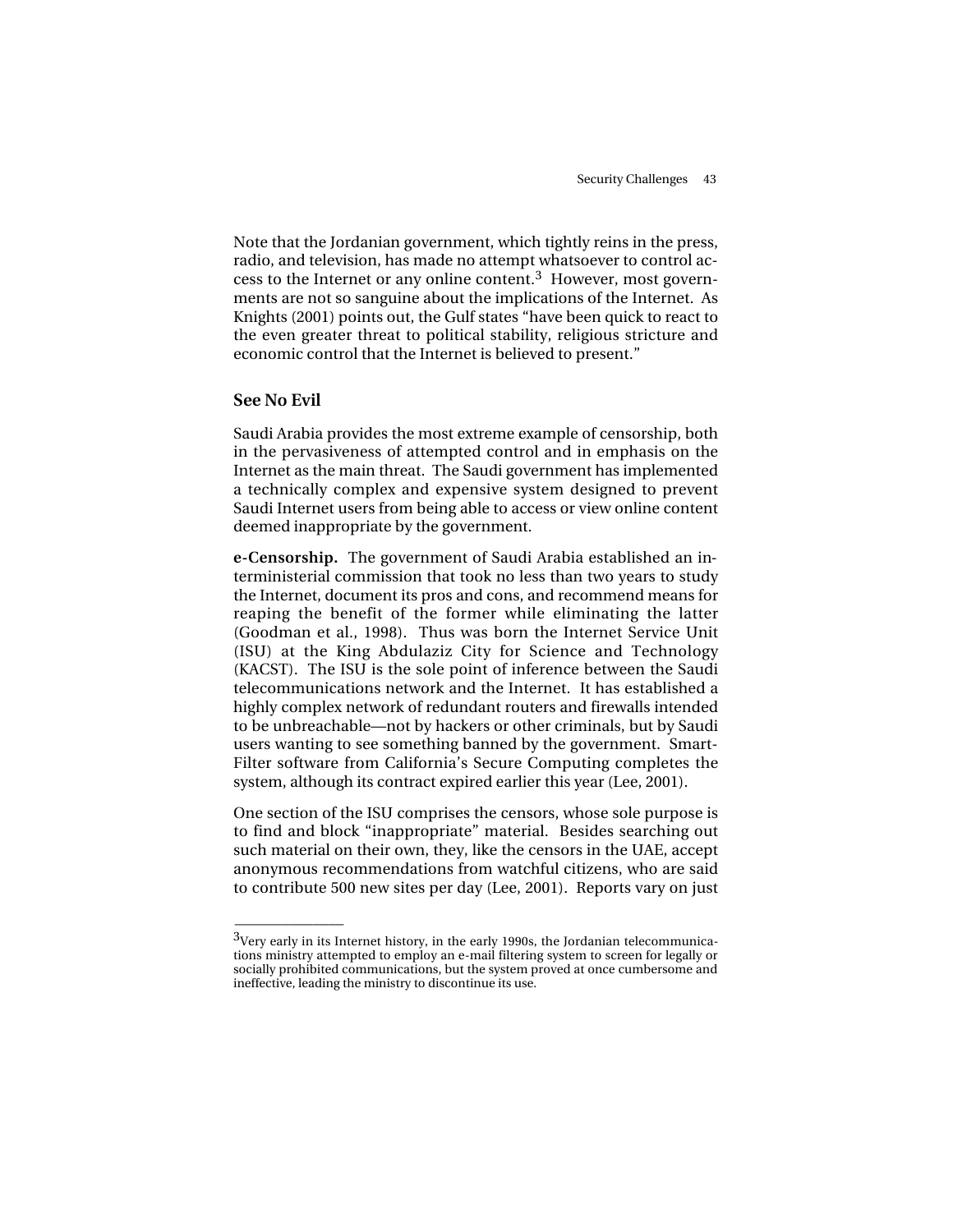Note that the Jordanian government, which tightly reins in the press, radio, and television, has made no attempt whatsoever to control access to the Internet or any online content.[3] However, most governments are not so sanguine about the implications of the Internet. As Knights (2001) points out, the Gulf states "have been quick to react to the even greater threat to political stability, religious stricture and economic control that the Internet is believed to present."

### See No Evil

Saudi Arabia provides the most extreme example of censorship, both in the pervasiveness of attempted control and in emphasis on the Internet as the main threat. The Saudi government has implemented a technically complex and expensive system designed to prevent Saudi Internet users from being able to access or view online content deemed inappropriate by the government.

**e-Censorship.** The government of Saudi Arabia established an interministerial commission that took no less than two years to study the Internet, document its pros and cons, and recommend means for reaping the benefit of the former while eliminating the latter (Goodman et al., 1998). Thus was born the Internet Service Unit (ISU) at the King Abdulaziz City for Science and Technology (KACST). The ISU is the sole point of inference between the Saudi telecommunications network and the Internet. It has established a highly complex network of redundant routers and firewalls intended to be unbreachable—not by hackers or other criminals, but by Saudi users wanting to see something banned by the government. Smart-Filter software from California's Secure Computing completes the system, although its contract expired earlier this year (Lee, 2001).

One section of the ISU comprises the censors, whose sole purpose is to find and block "inappropriate" material. Besides searching out such material on their own, they, like the censors in the UAE, accept anonymous recommendations from watchful citizens, who are said to contribute 500 new sites per day (Lee, 2001). Reports vary on just

---

[3] Very early in its Internet history, in the early 1990s, the Jordanian telecommunications ministry attempted to employ an e-mail filtering system to screen for legally or socially prohibited communications, but the system proved at once cumbersome and ineffective, leading the ministry to discontinue its use.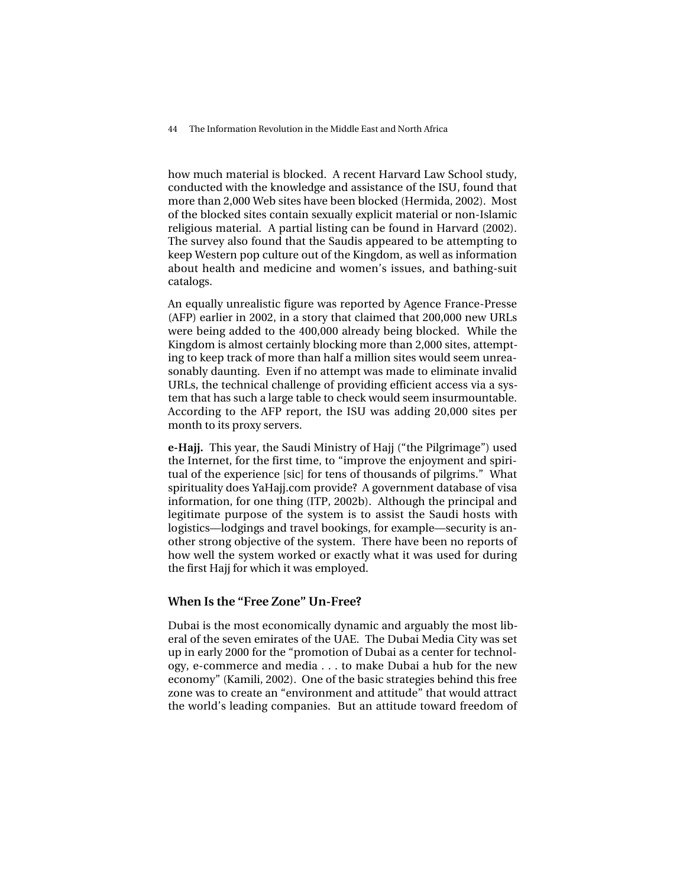how much material is blocked. A recent Harvard Law School study, conducted with the knowledge and assistance of the ISU, found that more than 2,000 Web sites have been blocked (Hermida, 2002). Most of the blocked sites contain sexually explicit material or non-Islamic religious material. A partial listing can be found in Harvard (2002). The survey also found that the Saudis appeared to be attempting to keep Western pop culture out of the Kingdom, as well as information about health and medicine and women's issues, and bathing-suit catalogs.

An equally unrealistic figure was reported by Agence France-Presse (AFP) earlier in 2002, in a story that claimed that 200,000 new URLs were being added to the 400,000 already being blocked. While the Kingdom is almost certainly blocking more than 2,000 sites, attempting to keep track of more than half a million sites would seem unreasonably daunting. Even if no attempt was made to eliminate invalid URLs, the technical challenge of providing efficient access via a system that has such a large table to check would seem insurmountable. According to the AFP report, the ISU was adding 20,000 sites per month to its proxy servers.

**e-Hajj.** This year, the Saudi Ministry of Hajj ("the Pilgrimage") used the Internet, for the first time, to "improve the enjoyment and spiritual of the experience [sic] for tens of thousands of pilgrims." What spirituality does YaHajj.com provide? A government database of visa information, for one thing (ITP, 2002b). Although the principal and legitimate purpose of the system is to assist the Saudi hosts with logistics—lodgings and travel bookings, for example—security is another strong objective of the system. There have been no reports of how well the system worked or exactly what it was used for during the first Hajj for which it was employed.

### When Is the "Free Zone" Un-Free?

Dubai is the most economically dynamic and arguably the most liberal of the seven emirates of the UAE. The Dubai Media City was set up in early 2000 for the "promotion of Dubai as a center for technology, e-commerce and media . . . to make Dubai a hub for the new economy" (Kamili, 2002). One of the basic strategies behind this free zone was to create an "environment and attitude" that would attract the world's leading companies. But an attitude toward freedom of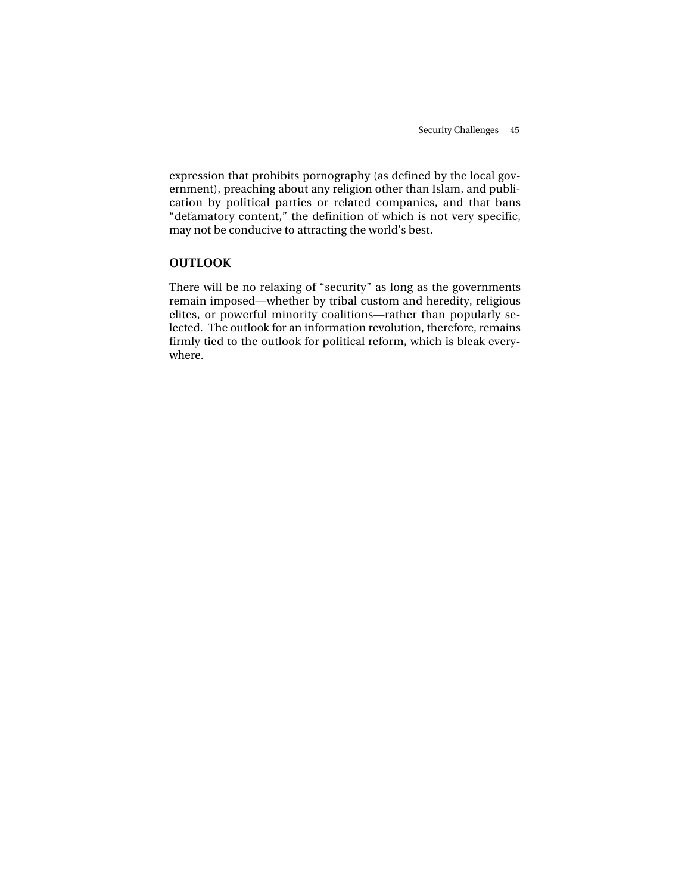expression that prohibits pornography (as defined by the local government), preaching about any religion other than Islam, and publication by political parties or related companies, and that bans "defamatory content," the definition of which is not very specific, may not be conducive to attracting the world's best.

## OUTLOOK

There will be no relaxing of "security" as long as the governments remain imposed—whether by tribal custom and heredity, religious elites, or powerful minority coalitions—rather than popularly selected. The outlook for an information revolution, therefore, remains firmly tied to the outlook for political reform, which is bleak everywhere.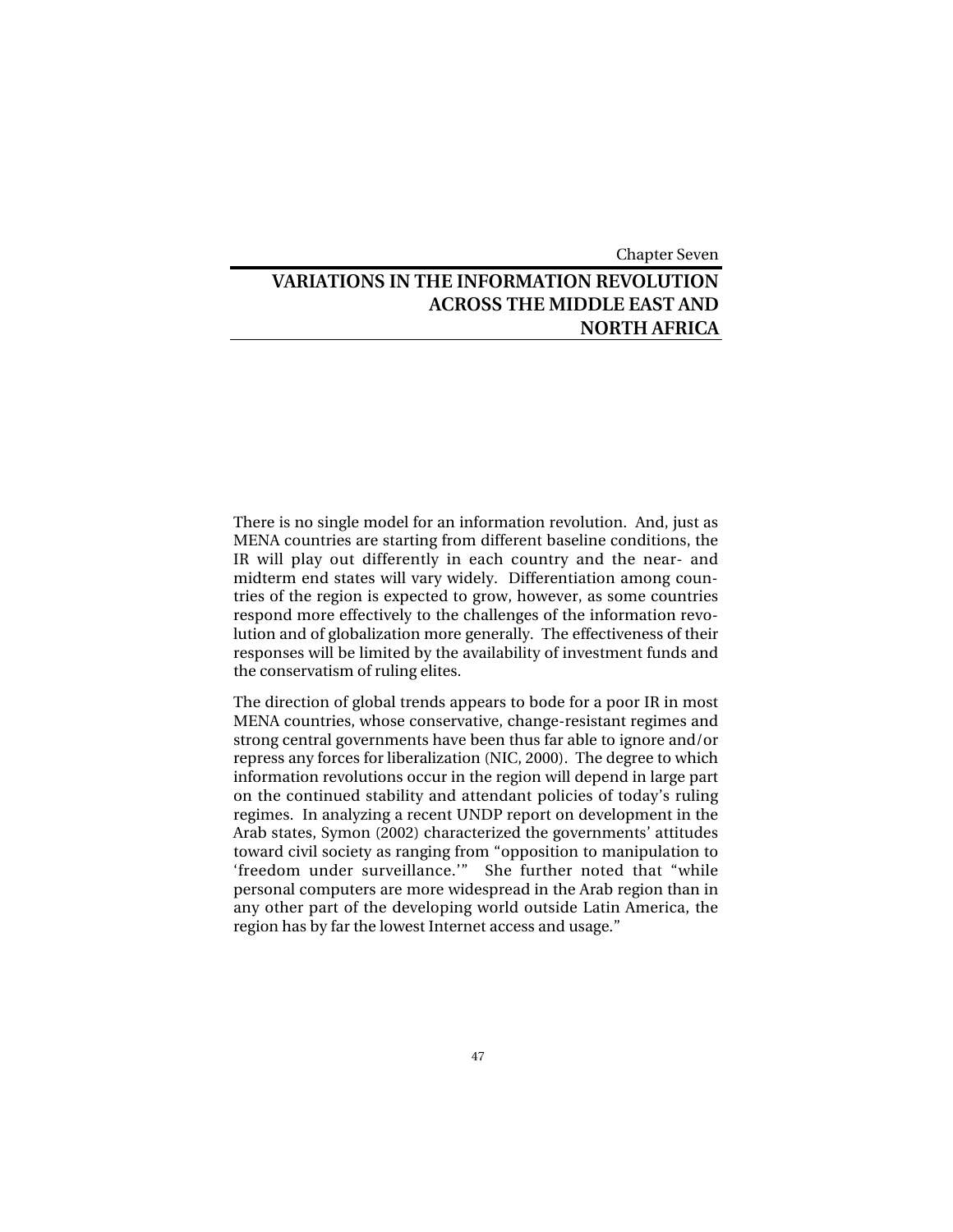Chapter Seven

# VARIATIONS IN THE INFORMATION REVOLUTION ACROSS THE MIDDLE EAST AND NORTH AFRICA

There is no single model for an information revolution. And, just as MENA countries are starting from different baseline conditions, the IR will play out differently in each country and the near- and midterm end states will vary widely. Differentiation among countries of the region is expected to grow, however, as some countries respond more effectively to the challenges of the information revolution and of globalization more generally. The effectiveness of their responses will be limited by the availability of investment funds and the conservatism of ruling elites.

The direction of global trends appears to bode for a poor IR in most MENA countries, whose conservative, change-resistant regimes and strong central governments have been thus far able to ignore and/or repress any forces for liberalization (NIC, 2000). The degree to which information revolutions occur in the region will depend in large part on the continued stability and attendant policies of today's ruling regimes. In analyzing a recent UNDP report on development in the Arab states, Symon (2002) characterized the governments' attitudes toward civil society as ranging from "opposition to manipulation to 'freedom under surveillance.'" She further noted that "while personal computers are more widespread in the Arab region than in any other part of the developing world outside Latin America, the region has by far the lowest Internet access and usage."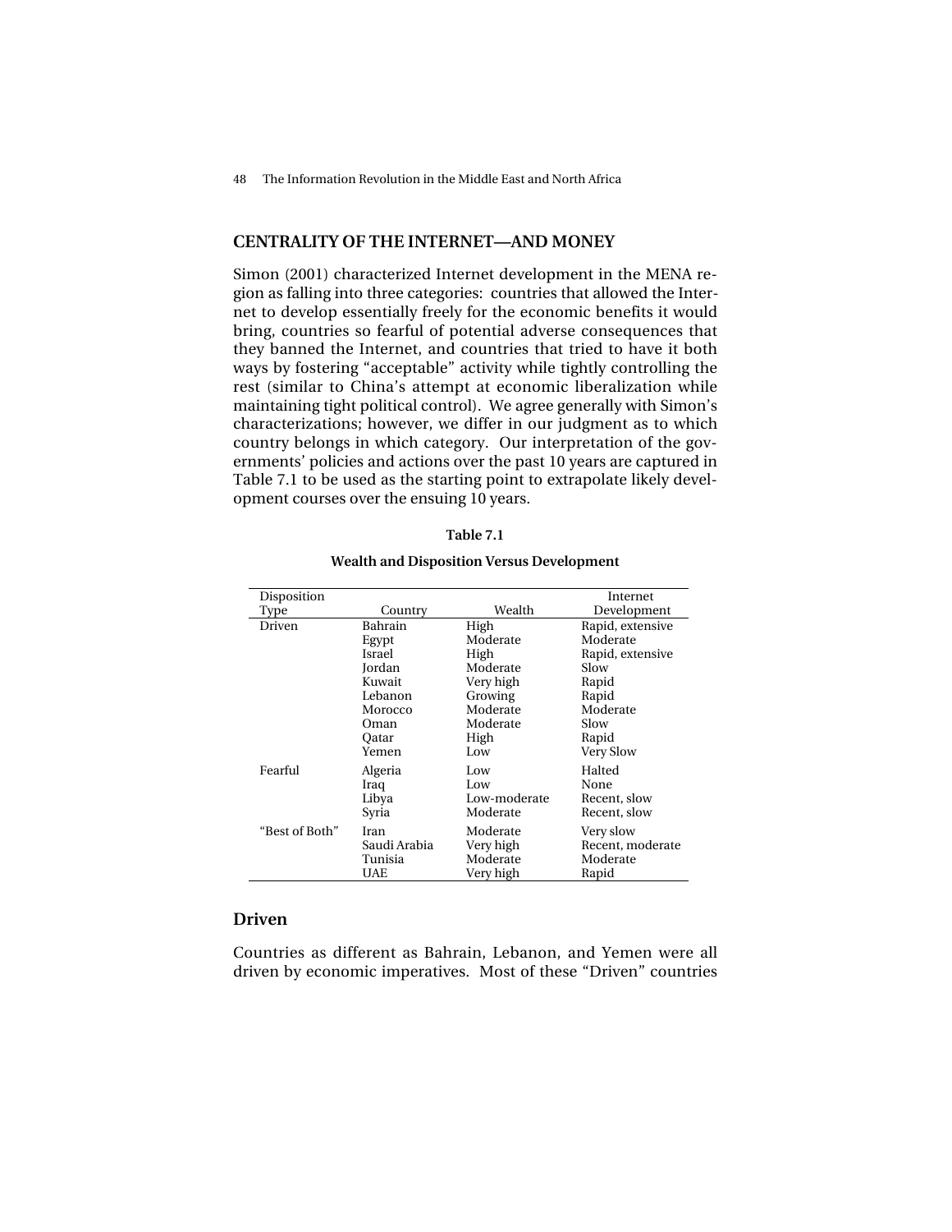## CENTRALITY OF THE INTERNET—AND MONEY

Simon (2001) characterized Internet development in the MENA region as falling into three categories: countries that allowed the Internet to develop essentially freely for the economic benefits it would bring, countries so fearful of potential adverse consequences that they banned the Internet, and countries that tried to have it both ways by fostering "acceptable" activity while tightly controlling the rest (similar to China's attempt at economic liberalization while maintaining tight political control). We agree generally with Simon's characterizations; however, we differ in our judgment as to which country belongs in which category. Our interpretation of the governments' policies and actions over the past 10 years are captured in Table 7.1 to be used as the starting point to extrapolate likely development courses over the ensuing 10 years.

**Table 7.1**

**Wealth and Disposition Versus Development**

| Disposition Type | Country | Wealth | Internet Development |
|---|---|---|---|
| Driven | Bahrain | High | Rapid, extensive |
| | Egypt | Moderate | Moderate |
| | Israel | High | Rapid, extensive |
| | Jordan | Moderate | Slow |
| | Kuwait | Very high | Rapid |
| | Lebanon | Growing | Rapid |
| | Morocco | Moderate | Moderate |
| | Oman | Moderate | Slow |
| | Qatar | High | Rapid |
| | Yemen | Low | Very Slow |
| Fearful | Algeria | Low | Halted |
| | Iraq | Low | None |
| | Libya | Low-moderate | Recent, slow |
| | Syria | Moderate | Recent, slow |
| "Best of Both" | Iran | Moderate | Very slow |
| | Saudi Arabia | Very high | Recent, moderate |
| | Tunisia | Moderate | Moderate |
| | UAE | Very high | Rapid |

### Driven

Countries as different as Bahrain, Lebanon, and Yemen were all driven by economic imperatives. Most of these "Driven" countries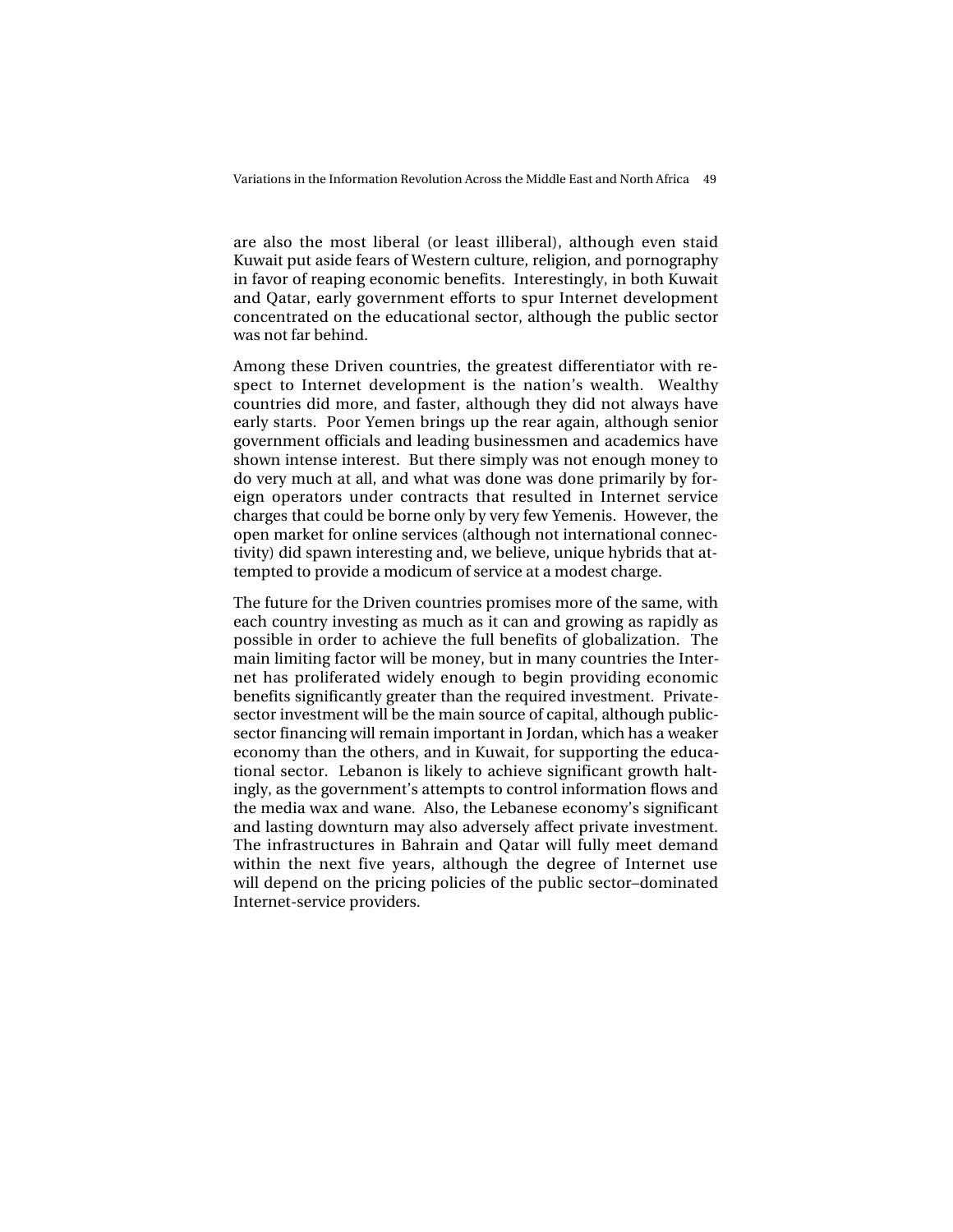are also the most liberal (or least illiberal), although even staid Kuwait put aside fears of Western culture, religion, and pornography in favor of reaping economic benefits. Interestingly, in both Kuwait and Qatar, early government efforts to spur Internet development concentrated on the educational sector, although the public sector was not far behind.

Among these Driven countries, the greatest differentiator with respect to Internet development is the nation's wealth. Wealthy countries did more, and faster, although they did not always have early starts. Poor Yemen brings up the rear again, although senior government officials and leading businessmen and academics have shown intense interest. But there simply was not enough money to do very much at all, and what was done was done primarily by foreign operators under contracts that resulted in Internet service charges that could be borne only by very few Yemenis. However, the open market for online services (although not international connectivity) did spawn interesting and, we believe, unique hybrids that attempted to provide a modicum of service at a modest charge.

The future for the Driven countries promises more of the same, with each country investing as much as it can and growing as rapidly as possible in order to achieve the full benefits of globalization. The main limiting factor will be money, but in many countries the Internet has proliferated widely enough to begin providing economic benefits significantly greater than the required investment. Private-sector investment will be the main source of capital, although public-sector financing will remain important in Jordan, which has a weaker economy than the others, and in Kuwait, for supporting the educational sector. Lebanon is likely to achieve significant growth haltingly, as the government's attempts to control information flows and the media wax and wane. Also, the Lebanese economy's significant and lasting downturn may also adversely affect private investment. The infrastructures in Bahrain and Qatar will fully meet demand within the next five years, although the degree of Internet use will depend on the pricing policies of the public sector–dominated Internet-service providers.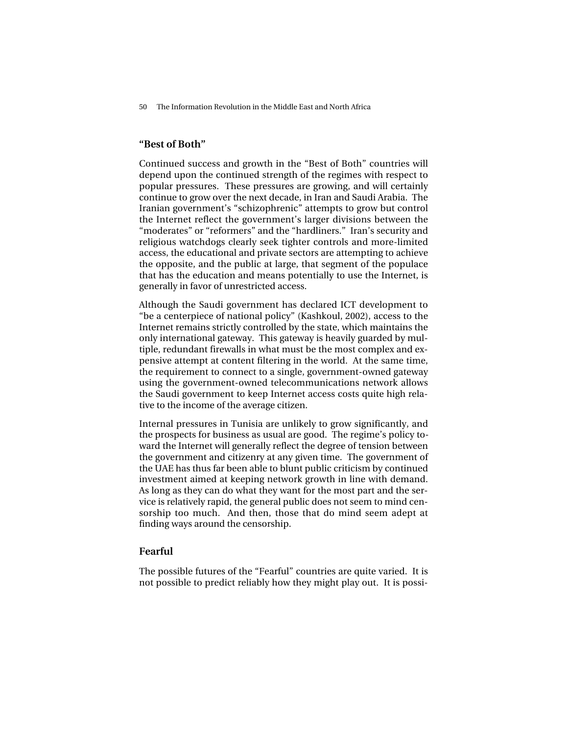## "Best of Both"

Continued success and growth in the "Best of Both" countries will depend upon the continued strength of the regimes with respect to popular pressures. These pressures are growing, and will certainly continue to grow over the next decade, in Iran and Saudi Arabia. The Iranian government's "schizophrenic" attempts to grow but control the Internet reflect the government's larger divisions between the "moderates" or "reformers" and the "hardliners." Iran's security and religious watchdogs clearly seek tighter controls and more-limited access, the educational and private sectors are attempting to achieve the opposite, and the public at large, that segment of the populace that has the education and means potentially to use the Internet, is generally in favor of unrestricted access.

Although the Saudi government has declared ICT development to "be a centerpiece of national policy" (Kashkoul, 2002), access to the Internet remains strictly controlled by the state, which maintains the only international gateway. This gateway is heavily guarded by multiple, redundant firewalls in what must be the most complex and expensive attempt at content filtering in the world. At the same time, the requirement to connect to a single, government-owned gateway using the government-owned telecommunications network allows the Saudi government to keep Internet access costs quite high relative to the income of the average citizen.

Internal pressures in Tunisia are unlikely to grow significantly, and the prospects for business as usual are good. The regime's policy toward the Internet will generally reflect the degree of tension between the government and citizenry at any given time. The government of the UAE has thus far been able to blunt public criticism by continued investment aimed at keeping network growth in line with demand. As long as they can do what they want for the most part and the service is relatively rapid, the general public does not seem to mind censorship too much. And then, those that do mind seem adept at finding ways around the censorship.

## Fearful

The possible futures of the "Fearful" countries are quite varied. It is not possible to predict reliably how they might play out. It is possi-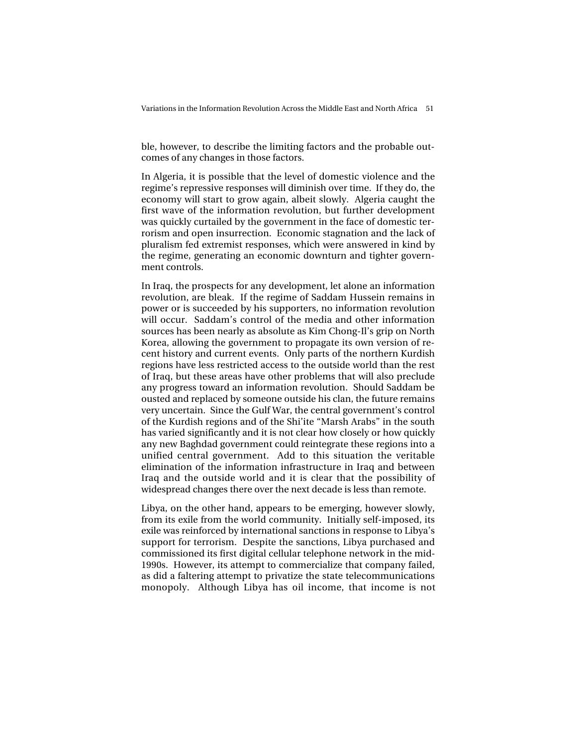ble, however, to describe the limiting factors and the probable outcomes of any changes in those factors.

In Algeria, it is possible that the level of domestic violence and the regime's repressive responses will diminish over time. If they do, the economy will start to grow again, albeit slowly. Algeria caught the first wave of the information revolution, but further development was quickly curtailed by the government in the face of domestic terrorism and open insurrection. Economic stagnation and the lack of pluralism fed extremist responses, which were answered in kind by the regime, generating an economic downturn and tighter government controls.

In Iraq, the prospects for any development, let alone an information revolution, are bleak. If the regime of Saddam Hussein remains in power or is succeeded by his supporters, no information revolution will occur. Saddam's control of the media and other information sources has been nearly as absolute as Kim Chong-Il's grip on North Korea, allowing the government to propagate its own version of recent history and current events. Only parts of the northern Kurdish regions have less restricted access to the outside world than the rest of Iraq, but these areas have other problems that will also preclude any progress toward an information revolution. Should Saddam be ousted and replaced by someone outside his clan, the future remains very uncertain. Since the Gulf War, the central government's control of the Kurdish regions and of the Shi'ite "Marsh Arabs" in the south has varied significantly and it is not clear how closely or how quickly any new Baghdad government could reintegrate these regions into a unified central government. Add to this situation the veritable elimination of the information infrastructure in Iraq and between Iraq and the outside world and it is clear that the possibility of widespread changes there over the next decade is less than remote.

Libya, on the other hand, appears to be emerging, however slowly, from its exile from the world community. Initially self-imposed, its exile was reinforced by international sanctions in response to Libya's support for terrorism. Despite the sanctions, Libya purchased and commissioned its first digital cellular telephone network in the mid-1990s. However, its attempt to commercialize that company failed, as did a faltering attempt to privatize the state telecommunications monopoly. Although Libya has oil income, that income is not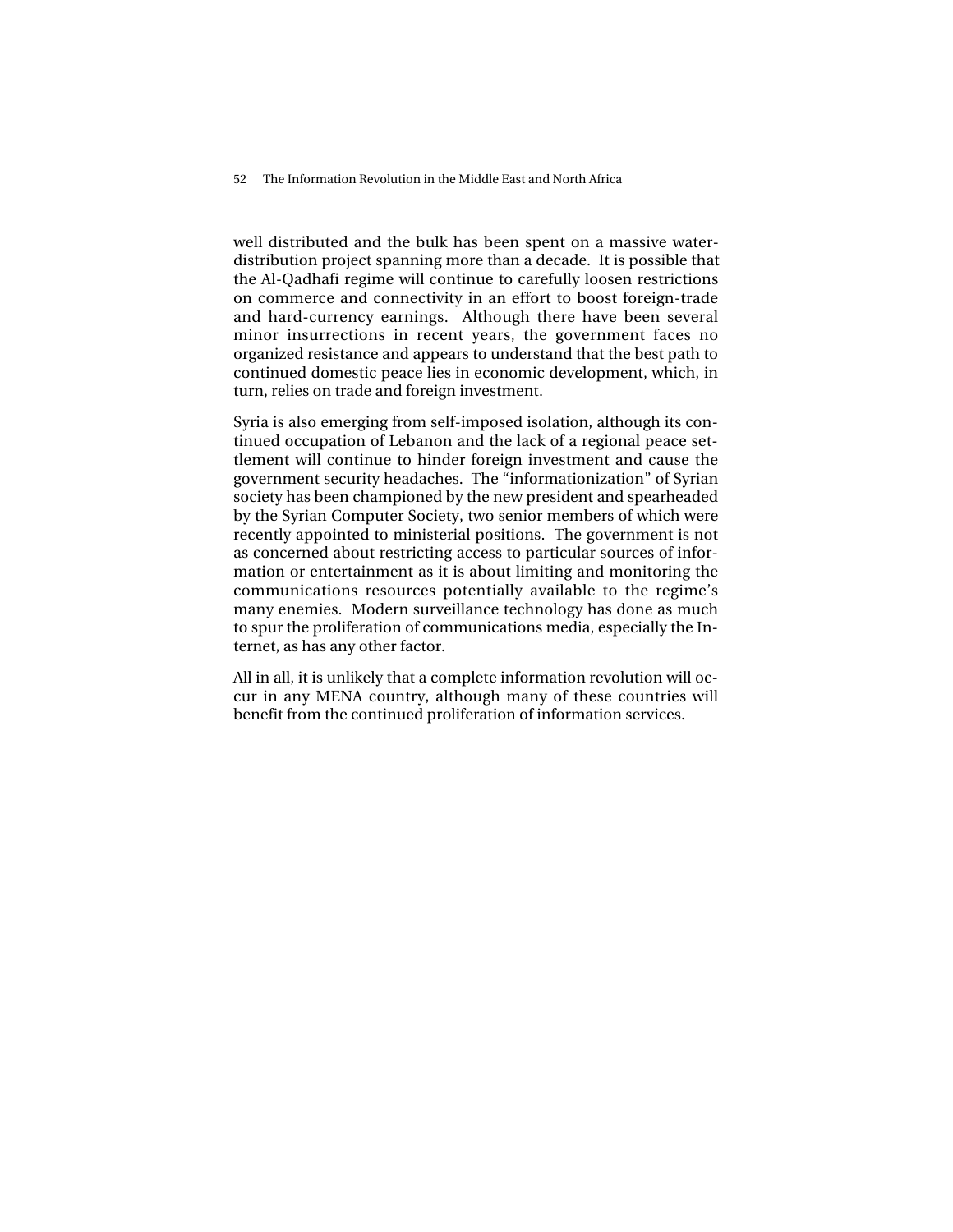well distributed and the bulk has been spent on a massive water-distribution project spanning more than a decade. It is possible that the Al-Qadhafi regime will continue to carefully loosen restrictions on commerce and connectivity in an effort to boost foreign-trade and hard-currency earnings. Although there have been several minor insurrections in recent years, the government faces no organized resistance and appears to understand that the best path to continued domestic peace lies in economic development, which, in turn, relies on trade and foreign investment.

Syria is also emerging from self-imposed isolation, although its continued occupation of Lebanon and the lack of a regional peace settlement will continue to hinder foreign investment and cause the government security headaches. The "informationization" of Syrian society has been championed by the new president and spearheaded by the Syrian Computer Society, two senior members of which were recently appointed to ministerial positions. The government is not as concerned about restricting access to particular sources of information or entertainment as it is about limiting and monitoring the communications resources potentially available to the regime's many enemies. Modern surveillance technology has done as much to spur the proliferation of communications media, especially the Internet, as has any other factor.

All in all, it is unlikely that a complete information revolution will occur in any MENA country, although many of these countries will benefit from the continued proliferation of information services.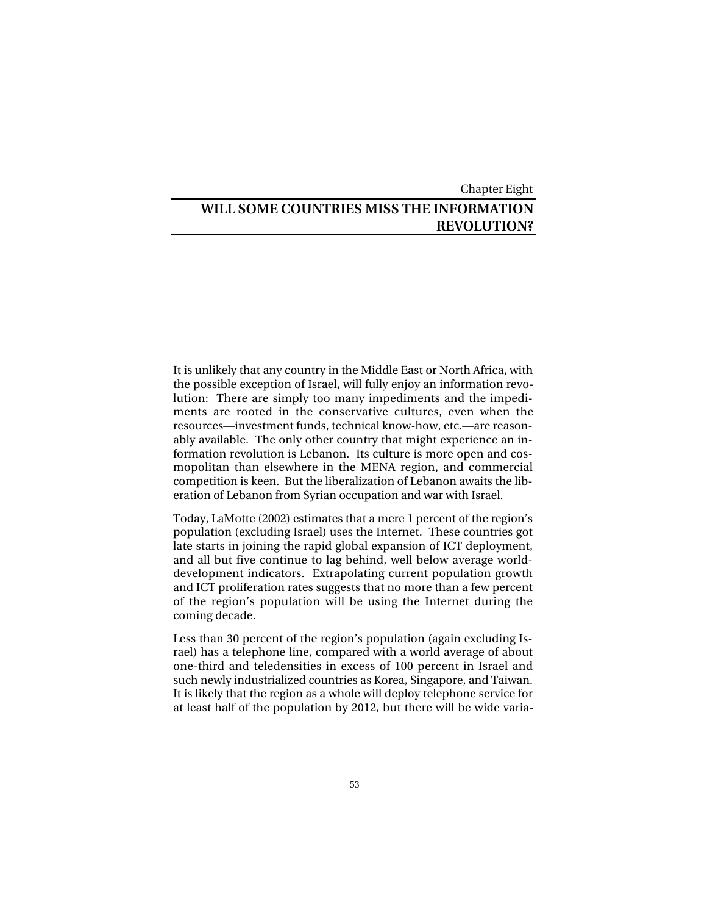Chapter Eight

# WILL SOME COUNTRIES MISS THE INFORMATION REVOLUTION?

It is unlikely that any country in the Middle East or North Africa, with the possible exception of Israel, will fully enjoy an information revolution: There are simply too many impediments and the impediments are rooted in the conservative cultures, even when the resources—investment funds, technical know-how, etc.—are reasonably available. The only other country that might experience an information revolution is Lebanon. Its culture is more open and cosmopolitan than elsewhere in the MENA region, and commercial competition is keen. But the liberalization of Lebanon awaits the liberation of Lebanon from Syrian occupation and war with Israel.

Today, LaMotte (2002) estimates that a mere 1 percent of the region's population (excluding Israel) uses the Internet. These countries got late starts in joining the rapid global expansion of ICT deployment, and all but five continue to lag behind, well below average world-development indicators. Extrapolating current population growth and ICT proliferation rates suggests that no more than a few percent of the region's population will be using the Internet during the coming decade.

Less than 30 percent of the region's population (again excluding Israel) has a telephone line, compared with a world average of about one-third and teledensities in excess of 100 percent in Israel and such newly industrialized countries as Korea, Singapore, and Taiwan. It is likely that the region as a whole will deploy telephone service for at least half of the population by 2012, but there will be wide varia-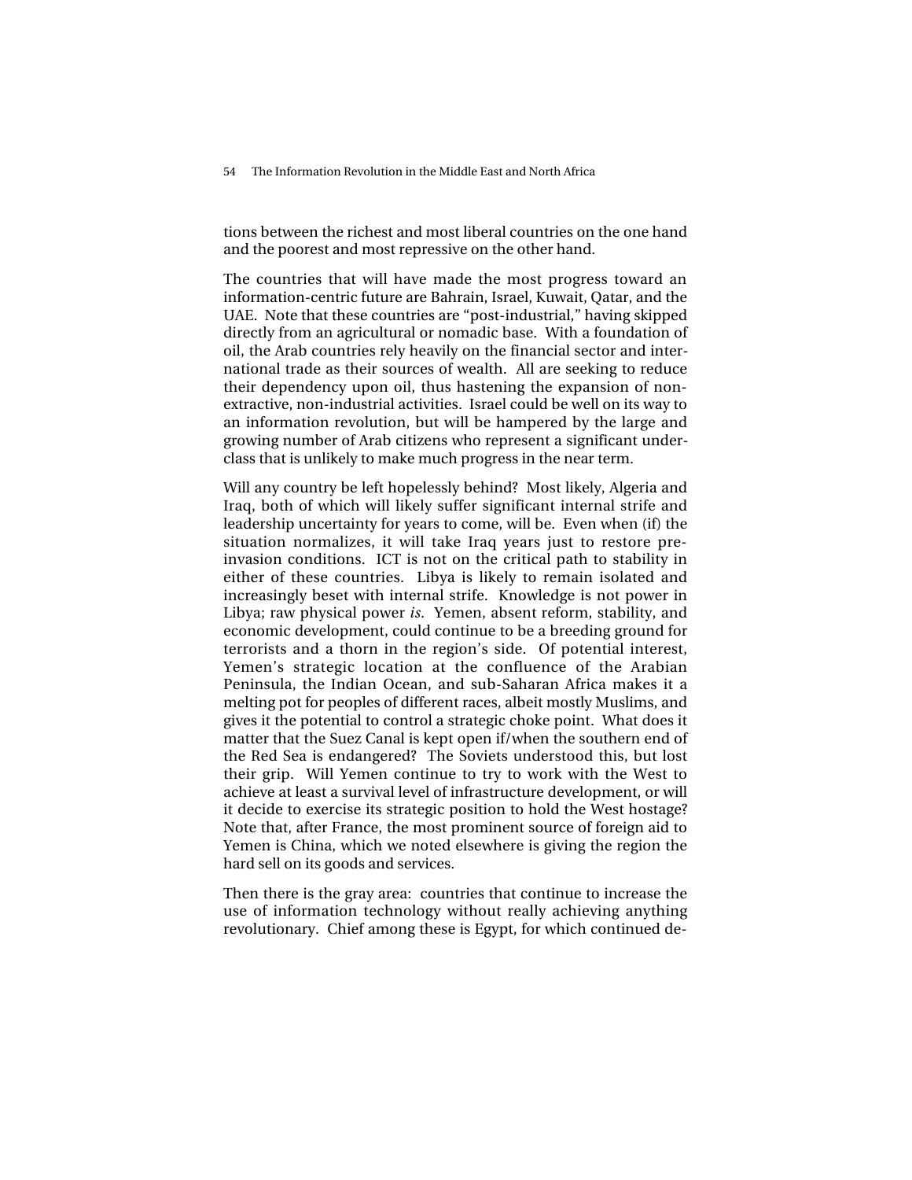tions between the richest and most liberal countries on the one hand and the poorest and most repressive on the other hand.

The countries that will have made the most progress toward an information-centric future are Bahrain, Israel, Kuwait, Qatar, and the UAE. Note that these countries are "post-industrial," having skipped directly from an agricultural or nomadic base. With a foundation of oil, the Arab countries rely heavily on the financial sector and international trade as their sources of wealth. All are seeking to reduce their dependency upon oil, thus hastening the expansion of non-extractive, non-industrial activities. Israel could be well on its way to an information revolution, but will be hampered by the large and growing number of Arab citizens who represent a significant underclass that is unlikely to make much progress in the near term.

Will any country be left hopelessly behind? Most likely, Algeria and Iraq, both of which will likely suffer significant internal strife and leadership uncertainty for years to come, will be. Even when (if) the situation normalizes, it will take Iraq years just to restore pre-invasion conditions. ICT is not on the critical path to stability in either of these countries. Libya is likely to remain isolated and increasingly beset with internal strife. Knowledge is not power in Libya; raw physical power *is*. Yemen, absent reform, stability, and economic development, could continue to be a breeding ground for terrorists and a thorn in the region's side. Of potential interest, Yemen's strategic location at the confluence of the Arabian Peninsula, the Indian Ocean, and sub-Saharan Africa makes it a melting pot for peoples of different races, albeit mostly Muslims, and gives it the potential to control a strategic choke point. What does it matter that the Suez Canal is kept open if/when the southern end of the Red Sea is endangered? The Soviets understood this, but lost their grip. Will Yemen continue to try to work with the West to achieve at least a survival level of infrastructure development, or will it decide to exercise its strategic position to hold the West hostage? Note that, after France, the most prominent source of foreign aid to Yemen is China, which we noted elsewhere is giving the region the hard sell on its goods and services.

Then there is the gray area: countries that continue to increase the use of information technology without really achieving anything revolutionary. Chief among these is Egypt, for which continued de-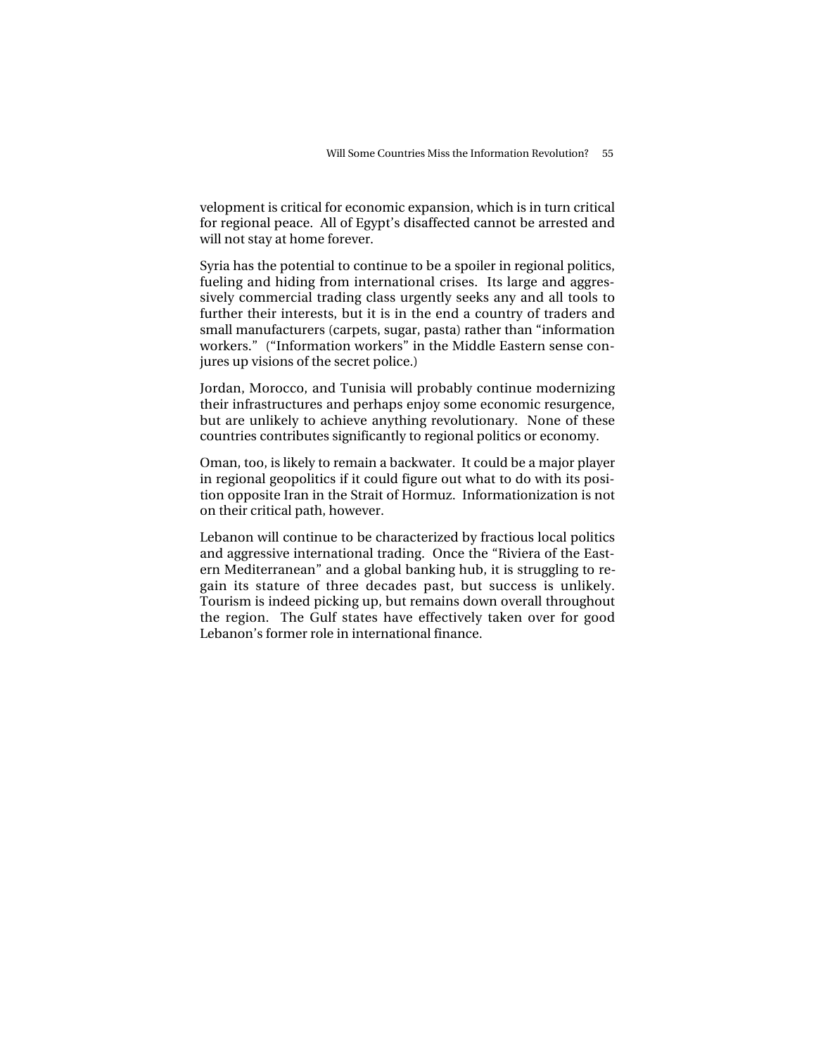velopment is critical for economic expansion, which is in turn critical for regional peace. All of Egypt's disaffected cannot be arrested and will not stay at home forever.

Syria has the potential to continue to be a spoiler in regional politics, fueling and hiding from international crises. Its large and aggressively commercial trading class urgently seeks any and all tools to further their interests, but it is in the end a country of traders and small manufacturers (carpets, sugar, pasta) rather than "information workers." ("Information workers" in the Middle Eastern sense conjures up visions of the secret police.)

Jordan, Morocco, and Tunisia will probably continue modernizing their infrastructures and perhaps enjoy some economic resurgence, but are unlikely to achieve anything revolutionary. None of these countries contributes significantly to regional politics or economy.

Oman, too, is likely to remain a backwater. It could be a major player in regional geopolitics if it could figure out what to do with its position opposite Iran in the Strait of Hormuz. Informationization is not on their critical path, however.

Lebanon will continue to be characterized by fractious local politics and aggressive international trading. Once the "Riviera of the Eastern Mediterranean" and a global banking hub, it is struggling to regain its stature of three decades past, but success is unlikely. Tourism is indeed picking up, but remains down overall throughout the region. The Gulf states have effectively taken over for good Lebanon's former role in international finance.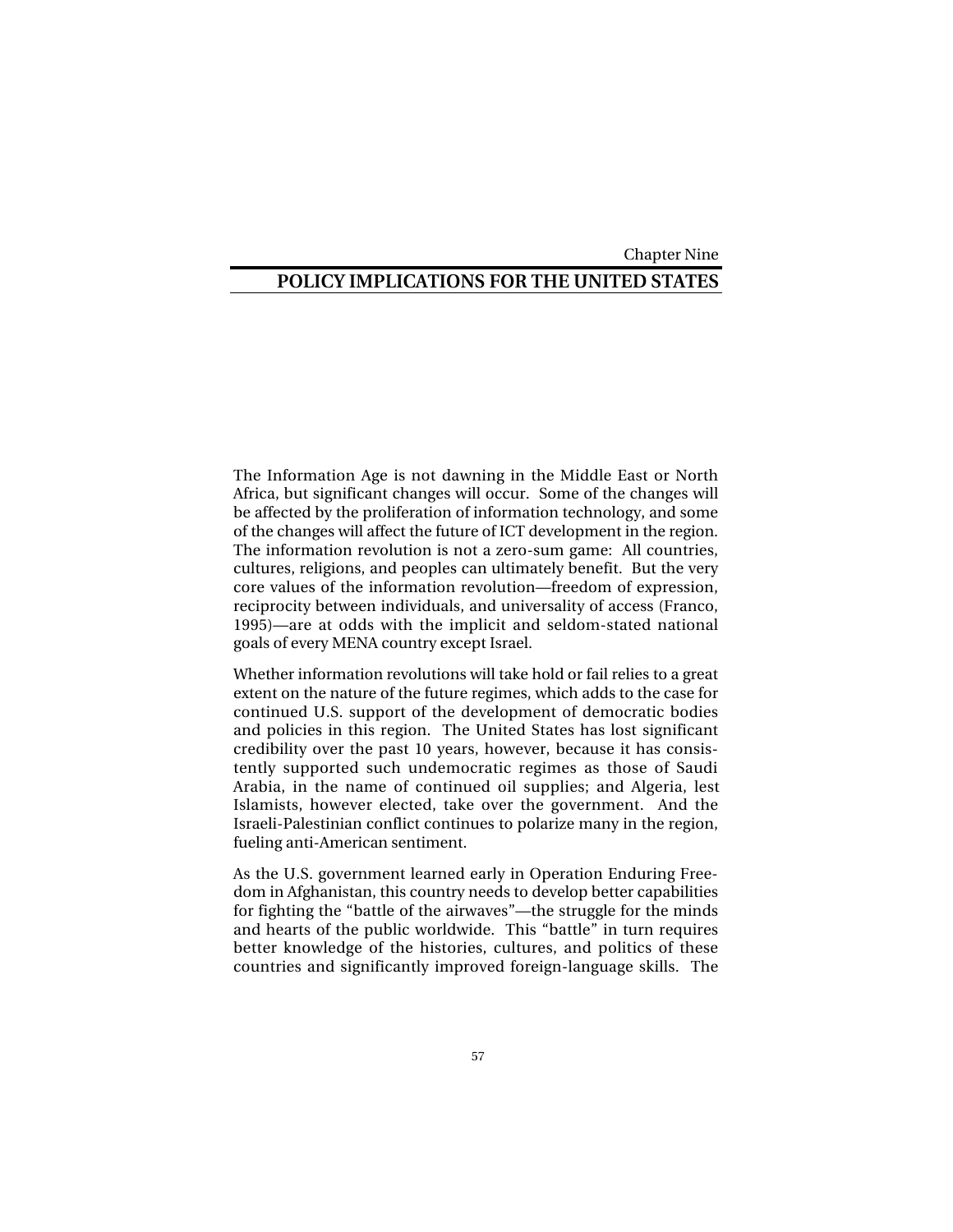Chapter Nine

# POLICY IMPLICATIONS FOR THE UNITED STATES

The Information Age is not dawning in the Middle East or North Africa, but significant changes will occur. Some of the changes will be affected by the proliferation of information technology, and some of the changes will affect the future of ICT development in the region. The information revolution is not a zero-sum game: All countries, cultures, religions, and peoples can ultimately benefit. But the very core values of the information revolution—freedom of expression, reciprocity between individuals, and universality of access (Franco, 1995)—are at odds with the implicit and seldom-stated national goals of every MENA country except Israel.

Whether information revolutions will take hold or fail relies to a great extent on the nature of the future regimes, which adds to the case for continued U.S. support of the development of democratic bodies and policies in this region. The United States has lost significant credibility over the past 10 years, however, because it has consistently supported such undemocratic regimes as those of Saudi Arabia, in the name of continued oil supplies; and Algeria, lest Islamists, however elected, take over the government. And the Israeli-Palestinian conflict continues to polarize many in the region, fueling anti-American sentiment.

As the U.S. government learned early in Operation Enduring Freedom in Afghanistan, this country needs to develop better capabilities for fighting the "battle of the airwaves"—the struggle for the minds and hearts of the public worldwide. This "battle" in turn requires better knowledge of the histories, cultures, and politics of these countries and significantly improved foreign-language skills. The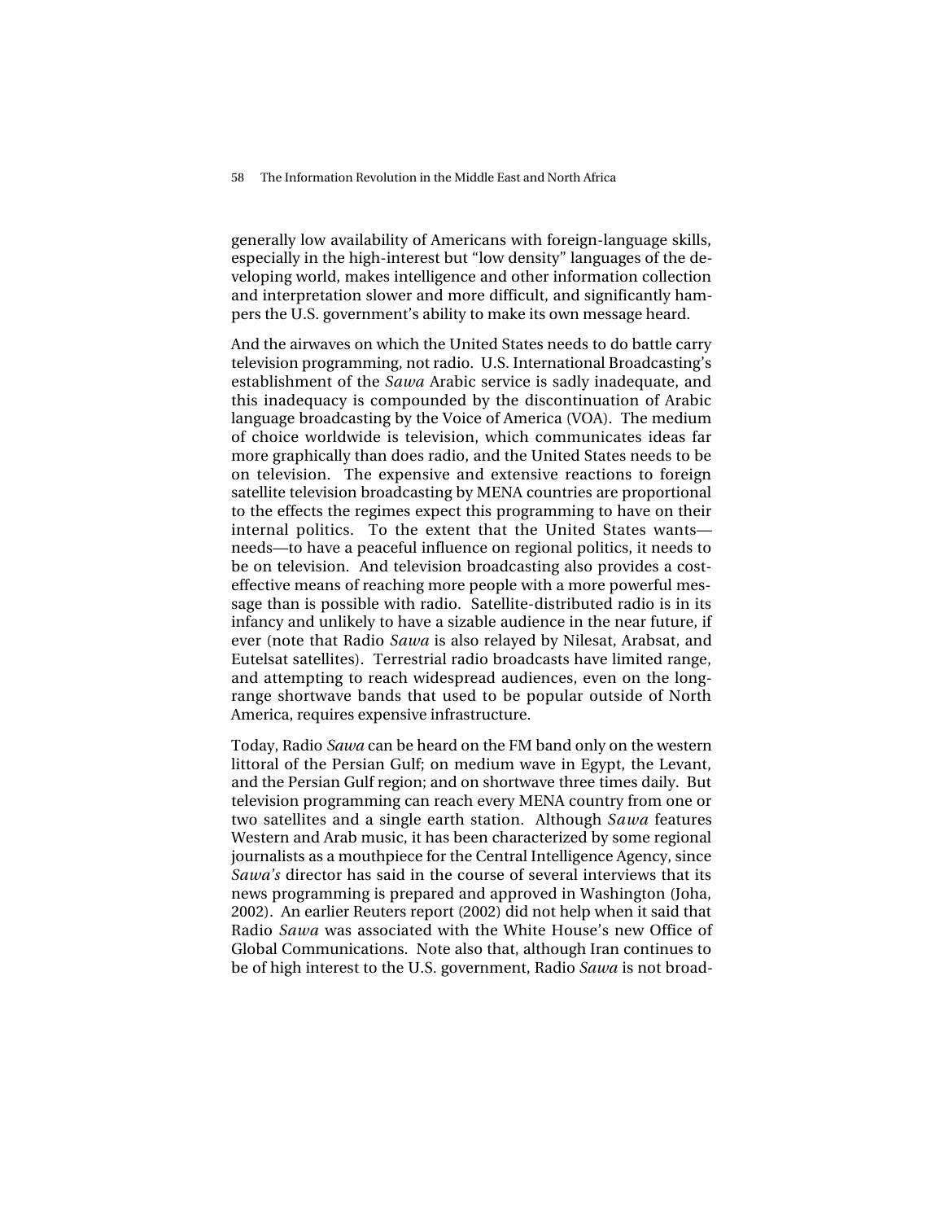generally low availability of Americans with foreign-language skills, especially in the high-interest but "low density" languages of the developing world, makes intelligence and other information collection and interpretation slower and more difficult, and significantly hampers the U.S. government's ability to make its own message heard.

And the airwaves on which the United States needs to do battle carry television programming, not radio. U.S. International Broadcasting's establishment of the *Sawa* Arabic service is sadly inadequate, and this inadequacy is compounded by the discontinuation of Arabic language broadcasting by the Voice of America (VOA). The medium of choice worldwide is television, which communicates ideas far more graphically than does radio, and the United States needs to be on television. The expensive and extensive reactions to foreign satellite television broadcasting by MENA countries are proportional to the effects the regimes expect this programming to have on their internal politics. To the extent that the United States wants—needs—to have a peaceful influence on regional politics, it needs to be on television. And television broadcasting also provides a cost-effective means of reaching more people with a more powerful message than is possible with radio. Satellite-distributed radio is in its infancy and unlikely to have a sizable audience in the near future, if ever (note that Radio *Sawa* is also relayed by Nilesat, Arabsat, and Eutelsat satellites). Terrestrial radio broadcasts have limited range, and attempting to reach widespread audiences, even on the long-range shortwave bands that used to be popular outside of North America, requires expensive infrastructure.

Today, Radio *Sawa* can be heard on the FM band only on the western littoral of the Persian Gulf; on medium wave in Egypt, the Levant, and the Persian Gulf region; and on shortwave three times daily. But television programming can reach every MENA country from one or two satellites and a single earth station. Although *Sawa* features Western and Arab music, it has been characterized by some regional journalists as a mouthpiece for the Central Intelligence Agency, since *Sawa's* director has said in the course of several interviews that its news programming is prepared and approved in Washington (Joha, 2002). An earlier Reuters report (2002) did not help when it said that Radio *Sawa* was associated with the White House's new Office of Global Communications. Note also that, although Iran continues to be of high interest to the U.S. government, Radio *Sawa* is not broad-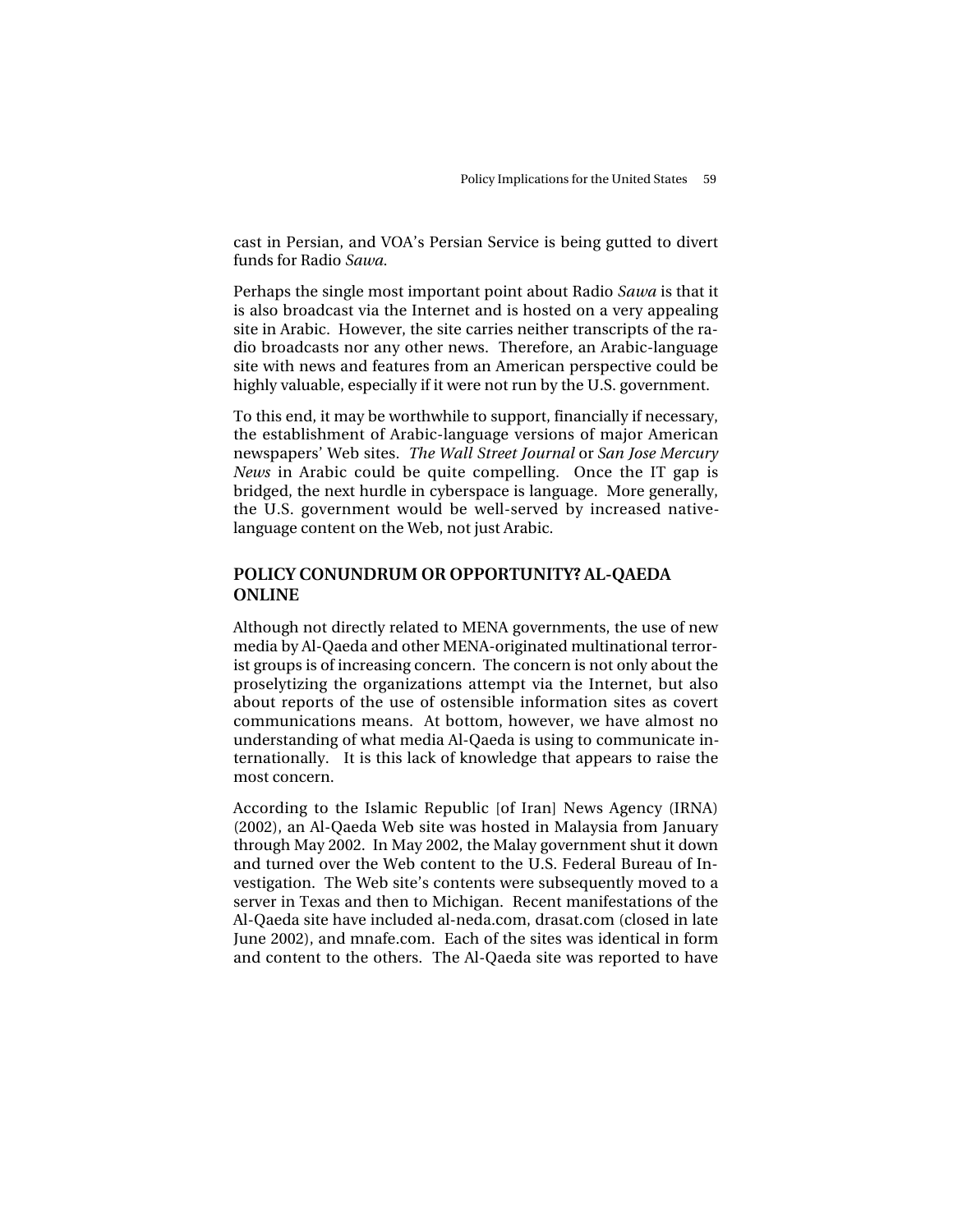cast in Persian, and VOA's Persian Service is being gutted to divert funds for Radio *Sawa*.

Perhaps the single most important point about Radio *Sawa* is that it is also broadcast via the Internet and is hosted on a very appealing site in Arabic. However, the site carries neither transcripts of the radio broadcasts nor any other news. Therefore, an Arabic-language site with news and features from an American perspective could be highly valuable, especially if it were not run by the U.S. government.

To this end, it may be worthwhile to support, financially if necessary, the establishment of Arabic-language versions of major American newspapers' Web sites. *The Wall Street Journal* or *San Jose Mercury News* in Arabic could be quite compelling. Once the IT gap is bridged, the next hurdle in cyberspace is language. More generally, the U.S. government would be well-served by increased native-language content on the Web, not just Arabic.

## POLICY CONUNDRUM OR OPPORTUNITY? AL-QAEDA ONLINE

Although not directly related to MENA governments, the use of new media by Al-Qaeda and other MENA-originated multinational terrorist groups is of increasing concern. The concern is not only about the proselytizing the organizations attempt via the Internet, but also about reports of the use of ostensible information sites as covert communications means. At bottom, however, we have almost no understanding of what media Al-Qaeda is using to communicate internationally. It is this lack of knowledge that appears to raise the most concern.

According to the Islamic Republic [of Iran] News Agency (IRNA) (2002), an Al-Qaeda Web site was hosted in Malaysia from January through May 2002. In May 2002, the Malay government shut it down and turned over the Web content to the U.S. Federal Bureau of Investigation. The Web site's contents were subsequently moved to a server in Texas and then to Michigan. Recent manifestations of the Al-Qaeda site have included al-neda.com, drasat.com (closed in late June 2002), and mnafe.com. Each of the sites was identical in form and content to the others. The Al-Qaeda site was reported to have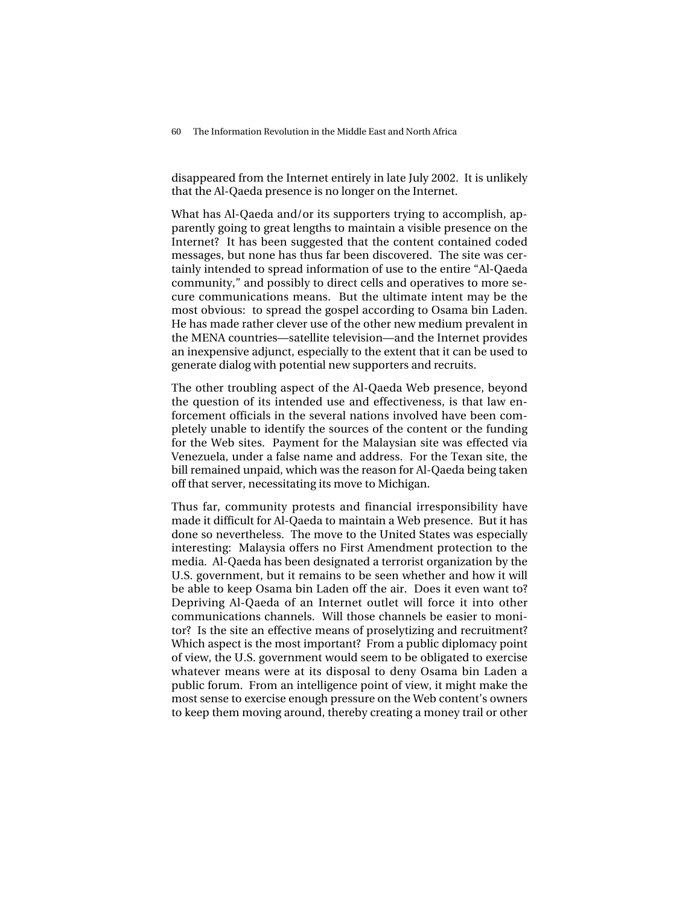disappeared from the Internet entirely in late July 2002. It is unlikely that the Al-Qaeda presence is no longer on the Internet.

What has Al-Qaeda and/or its supporters trying to accomplish, apparently going to great lengths to maintain a visible presence on the Internet? It has been suggested that the content contained coded messages, but none has thus far been discovered. The site was certainly intended to spread information of use to the entire "Al-Qaeda community," and possibly to direct cells and operatives to more secure communications means. But the ultimate intent may be the most obvious: to spread the gospel according to Osama bin Laden. He has made rather clever use of the other new medium prevalent in the MENA countries—satellite television—and the Internet provides an inexpensive adjunct, especially to the extent that it can be used to generate dialog with potential new supporters and recruits.

The other troubling aspect of the Al-Qaeda Web presence, beyond the question of its intended use and effectiveness, is that law enforcement officials in the several nations involved have been completely unable to identify the sources of the content or the funding for the Web sites. Payment for the Malaysian site was effected via Venezuela, under a false name and address. For the Texan site, the bill remained unpaid, which was the reason for Al-Qaeda being taken off that server, necessitating its move to Michigan.

Thus far, community protests and financial irresponsibility have made it difficult for Al-Qaeda to maintain a Web presence. But it has done so nevertheless. The move to the United States was especially interesting: Malaysia offers no First Amendment protection to the media. Al-Qaeda has been designated a terrorist organization by the U.S. government, but it remains to be seen whether and how it will be able to keep Osama bin Laden off the air. Does it even want to? Depriving Al-Qaeda of an Internet outlet will force it into other communications channels. Will those channels be easier to monitor? Is the site an effective means of proselytizing and recruitment? Which aspect is the most important? From a public diplomacy point of view, the U.S. government would seem to be obligated to exercise whatever means were at its disposal to deny Osama bin Laden a public forum. From an intelligence point of view, it might make the most sense to exercise enough pressure on the Web content's owners to keep them moving around, thereby creating a money trail or other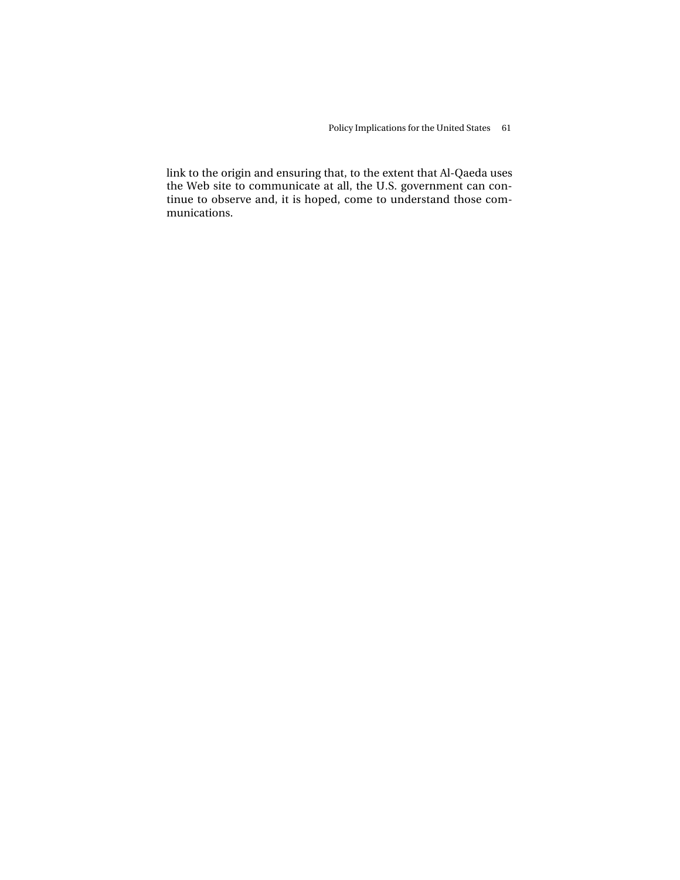link to the origin and ensuring that, to the extent that Al-Qaeda uses the Web site to communicate at all, the U.S. government can continue to observe and, it is hoped, come to understand those communications.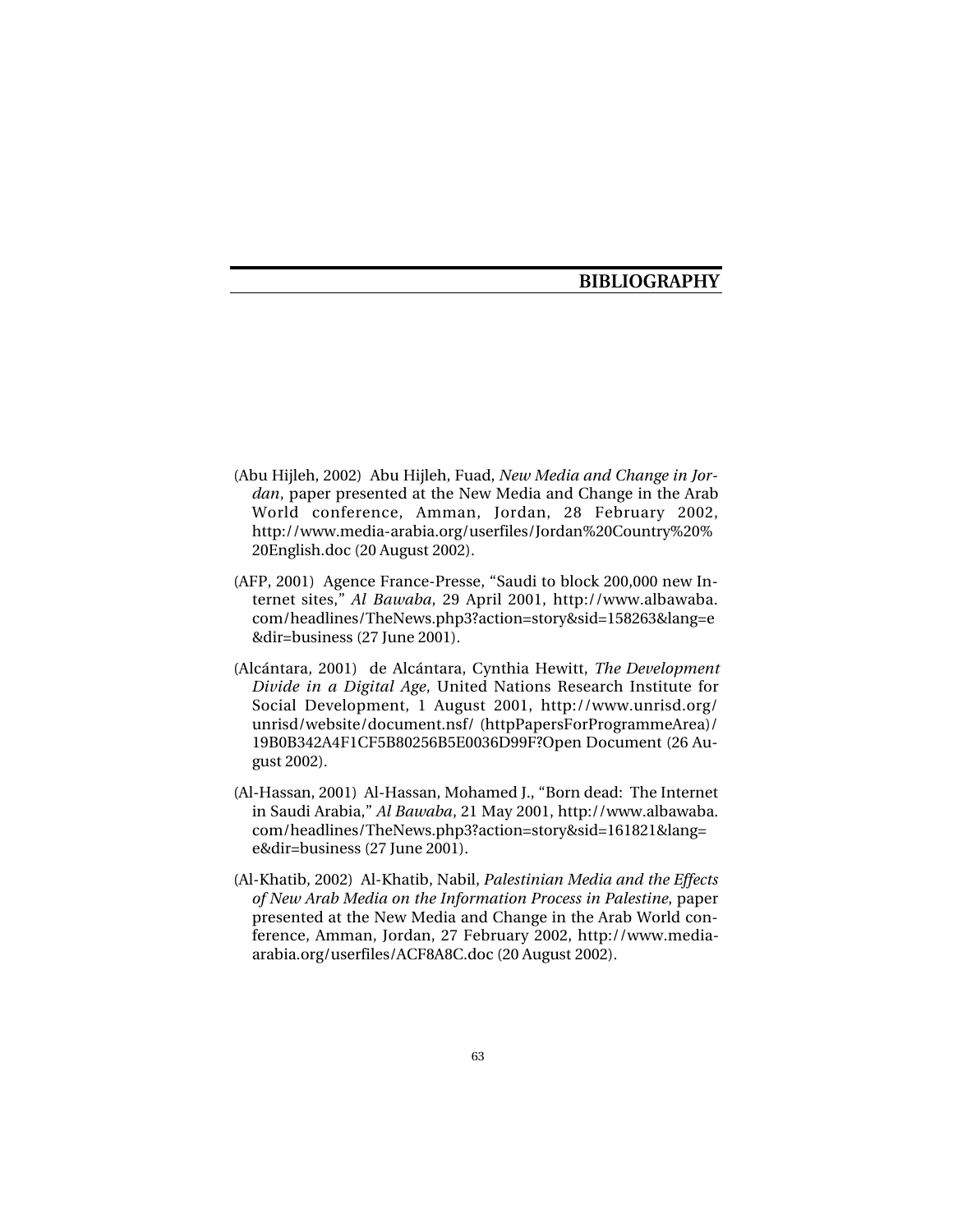# BIBLIOGRAPHY

(Abu Hijleh, 2002) Abu Hijleh, Fuad, *New Media and Change in Jordan*, paper presented at the New Media and Change in the Arab World conference, Amman, Jordan, 28 February 2002, http://www.media-arabia.org/userfiles/Jordan%20Country%20%20English.doc (20 August 2002).

(AFP, 2001) Agence France-Presse, "Saudi to block 200,000 new Internet sites," *Al Bawaba*, 29 April 2001, http://www.albawaba.com/headlines/TheNews.php3?action=story&sid=158263&lang=e&dir=business (27 June 2001).

(Alcántara, 2001) de Alcántara, Cynthia Hewitt, *The Development Divide in a Digital Age*, United Nations Research Institute for Social Development, 1 August 2001, http://www.unrisd.org/unrisd/website/document.nsf/ (httpPapersForProgrammeArea)/19B0B342A4F1CF5B80256B5E0036D99F?Open Document (26 August 2002).

(Al-Hassan, 2001) Al-Hassan, Mohamed J., "Born dead: The Internet in Saudi Arabia," *Al Bawaba*, 21 May 2001, http://www.albawaba.com/headlines/TheNews.php3?action=story&sid=161821&lang=e&dir=business (27 June 2001).

(Al-Khatib, 2002) Al-Khatib, Nabil, *Palestinian Media and the Effects of New Arab Media on the Information Process in Palestine*, paper presented at the New Media and Change in the Arab World conference, Amman, Jordan, 27 February 2002, http://www.media-arabia.org/userfiles/ACF8A8C.doc (20 August 2002).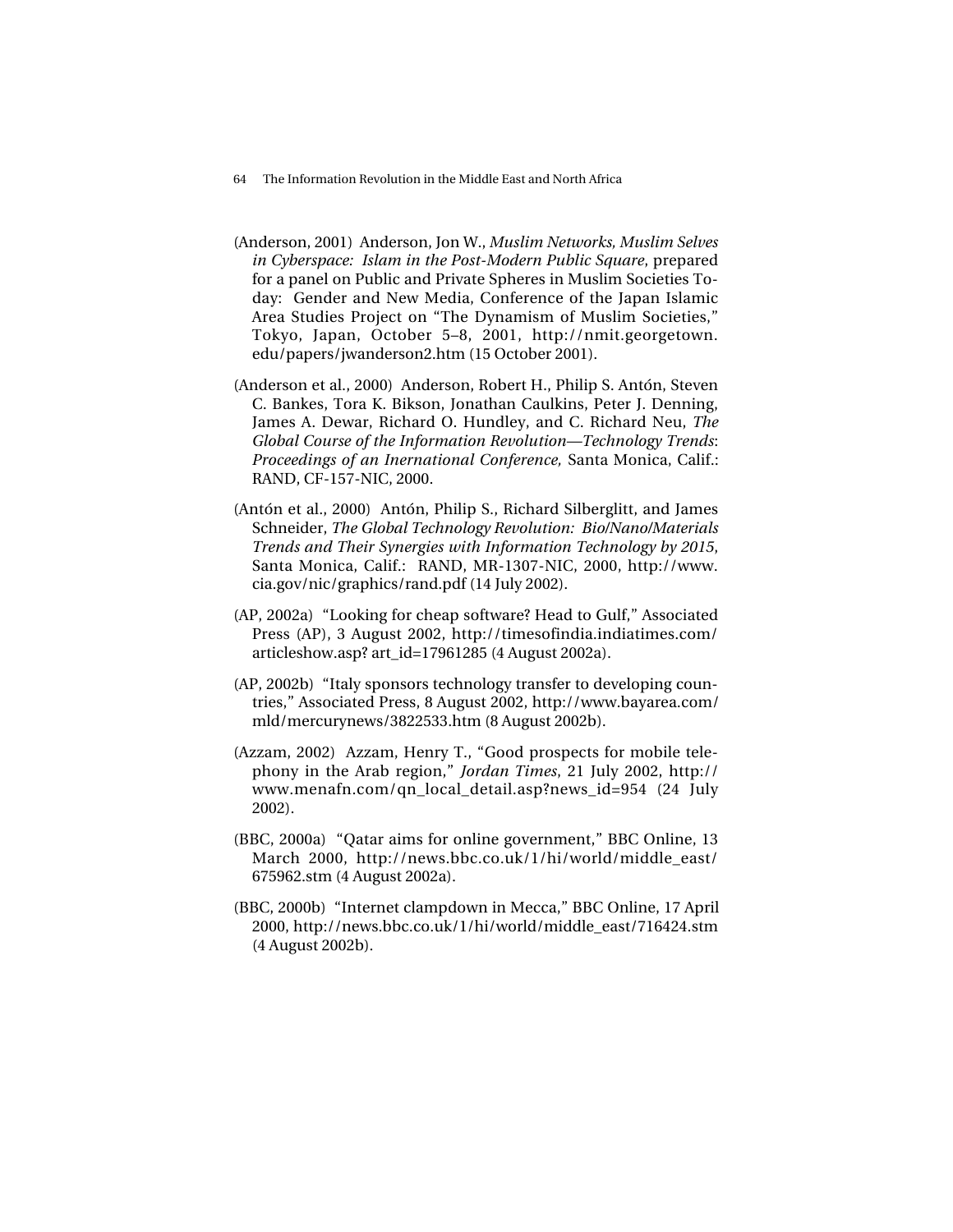(Anderson, 2001) Anderson, Jon W., *Muslim Networks, Muslim Selves in Cyberspace: Islam in the Post-Modern Public Square*, prepared for a panel on Public and Private Spheres in Muslim Societies Today: Gender and New Media, Conference of the Japan Islamic Area Studies Project on "The Dynamism of Muslim Societies," Tokyo, Japan, October 5–8, 2001, http://nmit.georgetown.edu/papers/jwanderson2.htm (15 October 2001).

(Anderson et al., 2000) Anderson, Robert H., Philip S. Antón, Steven C. Bankes, Tora K. Bikson, Jonathan Caulkins, Peter J. Denning, James A. Dewar, Richard O. Hundley, and C. Richard Neu, *The Global Course of the Information Revolution—Technology Trends: Proceedings of an Inernational Conference,* Santa Monica, Calif.: RAND, CF-157-NIC, 2000.

(Antón et al., 2000) Antón, Philip S., Richard Silberglitt, and James Schneider, *The Global Technology Revolution: Bio/Nano/Materials Trends and Their Synergies with Information Technology by 2015*, Santa Monica, Calif.: RAND, MR-1307-NIC, 2000, http://www.cia.gov/nic/graphics/rand.pdf (14 July 2002).

(AP, 2002a) "Looking for cheap software? Head to Gulf," Associated Press (AP), 3 August 2002, http://timesofindia.indiatimes.com/articleshow.asp? art_id=17961285 (4 August 2002a).

(AP, 2002b) "Italy sponsors technology transfer to developing countries," Associated Press, 8 August 2002, http://www.bayarea.com/mld/mercurynews/3822533.htm (8 August 2002b).

(Azzam, 2002) Azzam, Henry T., "Good prospects for mobile telephony in the Arab region," *Jordan Times*, 21 July 2002, http://www.menafn.com/qn_local_detail.asp?news_id=954 (24 July 2002).

(BBC, 2000a) "Qatar aims for online government," BBC Online, 13 March 2000, http://news.bbc.co.uk/1/hi/world/middle_east/675962.stm (4 August 2002a).

(BBC, 2000b) "Internet clampdown in Mecca," BBC Online, 17 April 2000, http://news.bbc.co.uk/1/hi/world/middle_east/716424.stm (4 August 2002b).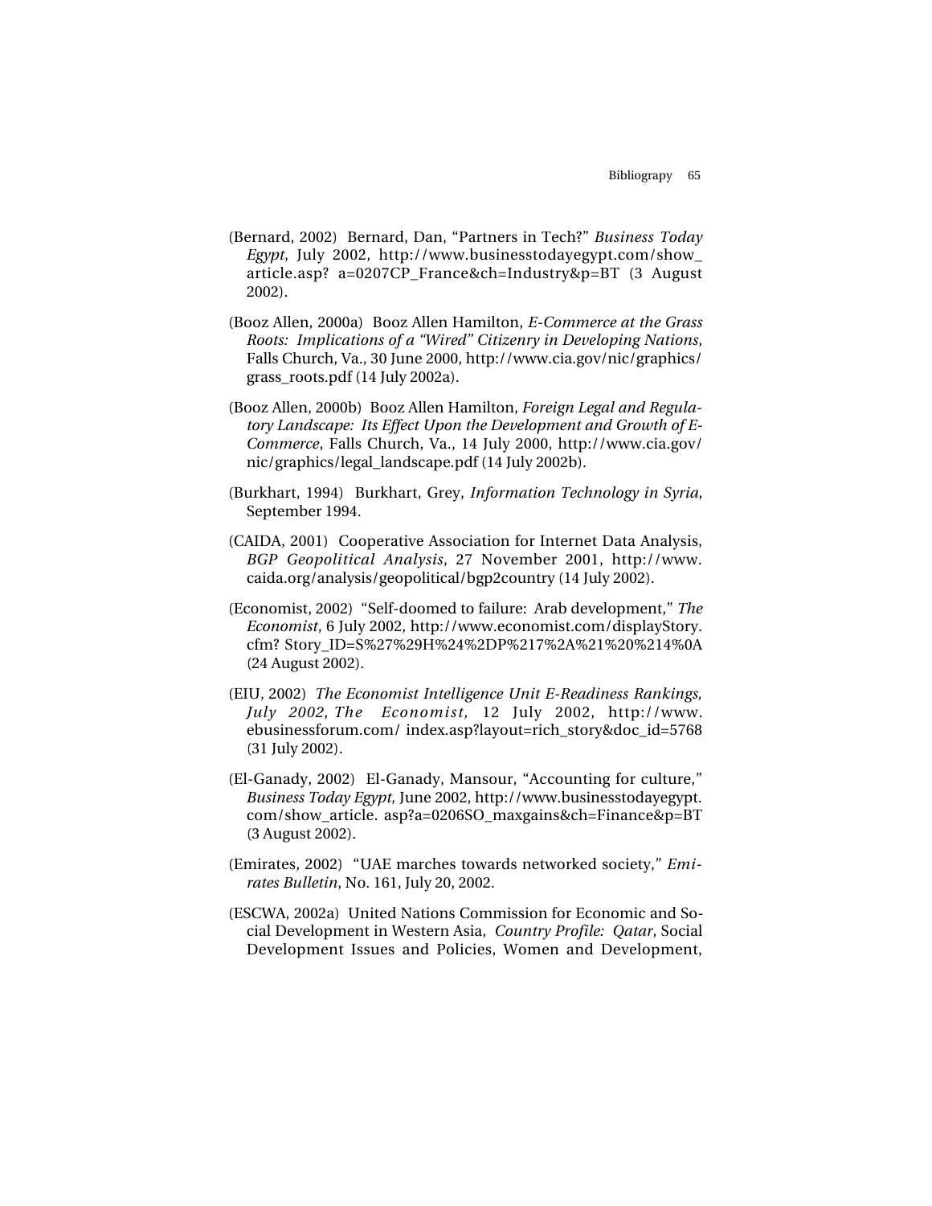(Bernard, 2002) Bernard, Dan, "Partners in Tech?" *Business Today Egypt*, July 2002, http://www.businesstodayegypt.com/show_article.asp? a=0207CP_France&ch=Industry&p=BT (3 August 2002).

(Booz Allen, 2000a) Booz Allen Hamilton, *E-Commerce at the Grass Roots: Implications of a "Wired" Citizenry in Developing Nations*, Falls Church, Va., 30 June 2000, http://www.cia.gov/nic/graphics/grass_roots.pdf (14 July 2002a).

(Booz Allen, 2000b) Booz Allen Hamilton, *Foreign Legal and Regulatory Landscape: Its Effect Upon the Development and Growth of E-Commerce*, Falls Church, Va., 14 July 2000, http://www.cia.gov/nic/graphics/legal_landscape.pdf (14 July 2002b).

(Burkhart, 1994) Burkhart, Grey, *Information Technology in Syria*, September 1994.

(CAIDA, 2001) Cooperative Association for Internet Data Analysis, *BGP Geopolitical Analysis*, 27 November 2001, http://www.caida.org/analysis/geopolitical/bgp2country (14 July 2002).

(Economist, 2002) "Self-doomed to failure: Arab development," *The Economist*, 6 July 2002, http://www.economist.com/displayStory.cfm? Story_ID=S%27%29H%24%2DP%217%2A%21%20%214%0A (24 August 2002).

(EIU, 2002) *The Economist Intelligence Unit E-Readiness Rankings, July 2002*, *The Economist*, 12 July 2002, http://www.ebusinessforum.com/ index.asp?layout=rich_story&doc_id=5768 (31 July 2002).

(El-Ganady, 2002) El-Ganady, Mansour, "Accounting for culture," *Business Today Egypt,* June 2002, http://www.businesstodayegypt.com/show_article. asp?a=0206SO_maxgains&ch=Finance&p=BT (3 August 2002).

(Emirates, 2002) "UAE marches towards networked society," *Emirates Bulletin*, No. 161, July 20, 2002.

(ESCWA, 2002a) United Nations Commission for Economic and Social Development in Western Asia, *Country Profile: Qatar*, Social Development Issues and Policies, Women and Development,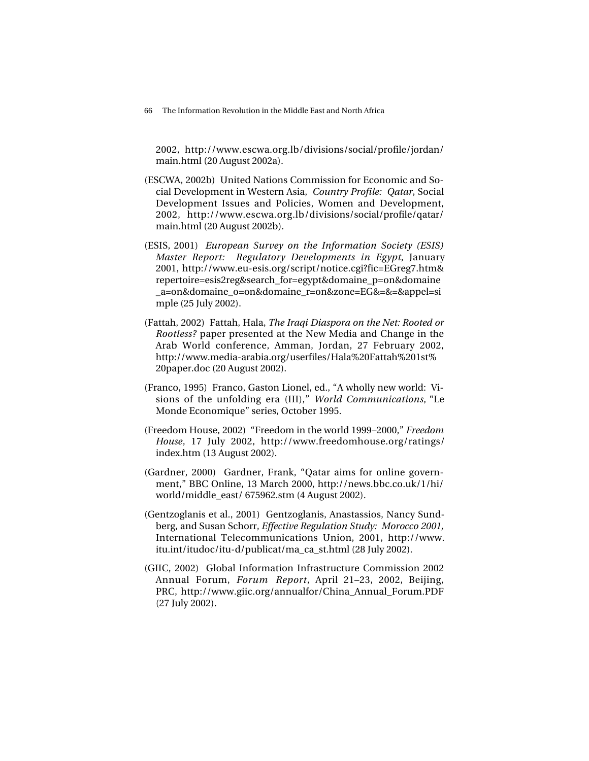2002, http://www.escwa.org.lb/divisions/social/profile/jordan/main.html (20 August 2002a).

(ESCWA, 2002b) United Nations Commission for Economic and Social Development in Western Asia, *Country Profile: Qatar*, Social Development Issues and Policies, Women and Development, 2002, http://www.escwa.org.lb/divisions/social/profile/qatar/main.html (20 August 2002b).

(ESIS, 2001) *European Survey on the Information Society (ESIS) Master Report: Regulatory Developments in Egypt*, January 2001, http://www.eu-esis.org/script/notice.cgi?fic=EGreg7.htm&repertoire=esis2reg&search_for=egypt&domaine_p=on&domaine_a=on&domaine_o=on&domaine_r=on&zone=EG&=&=&appel=simple (25 July 2002).

(Fattah, 2002) Fattah, Hala, *The Iraqi Diaspora on the Net: Rooted or Rootless?* paper presented at the New Media and Change in the Arab World conference, Amman, Jordan, 27 February 2002, http://www.media-arabia.org/userfiles/Hala%20Fattah%201st%20paper.doc (20 August 2002).

(Franco, 1995) Franco, Gaston Lionel, ed., "A wholly new world: Visions of the unfolding era (III)," *World Communications*, "Le Monde Economique" series, October 1995.

(Freedom House, 2002) "Freedom in the world 1999–2000," *Freedom House*, 17 July 2002, http://www.freedomhouse.org/ratings/index.htm (13 August 2002).

(Gardner, 2000) Gardner, Frank, "Qatar aims for online government," BBC Online, 13 March 2000, http://news.bbc.co.uk/1/hi/world/middle_east/ 675962.stm (4 August 2002).

(Gentzoglanis et al., 2001) Gentzoglanis, Anastassios, Nancy Sundberg, and Susan Schorr, *Effective Regulation Study: Morocco 2001,* International Telecommunications Union, 2001, http://www.itu.int/itudoc/itu-d/publicat/ma_ca_st.html (28 July 2002).

(GIIC, 2002) Global Information Infrastructure Commission 2002 Annual Forum, *Forum Report*, April 21–23, 2002, Beijing, PRC, http://www.giic.org/annualfor/China_Annual_Forum.PDF (27 July 2002).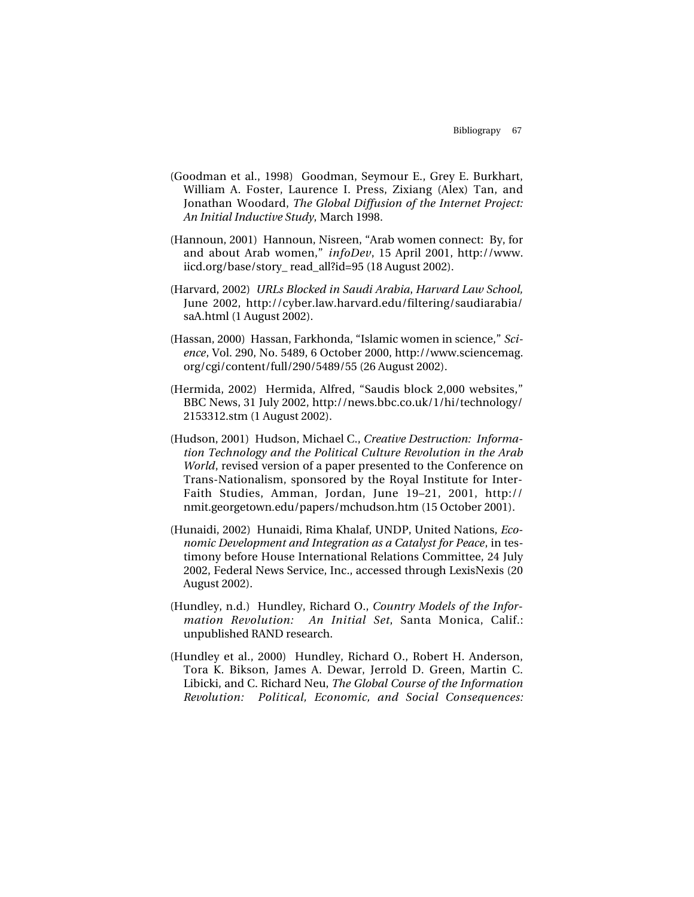(Goodman et al., 1998) Goodman, Seymour E., Grey E. Burkhart, William A. Foster, Laurence I. Press, Zixiang (Alex) Tan, and Jonathan Woodard, *The Global Diffusion of the Internet Project: An Initial Inductive Study*, March 1998.

(Hannoun, 2001) Hannoun, Nisreen, "Arab women connect: By, for and about Arab women," *infoDev*, 15 April 2001, http://www.iicd.org/base/story_ read_all?id=95 (18 August 2002).

(Harvard, 2002) *URLs Blocked in Saudi Arabia, Harvard Law School,* June 2002, http://cyber.law.harvard.edu/filtering/saudiarabia/saA.html (1 August 2002).

(Hassan, 2000) Hassan, Farkhonda, "Islamic women in science," *Science*, Vol. 290, No. 5489, 6 October 2000, http://www.sciencemag.org/cgi/content/full/290/5489/55 (26 August 2002).

(Hermida, 2002) Hermida, Alfred, "Saudis block 2,000 websites," BBC News, 31 July 2002, http://news.bbc.co.uk/1/hi/technology/2153312.stm (1 August 2002).

(Hudson, 2001) Hudson, Michael C., *Creative Destruction: Information Technology and the Political Culture Revolution in the Arab World*, revised version of a paper presented to the Conference on Trans-Nationalism, sponsored by the Royal Institute for Inter-Faith Studies, Amman, Jordan, June 19–21, 2001, http://nmit.georgetown.edu/papers/mchudson.htm (15 October 2001).

(Hunaidi, 2002) Hunaidi, Rima Khalaf, UNDP, United Nations, *Economic Development and Integration as a Catalyst for Peace*, in testimony before House International Relations Committee, 24 July 2002, Federal News Service, Inc., accessed through LexisNexis (20 August 2002).

(Hundley, n.d.) Hundley, Richard O., *Country Models of the Information Revolution: An Initial Set*, Santa Monica, Calif.: unpublished RAND research.

(Hundley et al., 2000) Hundley, Richard O., Robert H. Anderson, Tora K. Bikson, James A. Dewar, Jerrold D. Green, Martin C. Libicki, and C. Richard Neu, *The Global Course of the Information Revolution: Political, Economic, and Social Consequences:*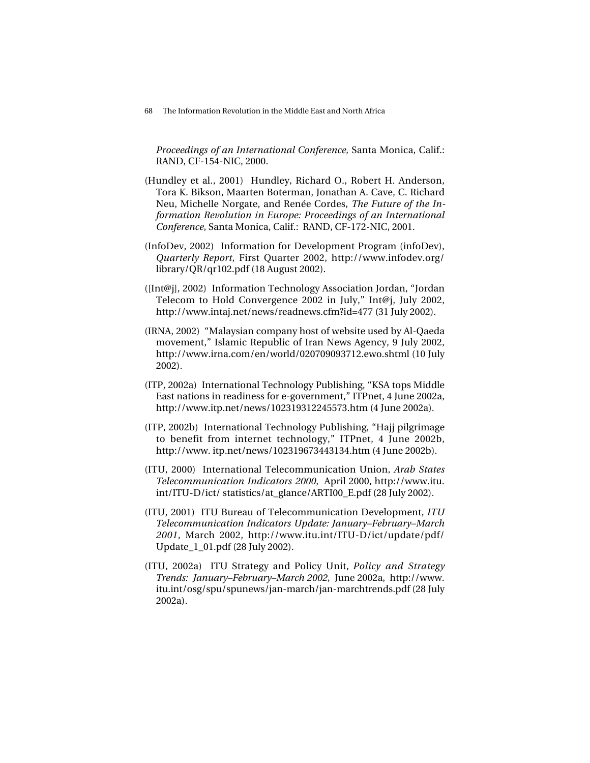*Proceedings of an International Conference,* Santa Monica, Calif.: RAND, CF-154-NIC, 2000.

(Hundley et al., 2001) Hundley, Richard O., Robert H. Anderson, Tora K. Bikson, Maarten Boterman, Jonathan A. Cave, C. Richard Neu, Michelle Norgate, and Renée Cordes, *The Future of the Information Revolution in Europe: Proceedings of an International Conference*, Santa Monica, Calif.: RAND, CF-172-NIC, 2001.

(InfoDev, 2002) Information for Development Program (infoDev), *Quarterly Report*, First Quarter 2002, http://www.infodev.org/library/QR/qr102.pdf (18 August 2002).

([Int@j], 2002) Information Technology Association Jordan, "Jordan Telecom to Hold Convergence 2002 in July," Int@j, July 2002, http://www.intaj.net/news/readnews.cfm?id=477 (31 July 2002).

(IRNA, 2002) "Malaysian company host of website used by Al-Qaeda movement," Islamic Republic of Iran News Agency, 9 July 2002, http://www.irna.com/en/world/020709093712.ewo.shtml (10 July 2002).

(ITP, 2002a) International Technology Publishing, "KSA tops Middle East nations in readiness for e-government," ITPnet, 4 June 2002a, http://www.itp.net/news/102319312245573.htm (4 June 2002a).

(ITP, 2002b) International Technology Publishing, "Hajj pilgrimage to benefit from internet technology," ITPnet, 4 June 2002b, http://www. itp.net/news/102319673443134.htm (4 June 2002b).

(ITU, 2000) International Telecommunication Union, *Arab States Telecommunication Indicators 2000*, April 2000, http://www.itu. int/ITU-D/ict/ statistics/at_glance/ARTI00_E.pdf (28 July 2002).

(ITU, 2001) ITU Bureau of Telecommunication Development, *ITU Telecommunication Indicators Update: January–February–March 2001*, March 2002, http://www.itu.int/ITU-D/ict/update/pdf/Update_1_01.pdf (28 July 2002).

(ITU, 2002a) ITU Strategy and Policy Unit, *Policy and Strategy Trends: January–February–March 2002*, June 2002a, http://www. itu.int/osg/spu/spunews/jan-march/jan-marchtrends.pdf (28 July 2002a).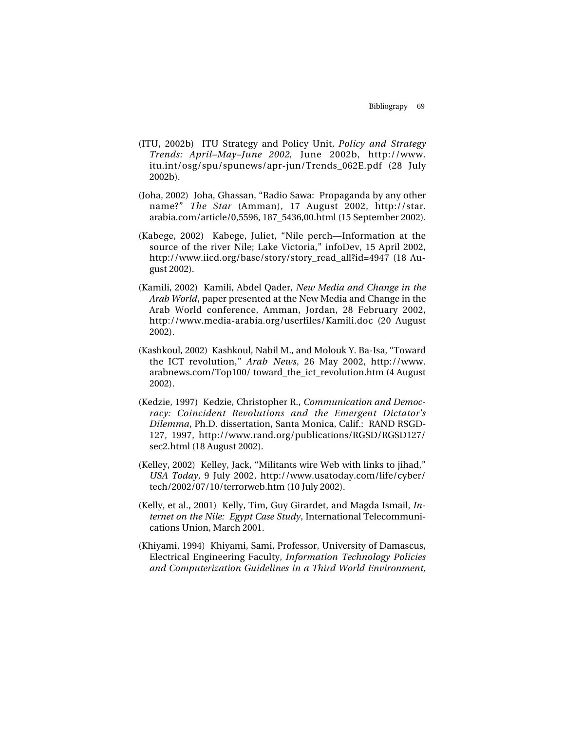(ITU, 2002b) ITU Strategy and Policy Unit, *Policy and Strategy Trends: April–May–June 2002*, June 2002b, http://www.itu.int/osg/spu/spunews/apr-jun/Trends_062E.pdf (28 July 2002b).

(Joha, 2002) Joha, Ghassan, "Radio Sawa: Propaganda by any other name?" *The Star* (Amman), 17 August 2002, http://star.arabia.com/article/0,5596, 187_5436,00.html (15 September 2002).

(Kabege, 2002) Kabege, Juliet, "Nile perch—Information at the source of the river Nile; Lake Victoria," infoDev, 15 April 2002, http://www.iicd.org/base/story/story_read_all?id=4947 (18 August 2002).

(Kamili, 2002) Kamili, Abdel Qader, *New Media and Change in the Arab World*, paper presented at the New Media and Change in the Arab World conference, Amman, Jordan, 28 February 2002, http://www.media-arabia.org/userfiles/Kamili.doc (20 August 2002).

(Kashkoul, 2002) Kashkoul, Nabil M., and Molouk Y. Ba-Isa, "Toward the ICT revolution," *Arab News*, 26 May 2002, http://www.arabnews.com/Top100/ toward_the_ict_revolution.htm (4 August 2002).

(Kedzie, 1997) Kedzie, Christopher R., *Communication and Democracy: Coincident Revolutions and the Emergent Dictator's Dilemma*, Ph.D. dissertation, Santa Monica, Calif.: RAND RSGD-127, 1997, http://www.rand.org/publications/RGSD/RGSD127/sec2.html (18 August 2002).

(Kelley, 2002) Kelley, Jack, "Militants wire Web with links to jihad," *USA Today*, 9 July 2002, http://www.usatoday.com/life/cyber/tech/2002/07/10/terrorweb.htm (10 July 2002).

(Kelly, et al., 2001) Kelly, Tim, Guy Girardet, and Magda Ismail, *Internet on the Nile: Egypt Case Study*, International Telecommunications Union, March 2001.

(Khiyami, 1994) Khiyami, Sami, Professor, University of Damascus, Electrical Engineering Faculty, *Information Technology Policies and Computerization Guidelines in a Third World Environment,*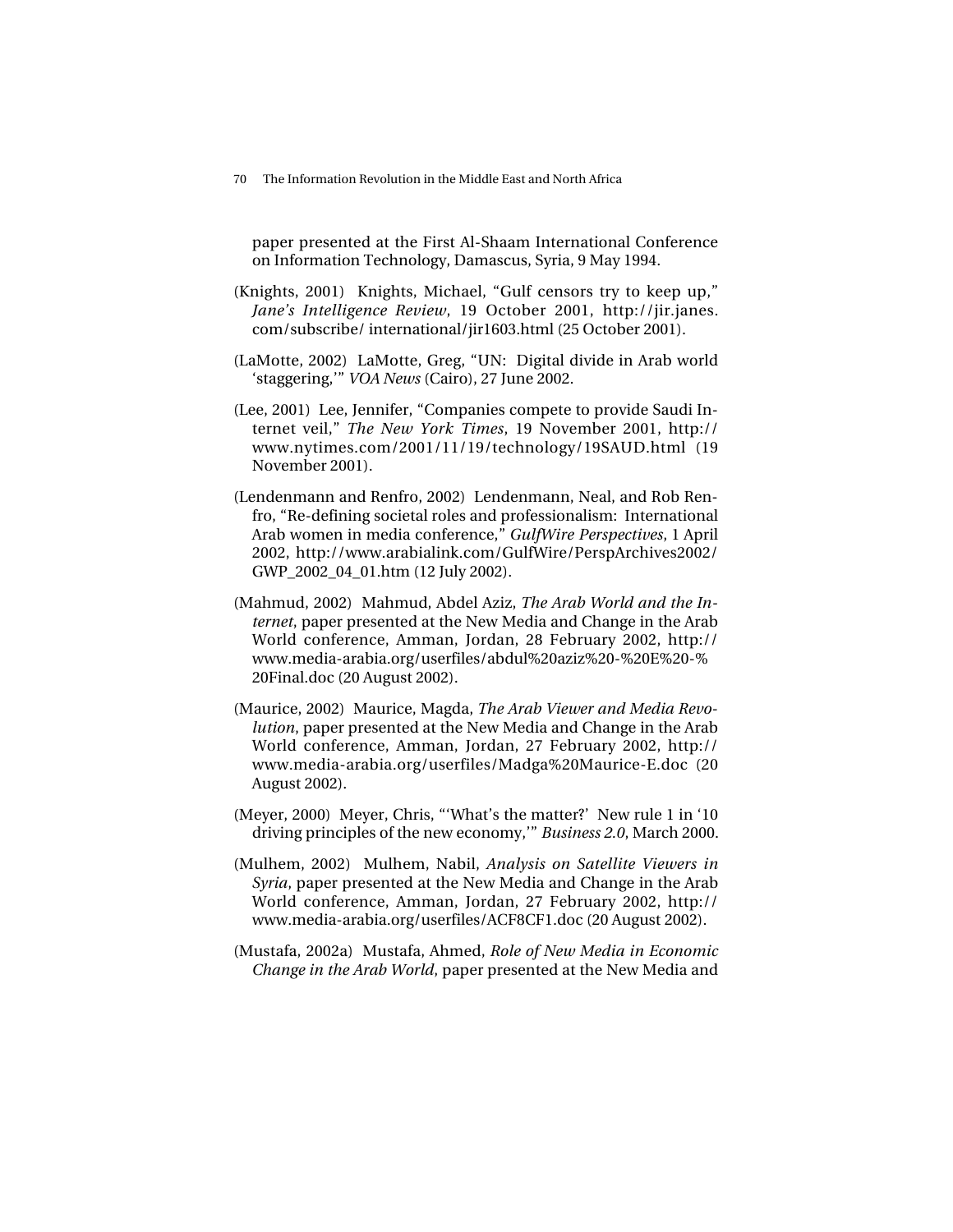paper presented at the First Al-Shaam International Conference on Information Technology, Damascus, Syria, 9 May 1994.

(Knights, 2001) Knights, Michael, "Gulf censors try to keep up," *Jane's Intelligence Review*, 19 October 2001, http://jir.janes.com/subscribe/ international/jir1603.html (25 October 2001).

(LaMotte, 2002) LaMotte, Greg, "UN: Digital divide in Arab world 'staggering,'" *VOA News* (Cairo), 27 June 2002.

(Lee, 2001) Lee, Jennifer, "Companies compete to provide Saudi Internet veil," *The New York Times*, 19 November 2001, http://www.nytimes.com/2001/11/19/technology/19SAUD.html (19 November 2001).

(Lendenmann and Renfro, 2002) Lendenmann, Neal, and Rob Renfro, "Re-defining societal roles and professionalism: International Arab women in media conference," *GulfWire Perspectives*, 1 April 2002, http://www.arabialink.com/GulfWire/PerspArchives2002/GWP_2002_04_01.htm (12 July 2002).

(Mahmud, 2002) Mahmud, Abdel Aziz, *The Arab World and the Internet*, paper presented at the New Media and Change in the Arab World conference, Amman, Jordan, 28 February 2002, http://www.media-arabia.org/userfiles/abdul%20aziz%20-%20E%20-%20Final.doc (20 August 2002).

(Maurice, 2002) Maurice, Magda, *The Arab Viewer and Media Revolution*, paper presented at the New Media and Change in the Arab World conference, Amman, Jordan, 27 February 2002, http://www.media-arabia.org/userfiles/Madga%20Maurice-E.doc (20 August 2002).

(Meyer, 2000) Meyer, Chris, "'What's the matter?' New rule 1 in '10 driving principles of the new economy,'" *Business 2.0*, March 2000.

(Mulhem, 2002) Mulhem, Nabil, *Analysis on Satellite Viewers in Syria*, paper presented at the New Media and Change in the Arab World conference, Amman, Jordan, 27 February 2002, http://www.media-arabia.org/userfiles/ACF8CF1.doc (20 August 2002).

(Mustafa, 2002a) Mustafa, Ahmed, *Role of New Media in Economic Change in the Arab World*, paper presented at the New Media and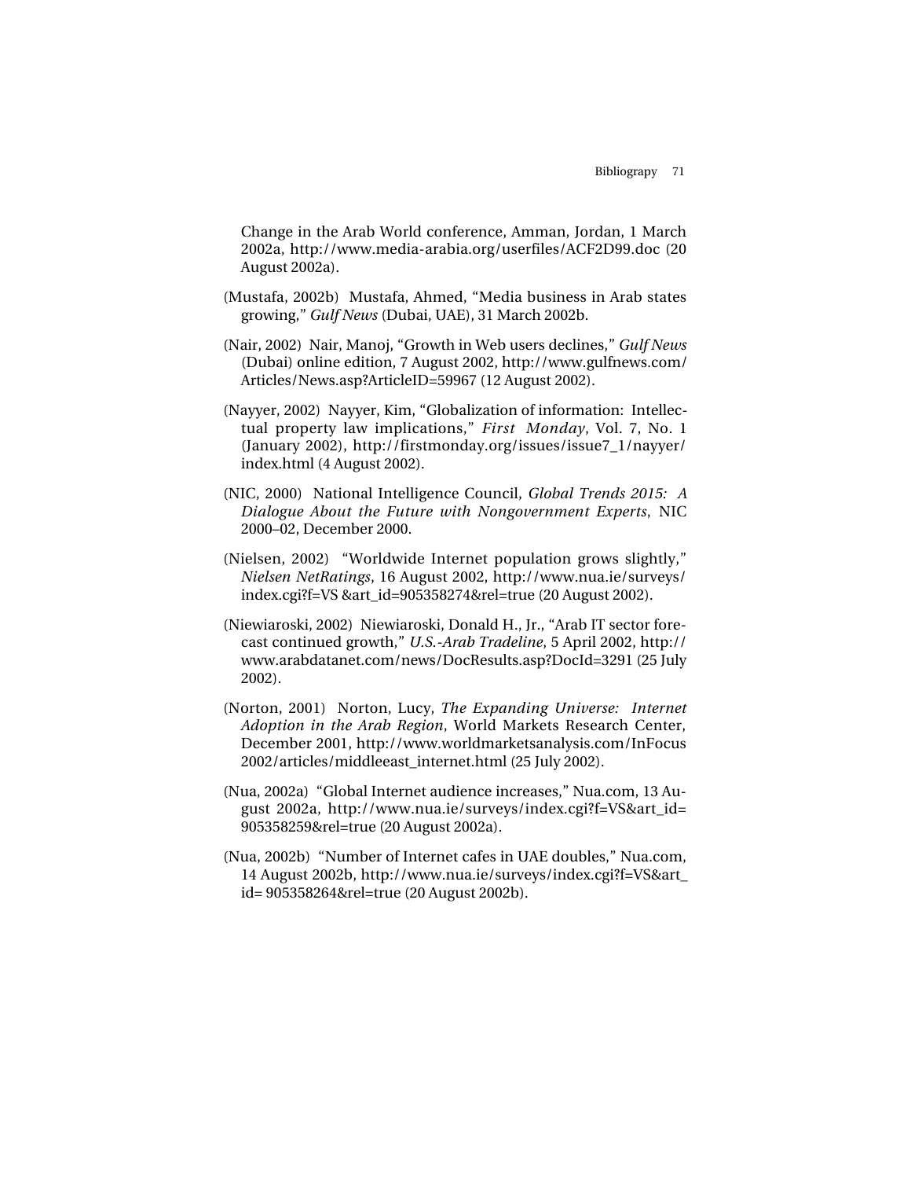Change in the Arab World conference, Amman, Jordan, 1 March 2002a, http://www.media-arabia.org/userfiles/ACF2D99.doc (20 August 2002a).

(Mustafa, 2002b) Mustafa, Ahmed, "Media business in Arab states growing," *Gulf News* (Dubai, UAE), 31 March 2002b.

(Nair, 2002) Nair, Manoj, "Growth in Web users declines," *Gulf News* (Dubai) online edition, 7 August 2002, http://www.gulfnews.com/Articles/News.asp?ArticleID=59967 (12 August 2002).

(Nayyer, 2002) Nayyer, Kim, "Globalization of information: Intellectual property law implications," *First Monday*, Vol. 7, No. 1 (January 2002), http://firstmonday.org/issues/issue7_1/nayyer/index.html (4 August 2002).

(NIC, 2000) National Intelligence Council, *Global Trends 2015: A Dialogue About the Future with Nongovernment Experts*, NIC 2000–02, December 2000.

(Nielsen, 2002) "Worldwide Internet population grows slightly," *Nielsen NetRatings*, 16 August 2002, http://www.nua.ie/surveys/index.cgi?f=VS &art_id=905358274&rel=true (20 August 2002).

(Niewiaroski, 2002) Niewiaroski, Donald H., Jr., "Arab IT sector forecast continued growth," *U.S.-Arab Tradeline*, 5 April 2002, http://www.arabdatanet.com/news/DocResults.asp?DocId=3291 (25 July 2002).

(Norton, 2001) Norton, Lucy, *The Expanding Universe: Internet Adoption in the Arab Region*, World Markets Research Center, December 2001, http://www.worldmarketsanalysis.com/InFocus2002/articles/middleeast_internet.html (25 July 2002).

(Nua, 2002a) "Global Internet audience increases," Nua.com, 13 August 2002a, http://www.nua.ie/surveys/index.cgi?f=VS&art_id=905358259&rel=true (20 August 2002a).

(Nua, 2002b) "Number of Internet cafes in UAE doubles," Nua.com, 14 August 2002b, http://www.nua.ie/surveys/index.cgi?f=VS&art_id= 905358264&rel=true (20 August 2002b).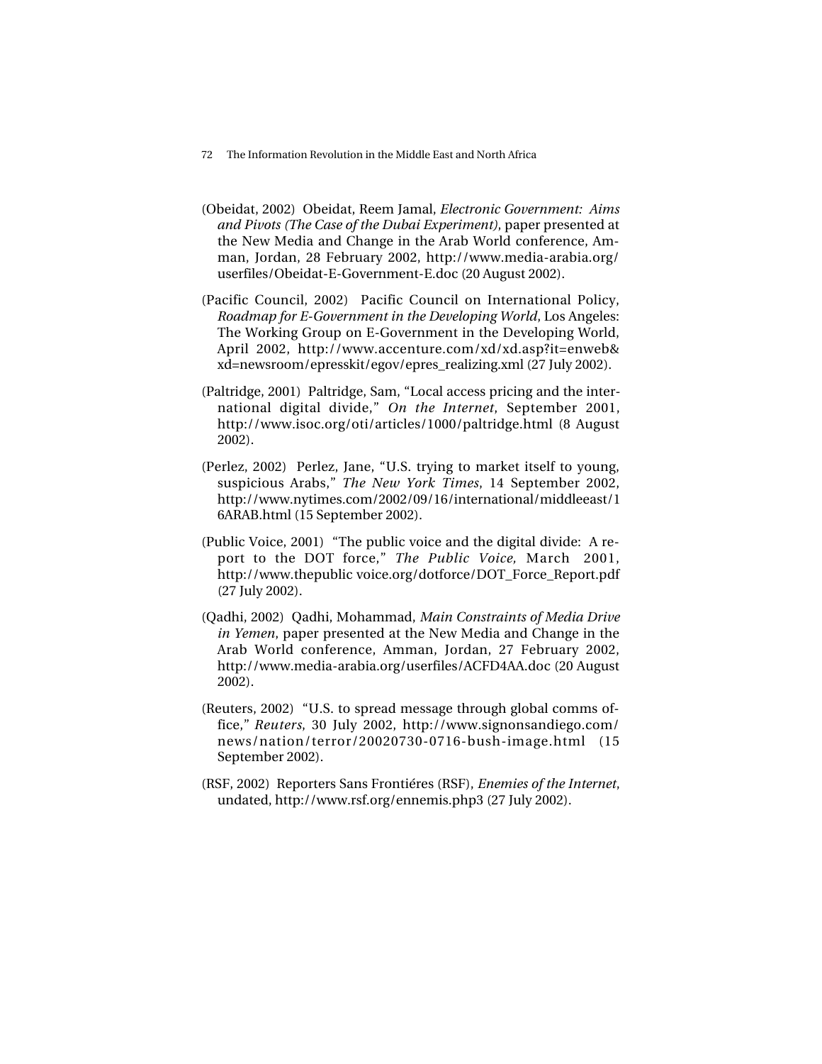(Obeidat, 2002) Obeidat, Reem Jamal, *Electronic Government: Aims and Pivots (The Case of the Dubai Experiment)*, paper presented at the New Media and Change in the Arab World conference, Amman, Jordan, 28 February 2002, http://www.media-arabia.org/userfiles/Obeidat-E-Government-E.doc (20 August 2002).

(Pacific Council, 2002) Pacific Council on International Policy, *Roadmap for E-Government in the Developing World*, Los Angeles: The Working Group on E-Government in the Developing World, April 2002, http://www.accenture.com/xd/xd.asp?it=enweb&xd=newsroom/epresskit/egov/epres_realizing.xml (27 July 2002).

(Paltridge, 2001) Paltridge, Sam, "Local access pricing and the international digital divide," *On the Internet*, September 2001, http://www.isoc.org/oti/articles/1000/paltridge.html (8 August 2002).

(Perlez, 2002) Perlez, Jane, "U.S. trying to market itself to young, suspicious Arabs," *The New York Times*, 14 September 2002, http://www.nytimes.com/2002/09/16/international/middleeast/16ARAB.html (15 September 2002).

(Public Voice, 2001) "The public voice and the digital divide: A report to the DOT force," *The Public Voice,* March 2001, http://www.thepublic voice.org/dotforce/DOT_Force_Report.pdf (27 July 2002).

(Qadhi, 2002) Qadhi, Mohammad, *Main Constraints of Media Drive in Yemen*, paper presented at the New Media and Change in the Arab World conference, Amman, Jordan, 27 February 2002, http://www.media-arabia.org/userfiles/ACFD4AA.doc (20 August 2002).

(Reuters, 2002) "U.S. to spread message through global comms office," *Reuters*, 30 July 2002, http://www.signonsandiego.com/news/nation/terror/20020730-0716-bush-image.html (15 September 2002).

(RSF, 2002) Reporters Sans Frontiéres (RSF), *Enemies of the Internet*, undated, http://www.rsf.org/ennemis.php3 (27 July 2002).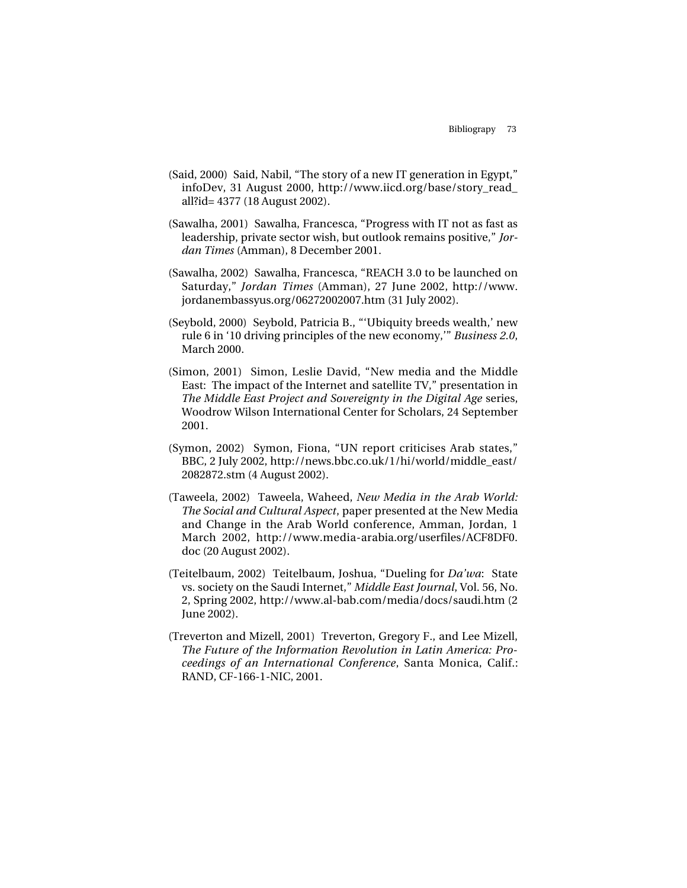(Said, 2000) Said, Nabil, "The story of a new IT generation in Egypt," infoDev, 31 August 2000, http://www.iicd.org/base/story_read_all?id= 4377 (18 August 2002).

(Sawalha, 2001) Sawalha, Francesca, "Progress with IT not as fast as leadership, private sector wish, but outlook remains positive," *Jordan Times* (Amman), 8 December 2001.

(Sawalha, 2002) Sawalha, Francesca, "REACH 3.0 to be launched on Saturday," *Jordan Times* (Amman), 27 June 2002, http://www.jordanembassyus.org/06272002007.htm (31 July 2002).

(Seybold, 2000) Seybold, Patricia B., "'Ubiquity breeds wealth,' new rule 6 in '10 driving principles of the new economy,'" *Business 2.0*, March 2000.

(Simon, 2001) Simon, Leslie David, "New media and the Middle East: The impact of the Internet and satellite TV," presentation in *The Middle East Project and Sovereignty in the Digital Age* series, Woodrow Wilson International Center for Scholars, 24 September 2001.

(Symon, 2002) Symon, Fiona, "UN report criticises Arab states," BBC, 2 July 2002, http://news.bbc.co.uk/1/hi/world/middle_east/2082872.stm (4 August 2002).

(Taweela, 2002) Taweela, Waheed, *New Media in the Arab World: The Social and Cultural Aspect*, paper presented at the New Media and Change in the Arab World conference, Amman, Jordan, 1 March 2002, http://www.media-arabia.org/userfiles/ACF8DF0.doc (20 August 2002).

(Teitelbaum, 2002) Teitelbaum, Joshua, "Dueling for *Da'wa*: State vs. society on the Saudi Internet," *Middle East Journal*, Vol. 56, No. 2, Spring 2002, http://www.al-bab.com/media/docs/saudi.htm (2 June 2002).

(Treverton and Mizell, 2001) Treverton, Gregory F., and Lee Mizell, *The Future of the Information Revolution in Latin America: Proceedings of an International Conference*, Santa Monica, Calif.: RAND, CF-166-1-NIC, 2001.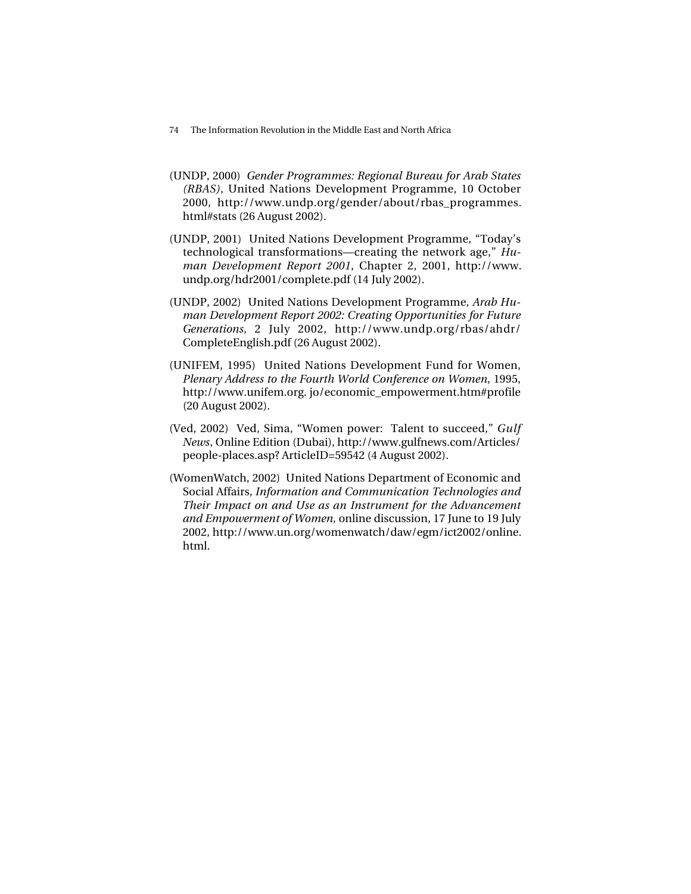(UNDP, 2000) *Gender Programmes: Regional Bureau for Arab States (RBAS)*, United Nations Development Programme, 10 October 2000, http://www.undp.org/gender/about/rbas_programmes.html#stats (26 August 2002).

(UNDP, 2001) United Nations Development Programme, "Today's technological transformations—creating the network age," *Human Development Report 2001*, Chapter 2, 2001, http://www.undp.org/hdr2001/complete.pdf (14 July 2002).

(UNDP, 2002) United Nations Development Programme, *Arab Human Development Report 2002: Creating Opportunities for Future Generations*, 2 July 2002, http://www.undp.org/rbas/ahdr/CompleteEnglish.pdf (26 August 2002).

(UNIFEM, 1995) United Nations Development Fund for Women, *Plenary Address to the Fourth World Conference on Women*, 1995, http://www.unifem.org. jo/economic_empowerment.htm#profile (20 August 2002).

(Ved, 2002) Ved, Sima, "Women power: Talent to succeed," *Gulf News*, Online Edition (Dubai), http://www.gulfnews.com/Articles/people-places.asp? ArticleID=59542 (4 August 2002).

(WomenWatch, 2002) United Nations Department of Economic and Social Affairs, *Information and Communication Technologies and Their Impact on and Use as an Instrument for the Advancement and Empowerment of Women,* online discussion, 17 June to 19 July 2002, http://www.un.org/womenwatch/daw/egm/ict2002/online.html.